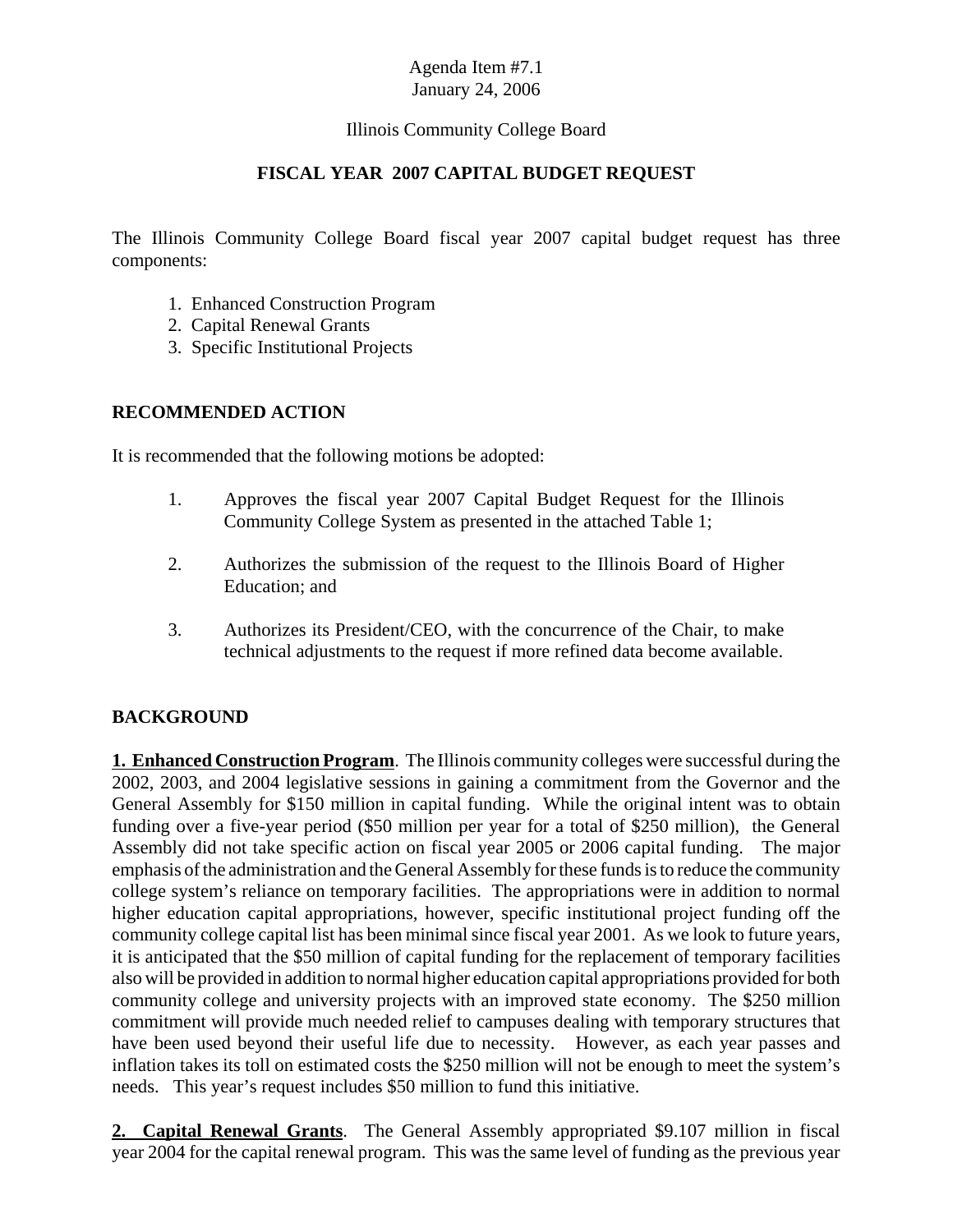Agenda Item #7.1
January 24, 2006

Illinois Community College Board

# FISCAL YEAR 2007 CAPITAL BUDGET REQUEST

The Illinois Community College Board fiscal year 2007 capital budget request has three components:

1. Enhanced Construction Program
2. Capital Renewal Grants
3. Specific Institutional Projects

## RECOMMENDED ACTION

It is recommended that the following motions be adopted:

1. Approves the fiscal year 2007 Capital Budget Request for the Illinois Community College System as presented in the attached Table 1;

2. Authorizes the submission of the request to the Illinois Board of Higher Education; and

3. Authorizes its President/CEO, with the concurrence of the Chair, to make technical adjustments to the request if more refined data become available.

## BACKGROUND

**1. Enhanced Construction Program**. The Illinois community colleges were successful during the 2002, 2003, and 2004 legislative sessions in gaining a commitment from the Governor and the General Assembly for $150 million in capital funding. While the original intent was to obtain funding over a five-year period ($50 million per year for a total of $250 million), the General Assembly did not take specific action on fiscal year 2005 or 2006 capital funding. The major emphasis of the administration and the General Assembly for these funds is to reduce the community college system's reliance on temporary facilities. The appropriations were in addition to normal higher education capital appropriations, however, specific institutional project funding off the community college capital list has been minimal since fiscal year 2001. As we look to future years, it is anticipated that the $50 million of capital funding for the replacement of temporary facilities also will be provided in addition to normal higher education capital appropriations provided for both community college and university projects with an improved state economy. The $250 million commitment will provide much needed relief to campuses dealing with temporary structures that have been used beyond their useful life due to necessity. However, as each year passes and inflation takes its toll on estimated costs the $250 million will not be enough to meet the system's needs. This year's request includes $50 million to fund this initiative.

**2. Capital Renewal Grants**. The General Assembly appropriated $9.107 million in fiscal year 2004 for the capital renewal program. This was the same level of funding as the previous year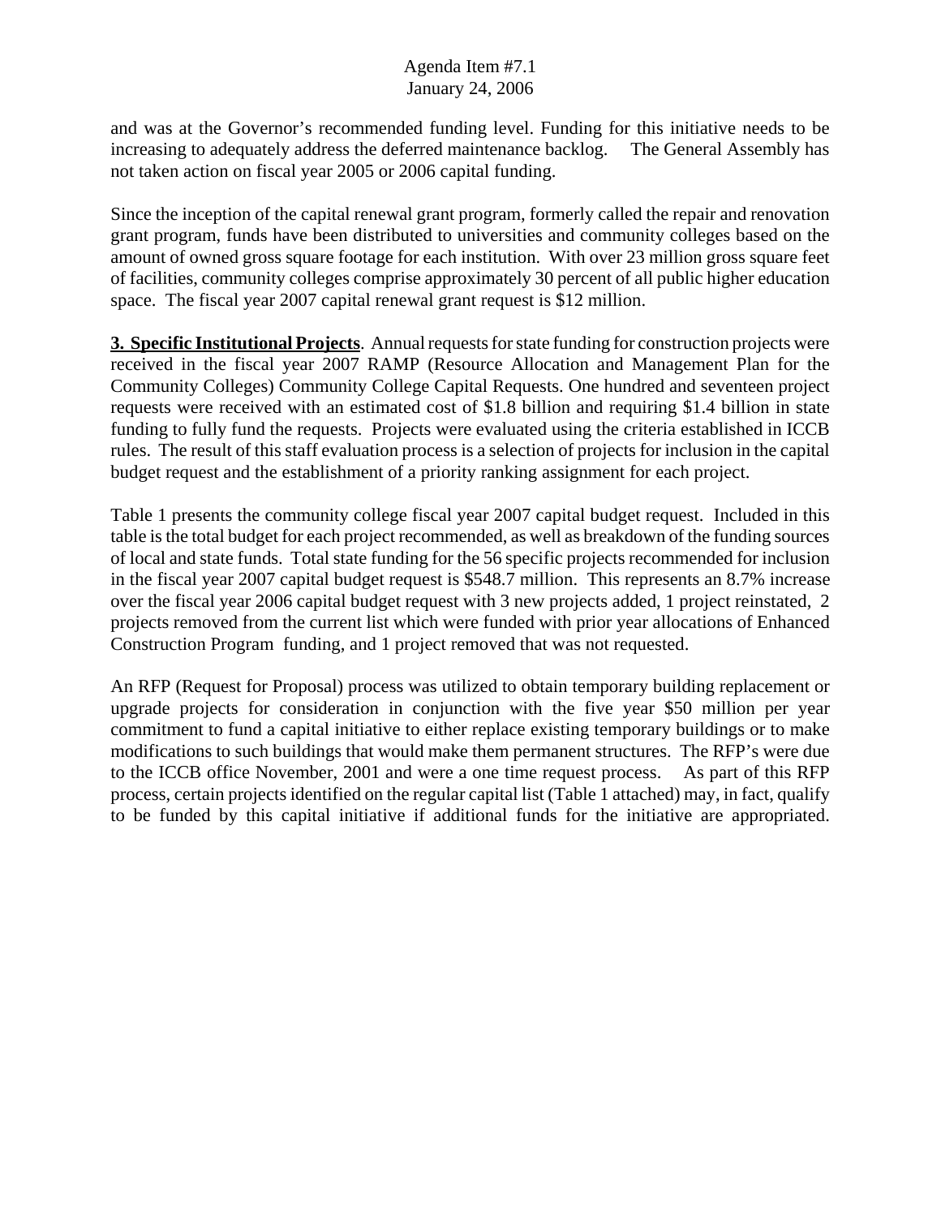and was at the Governor's recommended funding level. Funding for this initiative needs to be increasing to adequately address the deferred maintenance backlog. The General Assembly has not taken action on fiscal year 2005 or 2006 capital funding.

Since the inception of the capital renewal grant program, formerly called the repair and renovation grant program, funds have been distributed to universities and community colleges based on the amount of owned gross square footage for each institution. With over 23 million gross square feet of facilities, community colleges comprise approximately 30 percent of all public higher education space. The fiscal year 2007 capital renewal grant request is $12 million.

**3. Specific Institutional Projects**. Annual requests for state funding for construction projects were received in the fiscal year 2007 RAMP (Resource Allocation and Management Plan for the Community Colleges) Community College Capital Requests. One hundred and seventeen project requests were received with an estimated cost of $1.8 billion and requiring $1.4 billion in state funding to fully fund the requests. Projects were evaluated using the criteria established in ICCB rules. The result of this staff evaluation process is a selection of projects for inclusion in the capital budget request and the establishment of a priority ranking assignment for each project.

Table 1 presents the community college fiscal year 2007 capital budget request. Included in this table is the total budget for each project recommended, as well as breakdown of the funding sources of local and state funds. Total state funding for the 56 specific projects recommended for inclusion in the fiscal year 2007 capital budget request is $548.7 million. This represents an 8.7% increase over the fiscal year 2006 capital budget request with 3 new projects added, 1 project reinstated, 2 projects removed from the current list which were funded with prior year allocations of Enhanced Construction Program funding, and 1 project removed that was not requested.

An RFP (Request for Proposal) process was utilized to obtain temporary building replacement or upgrade projects for consideration in conjunction with the five year $50 million per year commitment to fund a capital initiative to either replace existing temporary buildings or to make modifications to such buildings that would make them permanent structures. The RFP's were due to the ICCB office November, 2001 and were a one time request process. As part of this RFP process, certain projects identified on the regular capital list (Table 1 attached) may, in fact, qualify to be funded by this capital initiative if additional funds for the initiative are appropriated.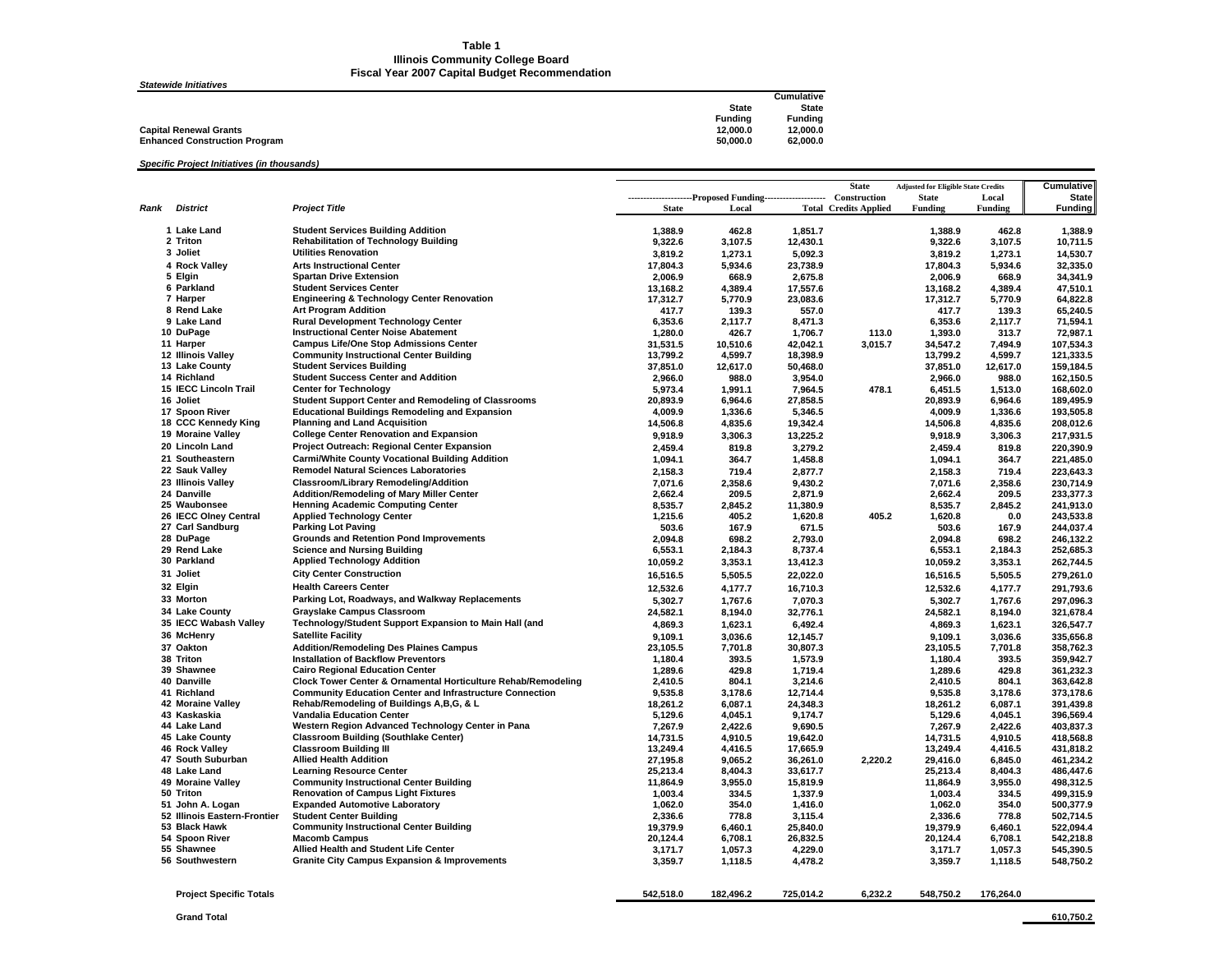**Table 1**
**Illinois Community College Board**
**Fiscal Year 2007 Capital Budget Recommendation**

***Statewide Initiatives***

| | State Funding | Cumulative State Funding |
|---|---|---|
| **Capital Renewal Grants** | 12,000.0 | 12,000.0 |
| **Enhanced Construction Program** | 50,000.0 | 62,000.0 |

***Specific Project Initiatives (in thousands)***

| | | | Proposed Funding | | | State Construction | Adjusted for Eligible State Credits | | Cumulative |
|---|---|---|---|---|---|---|---|---|---|
| **Rank** | **District** | **Project Title** | **State** | **Local** | **Total** | **Credits Applied** | **State Funding** | **Local Funding** | **State Funding** |
| 1 | Lake Land | Student Services Building Addition | 1,388.9 | 462.8 | 1,851.7 | | 1,388.9 | 462.8 | 1,388.9 |
| 2 | Triton | Rehabilitation of Technology Building | 9,322.6 | 3,107.5 | 12,430.1 | | 9,322.6 | 3,107.5 | 10,711.5 |
| 3 | Joliet | Utilities Renovation | 3,819.2 | 1,273.1 | 5,092.3 | | 3,819.2 | 1,273.1 | 14,530.7 |
| 4 | Rock Valley | Arts Instructional Center | 17,804.3 | 5,934.6 | 23,738.9 | | 17,804.3 | 5,934.6 | 32,335.0 |
| 5 | Elgin | Spartan Drive Extension | 2,006.9 | 668.9 | 2,675.8 | | 2,006.9 | 668.9 | 34,341.9 |
| 6 | Parkland | Student Services Center | 13,168.2 | 4,389.4 | 17,557.6 | | 13,168.2 | 4,389.4 | 47,510.1 |
| 7 | Harper | Engineering & Technology Center Renovation | 17,312.7 | 5,770.9 | 23,083.6 | | 17,312.7 | 5,770.9 | 64,822.8 |
| 8 | Rend Lake | Art Program Addition | 417.7 | 139.3 | 557.0 | | 417.7 | 139.3 | 65,240.5 |
| 9 | Lake Land | Rural Development Technology Center | 6,353.6 | 2,117.7 | 8,471.3 | | 6,353.6 | 2,117.7 | 71,594.1 |
| 10 | DuPage | Instructional Center Noise Abatement | 1,280.0 | 426.7 | 1,706.7 | 113.0 | 1,393.0 | 313.7 | 72,987.1 |
| 11 | Harper | Campus Life/One Stop Admissions Center | 31,531.5 | 10,510.6 | 42,042.1 | 3,015.7 | 34,547.2 | 7,494.9 | 107,534.3 |
| 12 | Illinois Valley | Community Instructional Center Building | 13,799.2 | 4,599.7 | 18,398.9 | | 13,799.2 | 4,599.7 | 121,333.5 |
| 13 | Lake County | Student Services Building | 37,851.0 | 12,617.0 | 50,468.0 | | 37,851.0 | 12,617.0 | 159,184.5 |
| 14 | Richland | Student Success Center and Addition | 2,966.0 | 988.0 | 3,954.0 | | 2,966.0 | 988.0 | 162,150.5 |
| 15 | IECC Lincoln Trail | Center for Technology | 5,973.4 | 1,991.1 | 7,964.5 | 478.1 | 6,451.5 | 1,513.0 | 168,602.0 |
| 16 | Joliet | Student Support Center and Remodeling of Classrooms | 20,893.9 | 6,964.6 | 27,858.5 | | 20,893.9 | 6,964.6 | 189,495.9 |
| 17 | Spoon River | Educational Buildings Remodeling and Expansion | 4,009.9 | 1,336.6 | 5,346.5 | | 4,009.9 | 1,336.6 | 193,505.8 |
| 18 | CCC Kennedy King | Planning and Land Acquisition | 14,506.8 | 4,835.6 | 19,342.4 | | 14,506.8 | 4,835.6 | 208,012.6 |
| 19 | Moraine Valley | College Center Renovation and Expansion | 9,918.9 | 3,306.3 | 13,225.2 | | 9,918.9 | 3,306.3 | 217,931.5 |
| 20 | Lincoln Land | Project Outreach: Regional Center Expansion | 2,459.4 | 819.8 | 3,279.2 | | 2,459.4 | 819.8 | 220,390.9 |
| 21 | Southeastern | Carmi/White County Vocational Building Addition | 1,094.1 | 364.7 | 1,458.8 | | 1,094.1 | 364.7 | 221,485.0 |
| 22 | Sauk Valley | Remodel Natural Sciences Laboratories | 2,158.3 | 719.4 | 2,877.7 | | 2,158.3 | 719.4 | 223,643.3 |
| 23 | Illinois Valley | Classroom/Library Remodeling/Addition | 7,071.6 | 2,358.6 | 9,430.2 | | 7,071.6 | 2,358.6 | 230,714.9 |
| 24 | Danville | Addition/Remodeling of Mary Miller Center | 2,662.4 | 209.5 | 2,871.9 | | 2,662.4 | 209.5 | 233,377.3 |
| 25 | Waubonsee | Henning Academic Computing Center | 8,535.7 | 2,845.2 | 11,380.9 | | 8,535.7 | 2,845.2 | 241,913.0 |
| 26 | IECC Olney Central | Applied Technology Center | 1,215.6 | 405.2 | 1,620.8 | 405.2 | 1,620.8 | 0.0 | 243,533.8 |
| 27 | Carl Sandburg | Parking Lot Paving | 503.6 | 167.9 | 671.5 | | 503.6 | 167.9 | 244,037.4 |
| 28 | DuPage | Grounds and Retention Pond Improvements | 2,094.8 | 698.2 | 2,793.0 | | 2,094.8 | 698.2 | 246,132.2 |
| 29 | Rend Lake | Science and Nursing Building | 6,553.1 | 2,184.3 | 8,737.4 | | 6,553.1 | 2,184.3 | 252,685.3 |
| 30 | Parkland | Applied Technology Addition | 10,059.2 | 3,353.1 | 13,412.3 | | 10,059.2 | 3,353.1 | 262,744.5 |
| 31 | Joliet | City Center Construction | 16,516.5 | 5,505.5 | 22,022.0 | | 16,516.5 | 5,505.5 | 279,261.0 |
| 32 | Elgin | Health Careers Center | 12,532.6 | 4,177.7 | 16,710.3 | | 12,532.6 | 4,177.7 | 291,793.6 |
| 33 | Morton | Parking Lot, Roadways, and Walkway Replacements | 5,302.7 | 1,767.6 | 7,070.3 | | 5,302.7 | 1,767.6 | 297,096.3 |
| 34 | Lake County | Grayslake Campus Classroom | 24,582.1 | 8,194.0 | 32,776.1 | | 24,582.1 | 8,194.0 | 321,678.4 |
| 35 | IECC Wabash Valley | Technology/Student Support Expansion to Main Hall (and | 4,869.3 | 1,623.1 | 6,492.4 | | 4,869.3 | 1,623.1 | 326,547.7 |
| 36 | McHenry | Satellite Facility | 9,109.1 | 3,036.6 | 12,145.7 | | 9,109.1 | 3,036.6 | 335,656.8 |
| 37 | Oakton | Addition/Remodeling Des Plaines Campus | 23,105.5 | 7,701.8 | 30,807.3 | | 23,105.5 | 7,701.8 | 358,762.3 |
| 38 | Triton | Installation of Backflow Preventors | 1,180.4 | 393.5 | 1,573.9 | | 1,180.4 | 393.5 | 359,942.7 |
| 39 | Shawnee | Cairo Regional Education Center | 1,289.6 | 429.8 | 1,719.4 | | 1,289.6 | 429.8 | 361,232.3 |
| 40 | Danville | Clock Tower Center & Ornamental Horticulture Rehab/Remodeling | 2,410.5 | 804.1 | 3,214.6 | | 2,410.5 | 804.1 | 363,642.8 |
| 41 | Richland | Community Education Center and Infrastructure Connection | 9,535.8 | 3,178.6 | 12,714.4 | | 9,535.8 | 3,178.6 | 373,178.6 |
| 42 | Moraine Valley | Rehab/Remodeling of Buildings A,B,G, & L | 18,261.2 | 6,087.1 | 24,348.3 | | 18,261.2 | 6,087.1 | 391,439.8 |
| 43 | Kaskaskia | Vandalia Education Center | 5,129.6 | 4,045.1 | 9,174.7 | | 5,129.6 | 4,045.1 | 396,569.4 |
| 44 | Lake Land | Western Region Advanced Technology Center in Pana | 7,267.9 | 2,422.6 | 9,690.5 | | 7,267.9 | 2,422.6 | 403,837.3 |
| 45 | Lake County | Classroom Building (Southlake Center) | 14,731.5 | 4,910.5 | 19,642.0 | | 14,731.5 | 4,910.5 | 418,568.8 |
| 46 | Rock Valley | Classroom Building III | 13,249.4 | 4,416.5 | 17,665.9 | | 13,249.4 | 4,416.5 | 431,818.2 |
| 47 | South Suburban | Allied Health Addition | 27,195.8 | 9,065.2 | 36,261.0 | 2,220.2 | 29,416.0 | 6,845.0 | 461,234.2 |
| 48 | Lake Land | Learning Resource Center | 25,213.4 | 8,404.3 | 33,617.7 | | 25,213.4 | 8,404.3 | 486,447.6 |
| 49 | Moraine Valley | Community Instructional Center Building | 11,864.9 | 3,955.0 | 15,819.9 | | 11,864.9 | 3,955.0 | 498,312.5 |
| 50 | Triton | Renovation of Campus Light Fixtures | 1,003.4 | 334.5 | 1,337.9 | | 1,003.4 | 334.5 | 499,315.9 |
| 51 | John A. Logan | Expanded Automotive Laboratory | 1,062.0 | 354.0 | 1,416.0 | | 1,062.0 | 354.0 | 500,377.9 |
| 52 | Illinois Eastern-Frontier | Student Center Building | 2,336.6 | 778.8 | 3,115.4 | | 2,336.6 | 778.8 | 502,714.5 |
| 53 | Black Hawk | Community Instructional Center Building | 19,379.9 | 6,460.1 | 25,840.0 | | 19,379.9 | 6,460.1 | 522,094.4 |
| 54 | Spoon River | Macomb Campus | 20,124.4 | 6,708.1 | 26,832.5 | | 20,124.4 | 6,708.1 | 542,218.8 |
| 55 | Shawnee | Allied Health and Student Life Center | 3,171.7 | 1,057.3 | 4,229.0 | | 3,171.7 | 1,057.3 | 545,390.5 |
| 56 | Southwestern | Granite City Campus Expansion & Improvements | 3,359.7 | 1,118.5 | 4,478.2 | | 3,359.7 | 1,118.5 | 548,750.2 |
| | **Project Specific Totals** | | 542,518.0 | 182,496.2 | 725,014.2 | 6,232.2 | 548,750.2 | 176,264.0 | |
| | **Grand Total** | | | | | | | | 610,750.2 |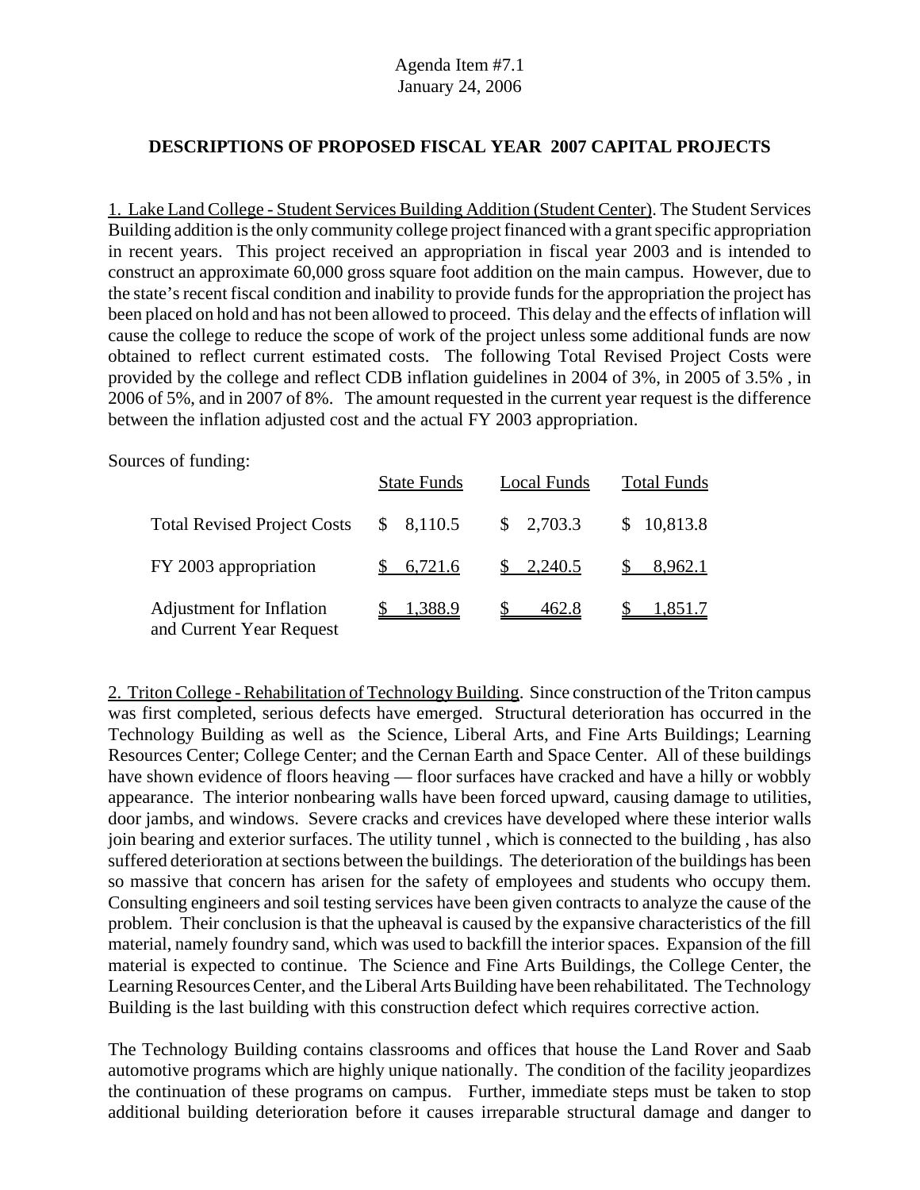Agenda Item #7.1
January 24, 2006

## DESCRIPTIONS OF PROPOSED FISCAL YEAR 2007 CAPITAL PROJECTS

1. Lake Land College - Student Services Building Addition (Student Center). The Student Services Building addition is the only community college project financed with a grant specific appropriation in recent years. This project received an appropriation in fiscal year 2003 and is intended to construct an approximate 60,000 gross square foot addition on the main campus. However, due to the state's recent fiscal condition and inability to provide funds for the appropriation the project has been placed on hold and has not been allowed to proceed. This delay and the effects of inflation will cause the college to reduce the scope of work of the project unless some additional funds are now obtained to reflect current estimated costs. The following Total Revised Project Costs were provided by the college and reflect CDB inflation guidelines in 2004 of 3%, in 2005 of 3.5% , in 2006 of 5%, and in 2007 of 8%. The amount requested in the current year request is the difference between the inflation adjusted cost and the actual FY 2003 appropriation.

Sources of funding:

| | State Funds | Local Funds | Total Funds |
|---|---|---|---|
| Total Revised Project Costs | $ 8,110.5 | $ 2,703.3 | $ 10,813.8 |
| FY 2003 appropriation | $ 6,721.6 | $ 2,240.5 | $ 8,962.1 |
| Adjustment for Inflation and Current Year Request | $ 1,388.9 | $ 462.8 | $ 1,851.7 |

2. Triton College - Rehabilitation of Technology Building. Since construction of the Triton campus was first completed, serious defects have emerged. Structural deterioration has occurred in the Technology Building as well as the Science, Liberal Arts, and Fine Arts Buildings; Learning Resources Center; College Center; and the Cernan Earth and Space Center. All of these buildings have shown evidence of floors heaving — floor surfaces have cracked and have a hilly or wobbly appearance. The interior nonbearing walls have been forced upward, causing damage to utilities, door jambs, and windows. Severe cracks and crevices have developed where these interior walls join bearing and exterior surfaces. The utility tunnel , which is connected to the building , has also suffered deterioration at sections between the buildings. The deterioration of the buildings has been so massive that concern has arisen for the safety of employees and students who occupy them. Consulting engineers and soil testing services have been given contracts to analyze the cause of the problem. Their conclusion is that the upheaval is caused by the expansive characteristics of the fill material, namely foundry sand, which was used to backfill the interior spaces. Expansion of the fill material is expected to continue. The Science and Fine Arts Buildings, the College Center, the Learning Resources Center, and the Liberal Arts Building have been rehabilitated. The Technology Building is the last building with this construction defect which requires corrective action.

The Technology Building contains classrooms and offices that house the Land Rover and Saab automotive programs which are highly unique nationally. The condition of the facility jeopardizes the continuation of these programs on campus. Further, immediate steps must be taken to stop additional building deterioration before it causes irreparable structural damage and danger to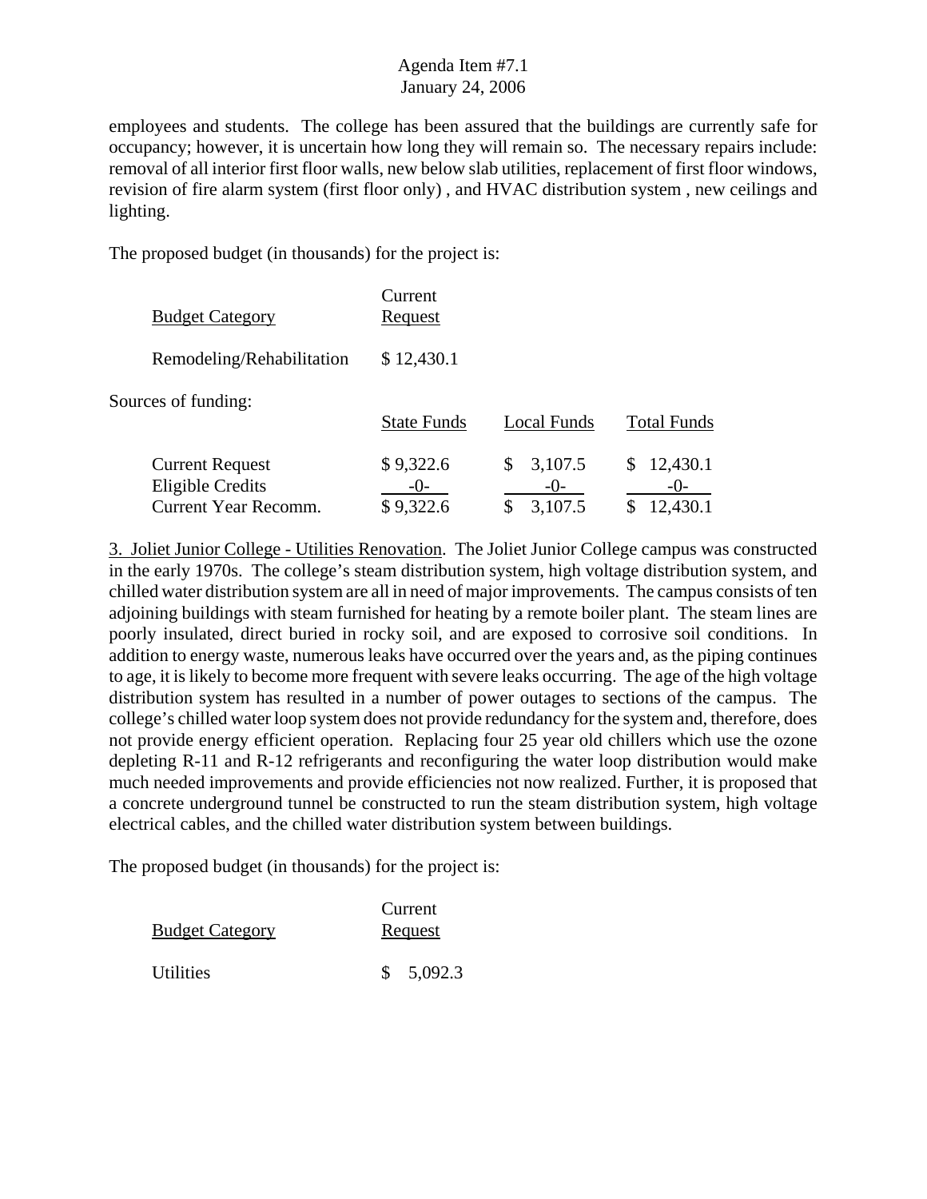employees and students. The college has been assured that the buildings are currently safe for occupancy; however, it is uncertain how long they will remain so. The necessary repairs include: removal of all interior first floor walls, new below slab utilities, replacement of first floor windows, revision of fire alarm system (first floor only) , and HVAC distribution system , new ceilings and lighting.

The proposed budget (in thousands) for the project is:

| Budget Category | Current Request |
|---|---|
| Remodeling/Rehabilitation | $ 12,430.1 |

Sources of funding:

| | State Funds | Local Funds | Total Funds |
|---|---|---|---|
| Current Request | $ 9,322.6 | $ 3,107.5 | $ 12,430.1 |
| Eligible Credits | -0- | -0- | -0- |
| Current Year Recomm. | $ 9,322.6 | $ 3,107.5 | $ 12,430.1 |

3. Joliet Junior College - Utilities Renovation. The Joliet Junior College campus was constructed in the early 1970s. The college's steam distribution system, high voltage distribution system, and chilled water distribution system are all in need of major improvements. The campus consists of ten adjoining buildings with steam furnished for heating by a remote boiler plant. The steam lines are poorly insulated, direct buried in rocky soil, and are exposed to corrosive soil conditions. In addition to energy waste, numerous leaks have occurred over the years and, as the piping continues to age, it is likely to become more frequent with severe leaks occurring. The age of the high voltage distribution system has resulted in a number of power outages to sections of the campus. The college's chilled water loop system does not provide redundancy for the system and, therefore, does not provide energy efficient operation. Replacing four 25 year old chillers which use the ozone depleting R-11 and R-12 refrigerants and reconfiguring the water loop distribution would make much needed improvements and provide efficiencies not now realized. Further, it is proposed that a concrete underground tunnel be constructed to run the steam distribution system, high voltage electrical cables, and the chilled water distribution system between buildings.

The proposed budget (in thousands) for the project is:

| Budget Category | Current Request |
|---|---|
| Utilities | $ 5,092.3 |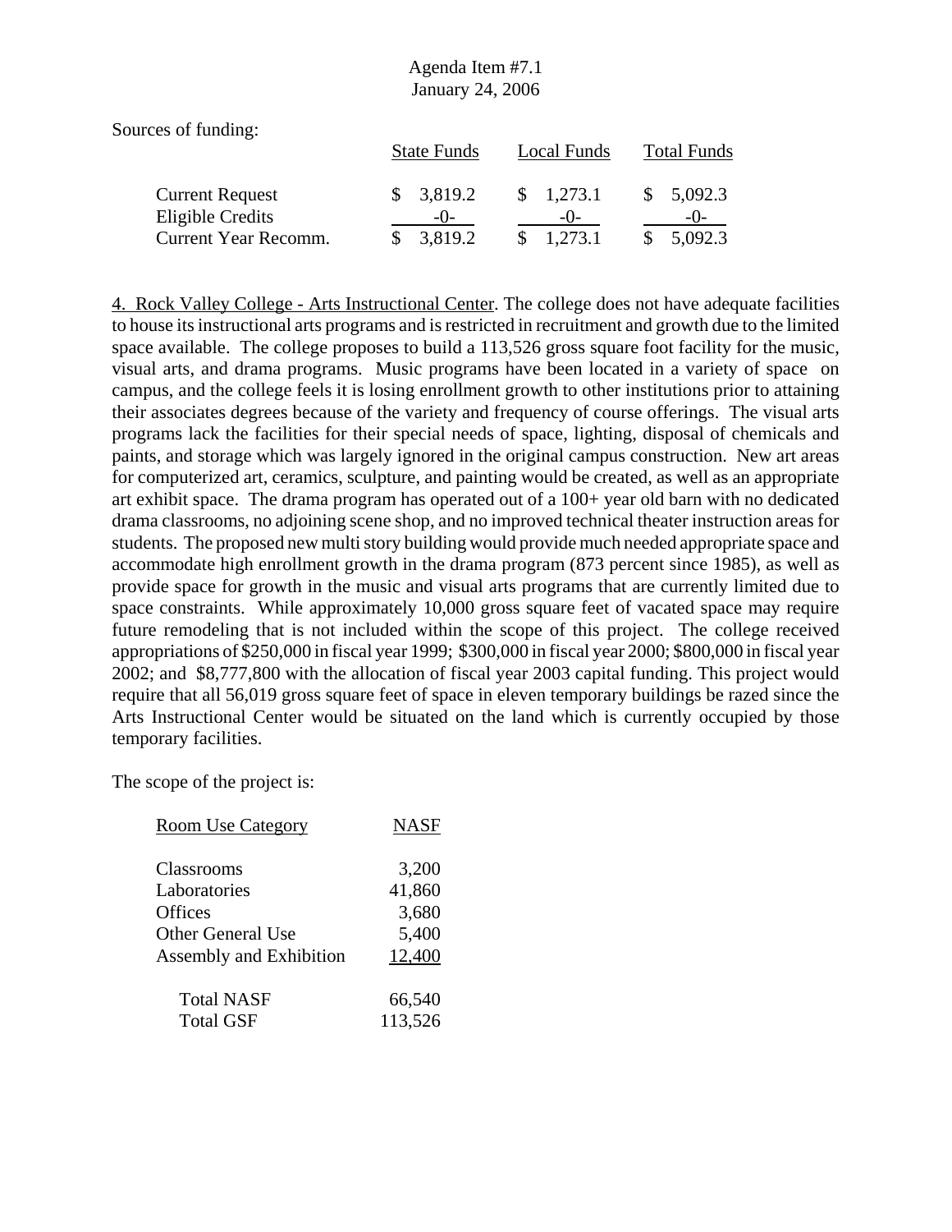Sources of funding:

| | State Funds | Local Funds | Total Funds |
|---|---|---|---|
| Current Request | $ 3,819.2 | $ 1,273.1 | $ 5,092.3 |
| Eligible Credits | -0- | -0- | -0- |
| Current Year Recomm. | $ 3,819.2 | $ 1,273.1 | $ 5,092.3 |

4. Rock Valley College - Arts Instructional Center. The college does not have adequate facilities to house its instructional arts programs and is restricted in recruitment and growth due to the limited space available. The college proposes to build a 113,526 gross square foot facility for the music, visual arts, and drama programs. Music programs have been located in a variety of space on campus, and the college feels it is losing enrollment growth to other institutions prior to attaining their associates degrees because of the variety and frequency of course offerings. The visual arts programs lack the facilities for their special needs of space, lighting, disposal of chemicals and paints, and storage which was largely ignored in the original campus construction. New art areas for computerized art, ceramics, sculpture, and painting would be created, as well as an appropriate art exhibit space. The drama program has operated out of a 100+ year old barn with no dedicated drama classrooms, no adjoining scene shop, and no improved technical theater instruction areas for students. The proposed new multi story building would provide much needed appropriate space and accommodate high enrollment growth in the drama program (873 percent since 1985), as well as provide space for growth in the music and visual arts programs that are currently limited due to space constraints. While approximately 10,000 gross square feet of vacated space may require future remodeling that is not included within the scope of this project. The college received appropriations of $250,000 in fiscal year 1999; $300,000 in fiscal year 2000; $800,000 in fiscal year 2002; and $8,777,800 with the allocation of fiscal year 2003 capital funding. This project would require that all 56,019 gross square feet of space in eleven temporary buildings be razed since the Arts Instructional Center would be situated on the land which is currently occupied by those temporary facilities.

The scope of the project is:

| Room Use Category | NASF |
|---|---|
| Classrooms | 3,200 |
| Laboratories | 41,860 |
| Offices | 3,680 |
| Other General Use | 5,400 |
| Assembly and Exhibition | 12,400 |
| Total NASF | 66,540 |
| Total GSF | 113,526 |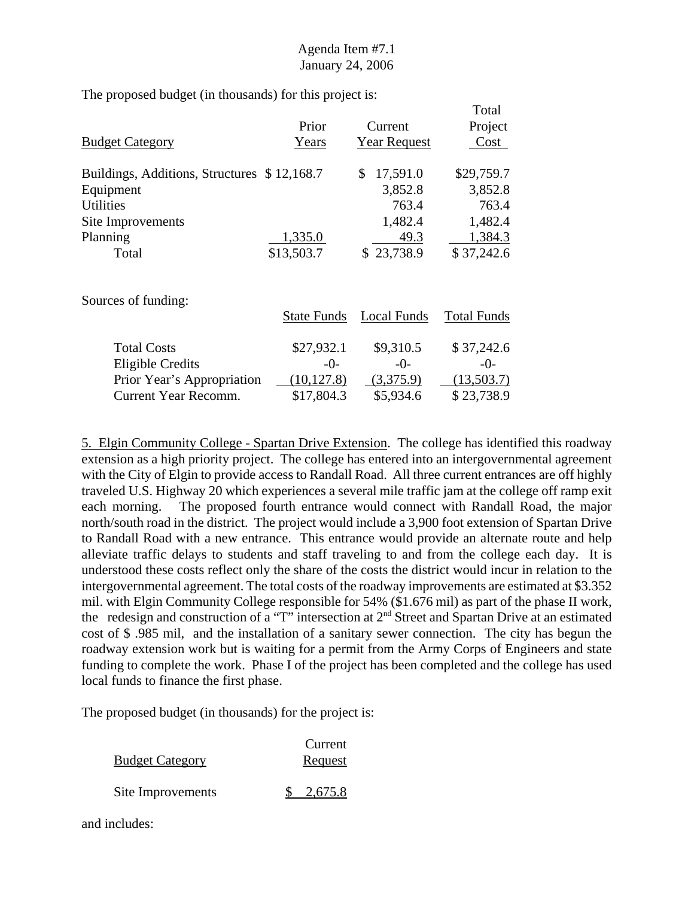The proposed budget (in thousands) for this project is:

| Budget Category | Prior Years | Current Year Request | Total Project Cost |
|---|---|---|---|
| Buildings, Additions, Structures | $ 12,168.7 | $ 17,591.0 | $29,759.7 |
| Equipment | | 3,852.8 | 3,852.8 |
| Utilities | | 763.4 | 763.4 |
| Site Improvements | | 1,482.4 | 1,482.4 |
| Planning | 1,335.0 | 49.3 | 1,384.3 |
| Total | $13,503.7 | $ 23,738.9 | $ 37,242.6 |

Sources of funding:

| | State Funds | Local Funds | Total Funds |
|---|---|---|---|
| Total Costs | $27,932.1 | $9,310.5 | $ 37,242.6 |
| Eligible Credits | -0- | -0- | -0- |
| Prior Year's Appropriation | (10,127.8) | (3,375.9) | (13,503.7) |
| Current Year Recomm. | $17,804.3 | $5,934.6 | $ 23,738.9 |

5. Elgin Community College - Spartan Drive Extension. The college has identified this roadway extension as a high priority project. The college has entered into an intergovernmental agreement with the City of Elgin to provide access to Randall Road. All three current entrances are off highly traveled U.S. Highway 20 which experiences a several mile traffic jam at the college off ramp exit each morning. The proposed fourth entrance would connect with Randall Road, the major north/south road in the district. The project would include a 3,900 foot extension of Spartan Drive to Randall Road with a new entrance. This entrance would provide an alternate route and help alleviate traffic delays to students and staff traveling to and from the college each day. It is understood these costs reflect only the share of the costs the district would incur in relation to the intergovernmental agreement. The total costs of the roadway improvements are estimated at $3.352 mil. with Elgin Community College responsible for 54% ($1.676 mil) as part of the phase II work, the redesign and construction of a "T" intersection at 2nd Street and Spartan Drive at an estimated cost of $ .985 mil, and the installation of a sanitary sewer connection. The city has begun the roadway extension work but is waiting for a permit from the Army Corps of Engineers and state funding to complete the work. Phase I of the project has been completed and the college has used local funds to finance the first phase.

The proposed budget (in thousands) for the project is:

| Budget Category | Current Request |
|---|---|
| Site Improvements | $ 2,675.8 |

and includes: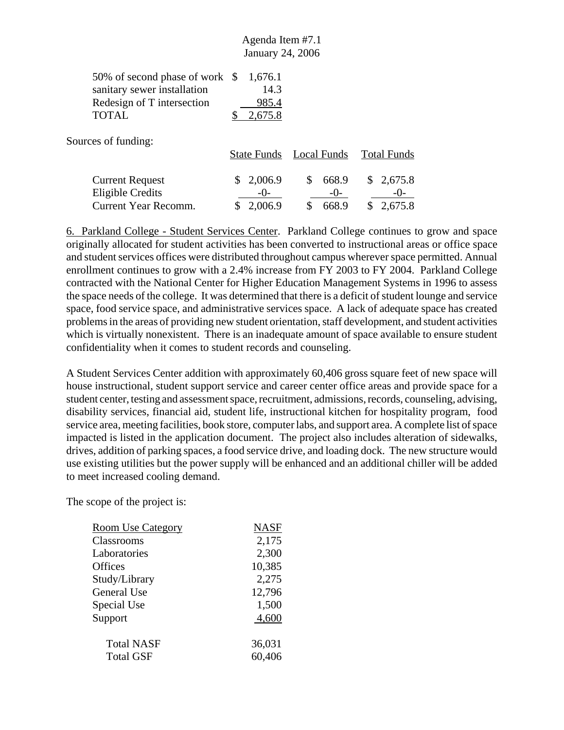| | |
|---|---|
| 50% of second phase of work | $ 1,676.1 |
| sanitary sewer installation | 14.3 |
| Redesign of T intersection | 985.4 |
| TOTAL | $ 2,675.8 |

Sources of funding:

| | State Funds | Local Funds | Total Funds |
|---|---|---|---|
| Current Request | $ 2,006.9 | $ 668.9 | $ 2,675.8 |
| Eligible Credits | -0- | -0- | -0- |
| Current Year Recomm. | $ 2,006.9 | $ 668.9 | $ 2,675.8 |

6. Parkland College - Student Services Center. Parkland College continues to grow and space originally allocated for student activities has been converted to instructional areas or office space and student services offices were distributed throughout campus wherever space permitted. Annual enrollment continues to grow with a 2.4% increase from FY 2003 to FY 2004. Parkland College contracted with the National Center for Higher Education Management Systems in 1996 to assess the space needs of the college. It was determined that there is a deficit of student lounge and service space, food service space, and administrative services space. A lack of adequate space has created problems in the areas of providing new student orientation, staff development, and student activities which is virtually nonexistent. There is an inadequate amount of space available to ensure student confidentiality when it comes to student records and counseling.

A Student Services Center addition with approximately 60,406 gross square feet of new space will house instructional, student support service and career center office areas and provide space for a student center, testing and assessment space, recruitment, admissions, records, counseling, advising, disability services, financial aid, student life, instructional kitchen for hospitality program, food service area, meeting facilities, book store, computer labs, and support area. A complete list of space impacted is listed in the application document. The project also includes alteration of sidewalks, drives, addition of parking spaces, a food service drive, and loading dock. The new structure would use existing utilities but the power supply will be enhanced and an additional chiller will be added to meet increased cooling demand.

The scope of the project is:

| Room Use Category | NASF |
|---|---|
| Classrooms | 2,175 |
| Laboratories | 2,300 |
| Offices | 10,385 |
| Study/Library | 2,275 |
| General Use | 12,796 |
| Special Use | 1,500 |
| Support | 4,600 |
| Total NASF | 36,031 |
| Total GSF | 60,406 |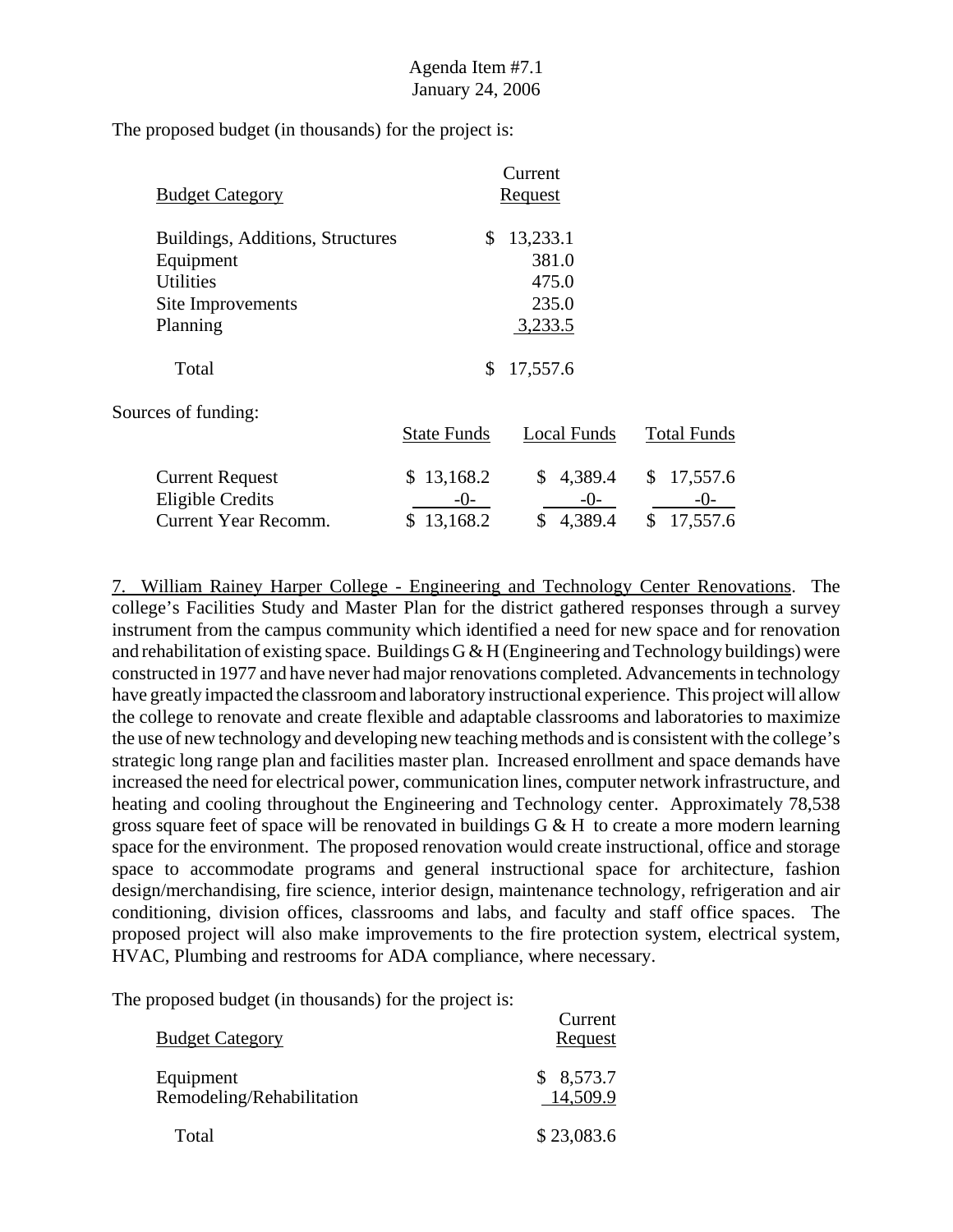Agenda Item #7.1
January 24, 2006

The proposed budget (in thousands) for the project is:

| Budget Category | Current Request |
|---|---|
| Buildings, Additions, Structures | $ 13,233.1 |
| Equipment | 381.0 |
| Utilities | 475.0 |
| Site Improvements | 235.0 |
| Planning | 3,233.5 |
| Total | $ 17,557.6 |

Sources of funding:

| | State Funds | Local Funds | Total Funds |
|---|---|---|---|
| Current Request | $ 13,168.2 | $ 4,389.4 | $ 17,557.6 |
| Eligible Credits | -0- | -0- | -0- |
| Current Year Recomm. | $ 13,168.2 | $ 4,389.4 | $ 17,557.6 |

7. William Rainey Harper College - Engineering and Technology Center Renovations. The college's Facilities Study and Master Plan for the district gathered responses through a survey instrument from the campus community which identified a need for new space and for renovation and rehabilitation of existing space. Buildings G & H (Engineering and Technology buildings) were constructed in 1977 and have never had major renovations completed. Advancements in technology have greatly impacted the classroom and laboratory instructional experience. This project will allow the college to renovate and create flexible and adaptable classrooms and laboratories to maximize the use of new technology and developing new teaching methods and is consistent with the college's strategic long range plan and facilities master plan. Increased enrollment and space demands have increased the need for electrical power, communication lines, computer network infrastructure, and heating and cooling throughout the Engineering and Technology center. Approximately 78,538 gross square feet of space will be renovated in buildings G & H to create a more modern learning space for the environment. The proposed renovation would create instructional, office and storage space to accommodate programs and general instructional space for architecture, fashion design/merchandising, fire science, interior design, maintenance technology, refrigeration and air conditioning, division offices, classrooms and labs, and faculty and staff office spaces. The proposed project will also make improvements to the fire protection system, electrical system, HVAC, Plumbing and restrooms for ADA compliance, where necessary.

The proposed budget (in thousands) for the project is:

| Budget Category | Current Request |
|---|---|
| Equipment | $ 8,573.7 |
| Remodeling/Rehabilitation | 14,509.9 |
| Total | $ 23,083.6 |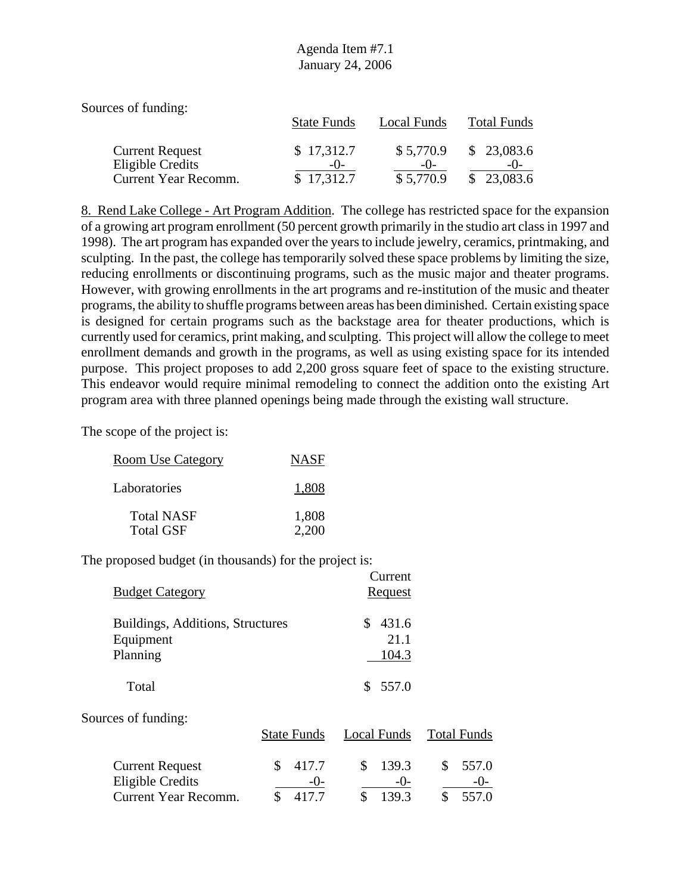Sources of funding:

| | State Funds | Local Funds | Total Funds |
|---|---|---|---|
| Current Request | $ 17,312.7 | $ 5,770.9 | $ 23,083.6 |
| Eligible Credits | -0- | -0- | -0- |
| Current Year Recomm. | $ 17,312.7 | $ 5,770.9 | $ 23,083.6 |

8. Rend Lake College - Art Program Addition. The college has restricted space for the expansion of a growing art program enrollment (50 percent growth primarily in the studio art class in 1997 and 1998). The art program has expanded over the years to include jewelry, ceramics, printmaking, and sculpting. In the past, the college has temporarily solved these space problems by limiting the size, reducing enrollments or discontinuing programs, such as the music major and theater programs. However, with growing enrollments in the art programs and re-institution of the music and theater programs, the ability to shuffle programs between areas has been diminished. Certain existing space is designed for certain programs such as the backstage area for theater productions, which is currently used for ceramics, print making, and sculpting. This project will allow the college to meet enrollment demands and growth in the programs, as well as using existing space for its intended purpose. This project proposes to add 2,200 gross square feet of space to the existing structure. This endeavor would require minimal remodeling to connect the addition onto the existing Art program area with three planned openings being made through the existing wall structure.

The scope of the project is:

| Room Use Category | NASF |
|---|---|
| Laboratories | 1,808 |
| Total NASF | 1,808 |
| Total GSF | 2,200 |

The proposed budget (in thousands) for the project is:

| Budget Category | Current Request |
|---|---|
| Buildings, Additions, Structures | $ 431.6 |
| Equipment | 21.1 |
| Planning | 104.3 |
| Total | $ 557.0 |

Sources of funding:

| | State Funds | Local Funds | Total Funds |
|---|---|---|---|
| Current Request | $ 417.7 | $ 139.3 | $ 557.0 |
| Eligible Credits | -0- | -0- | -0- |
| Current Year Recomm. | $ 417.7 | $ 139.3 | $ 557.0 |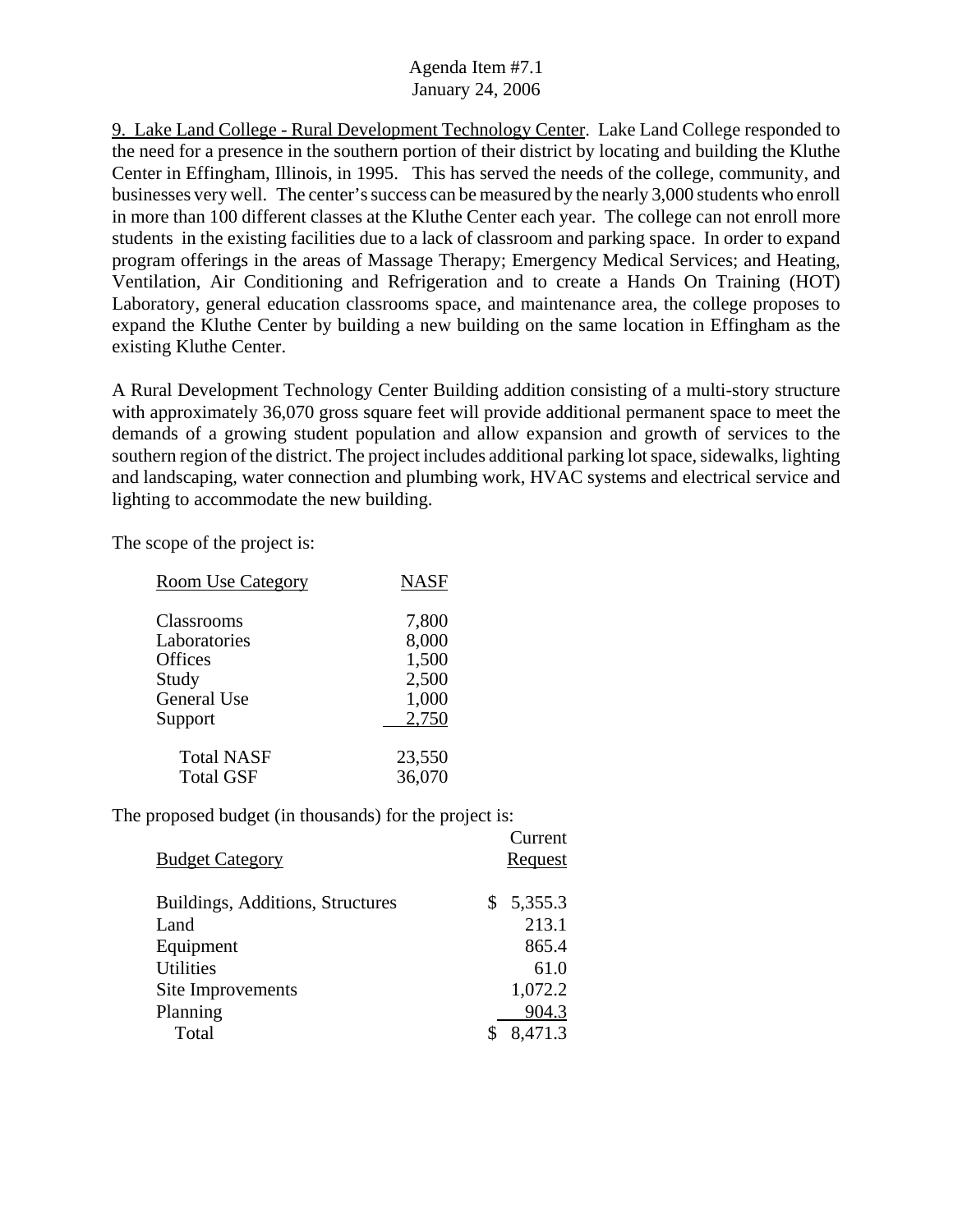9. Lake Land College - Rural Development Technology Center. Lake Land College responded to the need for a presence in the southern portion of their district by locating and building the Kluthe Center in Effingham, Illinois, in 1995. This has served the needs of the college, community, and businesses very well. The center's success can be measured by the nearly 3,000 students who enroll in more than 100 different classes at the Kluthe Center each year. The college can not enroll more students in the existing facilities due to a lack of classroom and parking space. In order to expand program offerings in the areas of Massage Therapy; Emergency Medical Services; and Heating, Ventilation, Air Conditioning and Refrigeration and to create a Hands On Training (HOT) Laboratory, general education classrooms space, and maintenance area, the college proposes to expand the Kluthe Center by building a new building on the same location in Effingham as the existing Kluthe Center.

A Rural Development Technology Center Building addition consisting of a multi-story structure with approximately 36,070 gross square feet will provide additional permanent space to meet the demands of a growing student population and allow expansion and growth of services to the southern region of the district. The project includes additional parking lot space, sidewalks, lighting and landscaping, water connection and plumbing work, HVAC systems and electrical service and lighting to accommodate the new building.

The scope of the project is:

| Room Use Category | NASF |
|---|---|
| Classrooms | 7,800 |
| Laboratories | 8,000 |
| Offices | 1,500 |
| Study | 2,500 |
| General Use | 1,000 |
| Support | 2,750 |
| Total NASF | 23,550 |
| Total GSF | 36,070 |

The proposed budget (in thousands) for the project is:

| Budget Category | Current Request |
|---|---|
| Buildings, Additions, Structures | $ 5,355.3 |
| Land | 213.1 |
| Equipment | 865.4 |
| Utilities | 61.0 |
| Site Improvements | 1,072.2 |
| Planning | 904.3 |
| Total | $ 8,471.3 |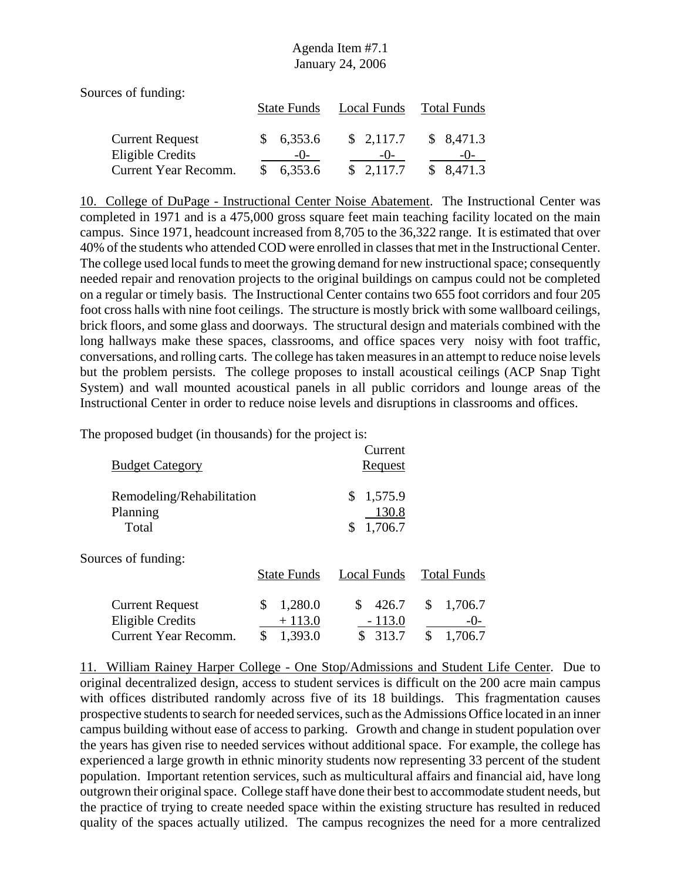Sources of funding:

| | State Funds | Local Funds | Total Funds |
|---|---|---|---|
| Current Request | $ 6,353.6 | $ 2,117.7 | $ 8,471.3 |
| Eligible Credits | -0- | -0- | -0- |
| Current Year Recomm. | $ 6,353.6 | $ 2,117.7 | $ 8,471.3 |

10. College of DuPage - Instructional Center Noise Abatement. The Instructional Center was completed in 1971 and is a 475,000 gross square feet main teaching facility located on the main campus. Since 1971, headcount increased from 8,705 to the 36,322 range. It is estimated that over 40% of the students who attended COD were enrolled in classes that met in the Instructional Center. The college used local funds to meet the growing demand for new instructional space; consequently needed repair and renovation projects to the original buildings on campus could not be completed on a regular or timely basis. The Instructional Center contains two 655 foot corridors and four 205 foot cross halls with nine foot ceilings. The structure is mostly brick with some wallboard ceilings, brick floors, and some glass and doorways. The structural design and materials combined with the long hallways make these spaces, classrooms, and office spaces very noisy with foot traffic, conversations, and rolling carts. The college has taken measures in an attempt to reduce noise levels but the problem persists. The college proposes to install acoustical ceilings (ACP Snap Tight System) and wall mounted acoustical panels in all public corridors and lounge areas of the Instructional Center in order to reduce noise levels and disruptions in classrooms and offices.

The proposed budget (in thousands) for the project is:

| Budget Category | Current Request |
|---|---|
| Remodeling/Rehabilitation | $ 1,575.9 |
| Planning | 130.8 |
| Total | $ 1,706.7 |

Sources of funding:

| | State Funds | Local Funds | Total Funds |
|---|---|---|---|
| Current Request | $ 1,280.0 | $ 426.7 | $ 1,706.7 |
| Eligible Credits | + 113.0 | - 113.0 | -0- |
| Current Year Recomm. | $ 1,393.0 | $ 313.7 | $ 1,706.7 |

11. William Rainey Harper College - One Stop/Admissions and Student Life Center. Due to original decentralized design, access to student services is difficult on the 200 acre main campus with offices distributed randomly across five of its 18 buildings. This fragmentation causes prospective students to search for needed services, such as the Admissions Office located in an inner campus building without ease of access to parking. Growth and change in student population over the years has given rise to needed services without additional space. For example, the college has experienced a large growth in ethnic minority students now representing 33 percent of the student population. Important retention services, such as multicultural affairs and financial aid, have long outgrown their original space. College staff have done their best to accommodate student needs, but the practice of trying to create needed space within the existing structure has resulted in reduced quality of the spaces actually utilized. The campus recognizes the need for a more centralized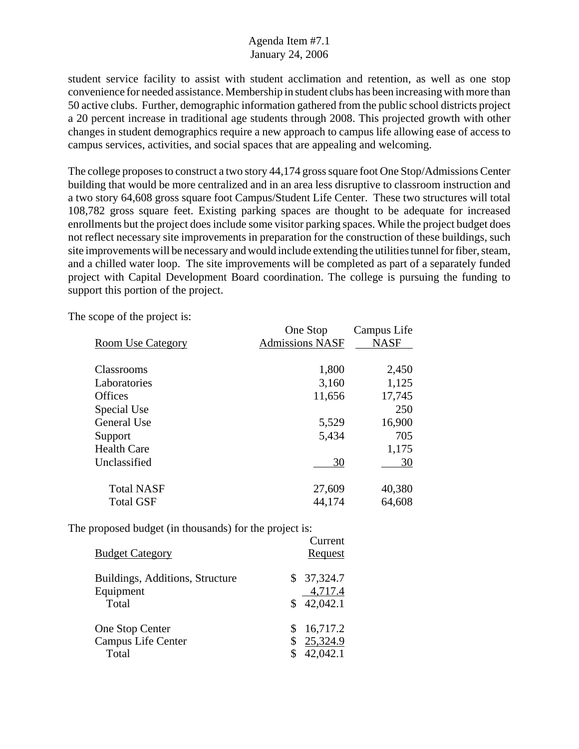student service facility to assist with student acclimation and retention, as well as one stop convenience for needed assistance. Membership in student clubs has been increasing with more than 50 active clubs. Further, demographic information gathered from the public school districts project a 20 percent increase in traditional age students through 2008. This projected growth with other changes in student demographics require a new approach to campus life allowing ease of access to campus services, activities, and social spaces that are appealing and welcoming.

The college proposes to construct a two story 44,174 gross square foot One Stop/Admissions Center building that would be more centralized and in an area less disruptive to classroom instruction and a two story 64,608 gross square foot Campus/Student Life Center. These two structures will total 108,782 gross square feet. Existing parking spaces are thought to be adequate for increased enrollments but the project does include some visitor parking spaces. While the project budget does not reflect necessary site improvements in preparation for the construction of these buildings, such site improvements will be necessary and would include extending the utilities tunnel for fiber, steam, and a chilled water loop. The site improvements will be completed as part of a separately funded project with Capital Development Board coordination. The college is pursuing the funding to support this portion of the project.

The scope of the project is:

| Room Use Category | One Stop Admissions NASF | Campus Life NASF |
|---|---|---|
| Classrooms | 1,800 | 2,450 |
| Laboratories | 3,160 | 1,125 |
| Offices | 11,656 | 17,745 |
| Special Use | | 250 |
| General Use | 5,529 | 16,900 |
| Support | 5,434 | 705 |
| Health Care | | 1,175 |
| Unclassified | 30 | 30 |
| Total NASF | 27,609 | 40,380 |
| Total GSF | 44,174 | 64,608 |

The proposed budget (in thousands) for the project is:

| Budget Category | Current Request |
|---|---|
| Buildings, Additions, Structure | $ 37,324.7 |
| Equipment | 4,717.4 |
| Total | $ 42,042.1 |
| | |
| One Stop Center | $ 16,717.2 |
| Campus Life Center | $ 25,324.9 |
| Total | $ 42,042.1 |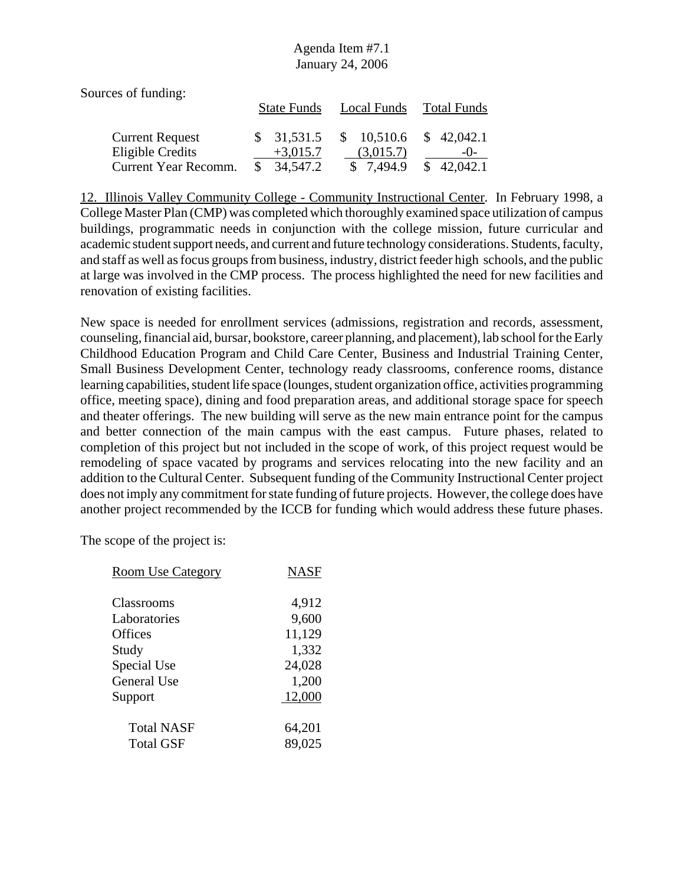Sources of funding:

| | State Funds | Local Funds | Total Funds |
|---|---|---|---|
| Current Request | $ 31,531.5 | $ 10,510.6 | $ 42,042.1 |
| Eligible Credits | +3,015.7 | (3,015.7) | -0- |
| Current Year Recomm. | $ 34,547.2 | $ 7,494.9 | $ 42,042.1 |

12. Illinois Valley Community College - Community Instructional Center. In February 1998, a College Master Plan (CMP) was completed which thoroughly examined space utilization of campus buildings, programmatic needs in conjunction with the college mission, future curricular and academic student support needs, and current and future technology considerations. Students, faculty, and staff as well as focus groups from business, industry, district feeder high schools, and the public at large was involved in the CMP process. The process highlighted the need for new facilities and renovation of existing facilities.

New space is needed for enrollment services (admissions, registration and records, assessment, counseling, financial aid, bursar, bookstore, career planning, and placement), lab school for the Early Childhood Education Program and Child Care Center, Business and Industrial Training Center, Small Business Development Center, technology ready classrooms, conference rooms, distance learning capabilities, student life space (lounges, student organization office, activities programming office, meeting space), dining and food preparation areas, and additional storage space for speech and theater offerings. The new building will serve as the new main entrance point for the campus and better connection of the main campus with the east campus. Future phases, related to completion of this project but not included in the scope of work, of this project request would be remodeling of space vacated by programs and services relocating into the new facility and an addition to the Cultural Center. Subsequent funding of the Community Instructional Center project does not imply any commitment for state funding of future projects. However, the college does have another project recommended by the ICCB for funding which would address these future phases.

The scope of the project is:

| Room Use Category | NASF |
|---|---|
| Classrooms | 4,912 |
| Laboratories | 9,600 |
| Offices | 11,129 |
| Study | 1,332 |
| Special Use | 24,028 |
| General Use | 1,200 |
| Support | 12,000 |
| Total NASF | 64,201 |
| Total GSF | 89,025 |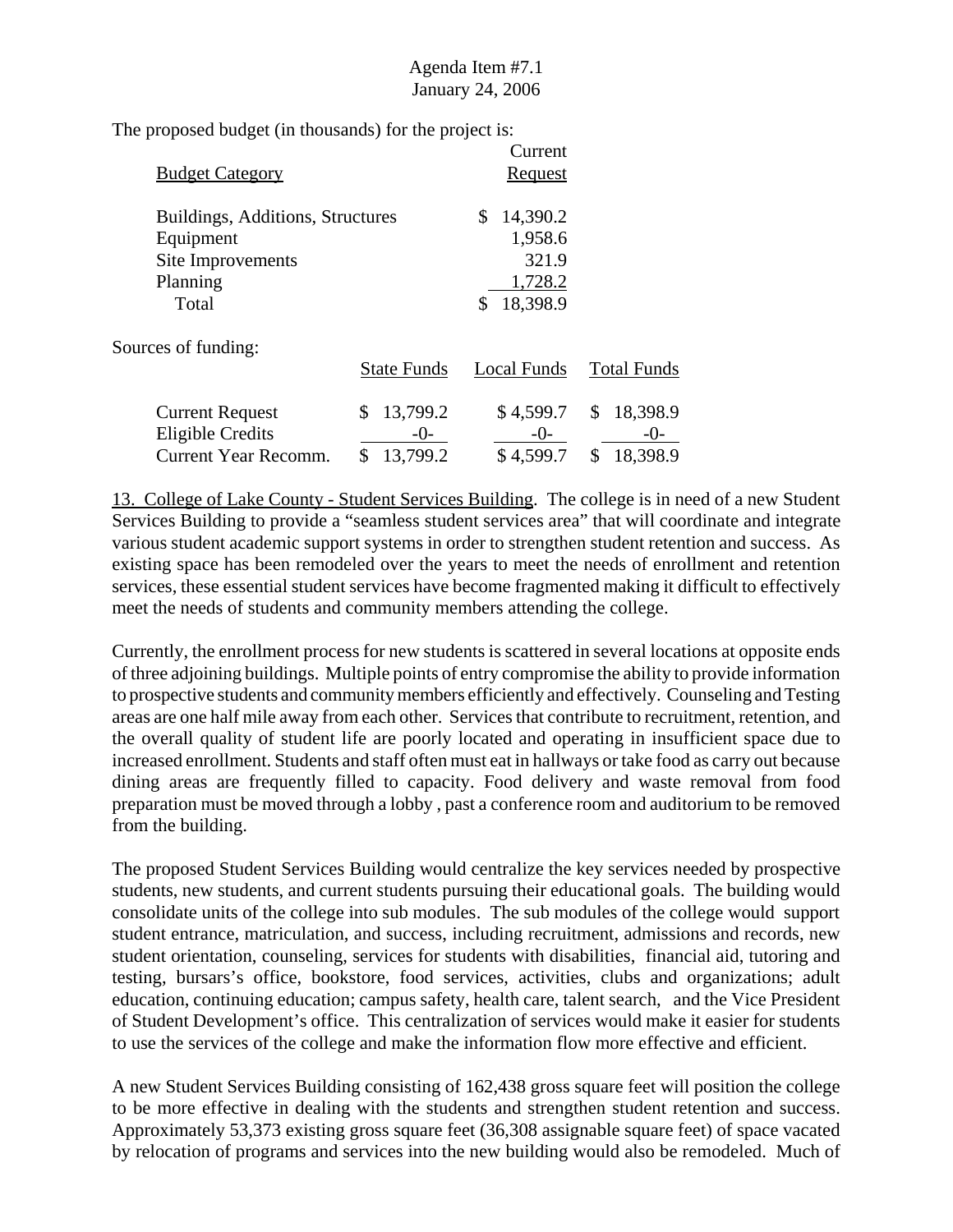The proposed budget (in thousands) for the project is:

| Budget Category | Current Request |
|---|---|
| Buildings, Additions, Structures | $ 14,390.2 |
| Equipment | 1,958.6 |
| Site Improvements | 321.9 |
| Planning | 1,728.2 |
| Total | $ 18,398.9 |

Sources of funding:

| | State Funds | Local Funds | Total Funds |
|---|---|---|---|
| Current Request | $ 13,799.2 | $ 4,599.7 | $ 18,398.9 |
| Eligible Credits | -0- | -0- | -0- |
| Current Year Recomm. | $ 13,799.2 | $ 4,599.7 | $ 18,398.9 |

13. College of Lake County - Student Services Building. The college is in need of a new Student Services Building to provide a "seamless student services area" that will coordinate and integrate various student academic support systems in order to strengthen student retention and success. As existing space has been remodeled over the years to meet the needs of enrollment and retention services, these essential student services have become fragmented making it difficult to effectively meet the needs of students and community members attending the college.

Currently, the enrollment process for new students is scattered in several locations at opposite ends of three adjoining buildings. Multiple points of entry compromise the ability to provide information to prospective students and community members efficiently and effectively. Counseling and Testing areas are one half mile away from each other. Services that contribute to recruitment, retention, and the overall quality of student life are poorly located and operating in insufficient space due to increased enrollment. Students and staff often must eat in hallways or take food as carry out because dining areas are frequently filled to capacity. Food delivery and waste removal from food preparation must be moved through a lobby , past a conference room and auditorium to be removed from the building.

The proposed Student Services Building would centralize the key services needed by prospective students, new students, and current students pursuing their educational goals. The building would consolidate units of the college into sub modules. The sub modules of the college would support student entrance, matriculation, and success, including recruitment, admissions and records, new student orientation, counseling, services for students with disabilities, financial aid, tutoring and testing, bursars's office, bookstore, food services, activities, clubs and organizations; adult education, continuing education; campus safety, health care, talent search, and the Vice President of Student Development's office. This centralization of services would make it easier for students to use the services of the college and make the information flow more effective and efficient.

A new Student Services Building consisting of 162,438 gross square feet will position the college to be more effective in dealing with the students and strengthen student retention and success. Approximately 53,373 existing gross square feet (36,308 assignable square feet) of space vacated by relocation of programs and services into the new building would also be remodeled. Much of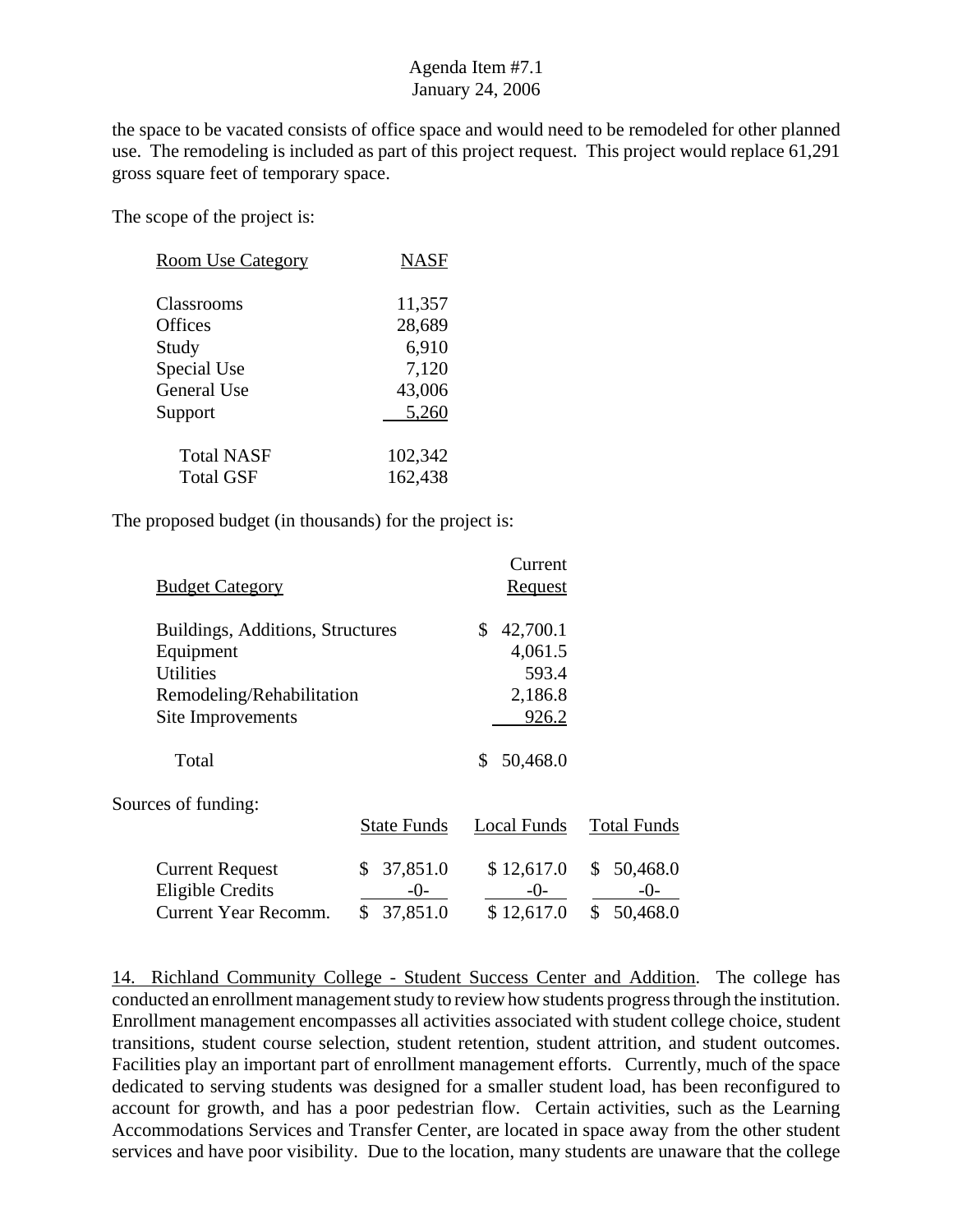the space to be vacated consists of office space and would need to be remodeled for other planned use. The remodeling is included as part of this project request. This project would replace 61,291 gross square feet of temporary space.

The scope of the project is:

| Room Use Category | NASF |
|---|---|
| Classrooms | 11,357 |
| Offices | 28,689 |
| Study | 6,910 |
| Special Use | 7,120 |
| General Use | 43,006 |
| Support | 5,260 |
| Total NASF | 102,342 |
| Total GSF | 162,438 |

The proposed budget (in thousands) for the project is:

| Budget Category | Current Request |
|---|---|
| Buildings, Additions, Structures | $ 42,700.1 |
| Equipment | 4,061.5 |
| Utilities | 593.4 |
| Remodeling/Rehabilitation | 2,186.8 |
| Site Improvements | 926.2 |
| Total | $ 50,468.0 |

Sources of funding:

| | State Funds | Local Funds | Total Funds |
|---|---|---|---|
| Current Request | $ 37,851.0 | $ 12,617.0 | $ 50,468.0 |
| Eligible Credits | -0- | -0- | -0- |
| Current Year Recomm. | $ 37,851.0 | $ 12,617.0 | $ 50,468.0 |

14. Richland Community College - Student Success Center and Addition. The college has conducted an enrollment management study to review how students progress through the institution. Enrollment management encompasses all activities associated with student college choice, student transitions, student course selection, student retention, student attrition, and student outcomes. Facilities play an important part of enrollment management efforts. Currently, much of the space dedicated to serving students was designed for a smaller student load, has been reconfigured to account for growth, and has a poor pedestrian flow. Certain activities, such as the Learning Accommodations Services and Transfer Center, are located in space away from the other student services and have poor visibility. Due to the location, many students are unaware that the college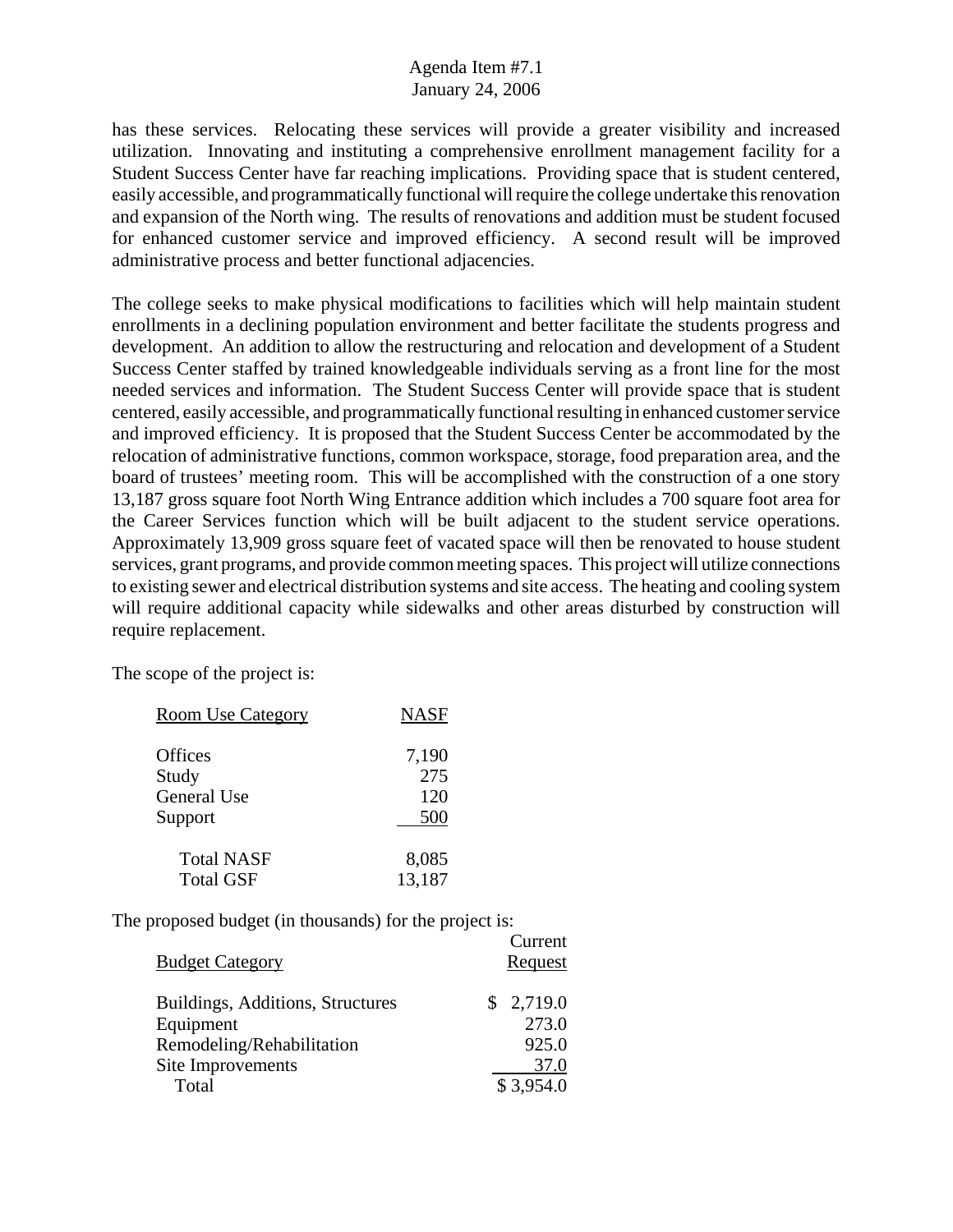has these services. Relocating these services will provide a greater visibility and increased utilization. Innovating and instituting a comprehensive enrollment management facility for a Student Success Center have far reaching implications. Providing space that is student centered, easily accessible, and programmatically functional will require the college undertake this renovation and expansion of the North wing. The results of renovations and addition must be student focused for enhanced customer service and improved efficiency. A second result will be improved administrative process and better functional adjacencies.

The college seeks to make physical modifications to facilities which will help maintain student enrollments in a declining population environment and better facilitate the students progress and development. An addition to allow the restructuring and relocation and development of a Student Success Center staffed by trained knowledgeable individuals serving as a front line for the most needed services and information. The Student Success Center will provide space that is student centered, easily accessible, and programmatically functional resulting in enhanced customer service and improved efficiency. It is proposed that the Student Success Center be accommodated by the relocation of administrative functions, common workspace, storage, food preparation area, and the board of trustees' meeting room. This will be accomplished with the construction of a one story 13,187 gross square foot North Wing Entrance addition which includes a 700 square foot area for the Career Services function which will be built adjacent to the student service operations. Approximately 13,909 gross square feet of vacated space will then be renovated to house student services, grant programs, and provide common meeting spaces. This project will utilize connections to existing sewer and electrical distribution systems and site access. The heating and cooling system will require additional capacity while sidewalks and other areas disturbed by construction will require replacement.

The scope of the project is:

| Room Use Category | NASF |
|---|---|
| Offices | 7,190 |
| Study | 275 |
| General Use | 120 |
| Support | 500 |
| Total NASF | 8,085 |
| Total GSF | 13,187 |

The proposed budget (in thousands) for the project is:

| Budget Category | Current Request |
|---|---|
| Buildings, Additions, Structures | $ 2,719.0 |
| Equipment | 273.0 |
| Remodeling/Rehabilitation | 925.0 |
| Site Improvements | 37.0 |
| Total | $ 3,954.0 |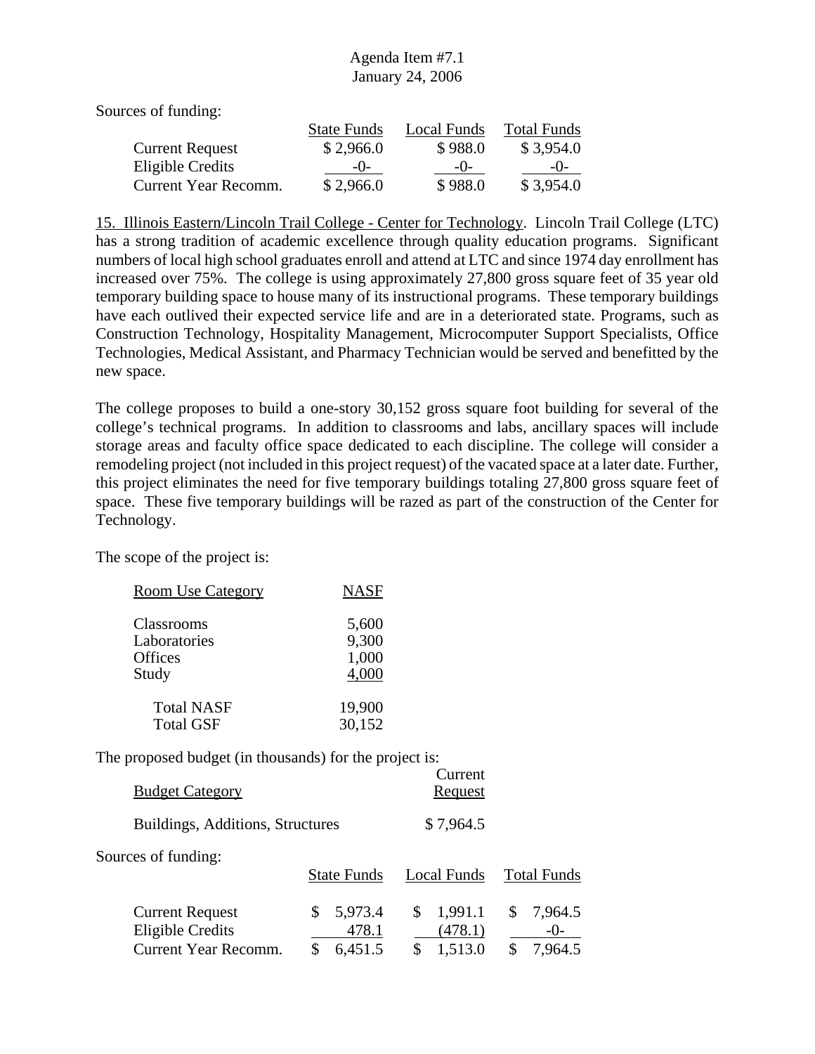Sources of funding:

| | State Funds | Local Funds | Total Funds |
|---|---|---|---|
| Current Request | $ 2,966.0 | $ 988.0 | $ 3,954.0 |
| Eligible Credits | -0- | -0- | -0- |
| Current Year Recomm. | $ 2,966.0 | $ 988.0 | $ 3,954.0 |

15. Illinois Eastern/Lincoln Trail College - Center for Technology. Lincoln Trail College (LTC) has a strong tradition of academic excellence through quality education programs. Significant numbers of local high school graduates enroll and attend at LTC and since 1974 day enrollment has increased over 75%. The college is using approximately 27,800 gross square feet of 35 year old temporary building space to house many of its instructional programs. These temporary buildings have each outlived their expected service life and are in a deteriorated state. Programs, such as Construction Technology, Hospitality Management, Microcomputer Support Specialists, Office Technologies, Medical Assistant, and Pharmacy Technician would be served and benefitted by the new space.

The college proposes to build a one-story 30,152 gross square foot building for several of the college's technical programs. In addition to classrooms and labs, ancillary spaces will include storage areas and faculty office space dedicated to each discipline. The college will consider a remodeling project (not included in this project request) of the vacated space at a later date. Further, this project eliminates the need for five temporary buildings totaling 27,800 gross square feet of space. These five temporary buildings will be razed as part of the construction of the Center for Technology.

The scope of the project is:

| Room Use Category | NASF |
|---|---|
| Classrooms | 5,600 |
| Laboratories | 9,300 |
| Offices | 1,000 |
| Study | 4,000 |
| Total NASF | 19,900 |
| Total GSF | 30,152 |

The proposed budget (in thousands) for the project is:

| Budget Category | Current Request |
|---|---|
| Buildings, Additions, Structures | $ 7,964.5 |

Sources of funding:

| | State Funds | Local Funds | Total Funds |
|---|---|---|---|
| Current Request | $ 5,973.4 | $ 1,991.1 | $ 7,964.5 |
| Eligible Credits | 478.1 | (478.1) | -0- |
| Current Year Recomm. | $ 6,451.5 | $ 1,513.0 | $ 7,964.5 |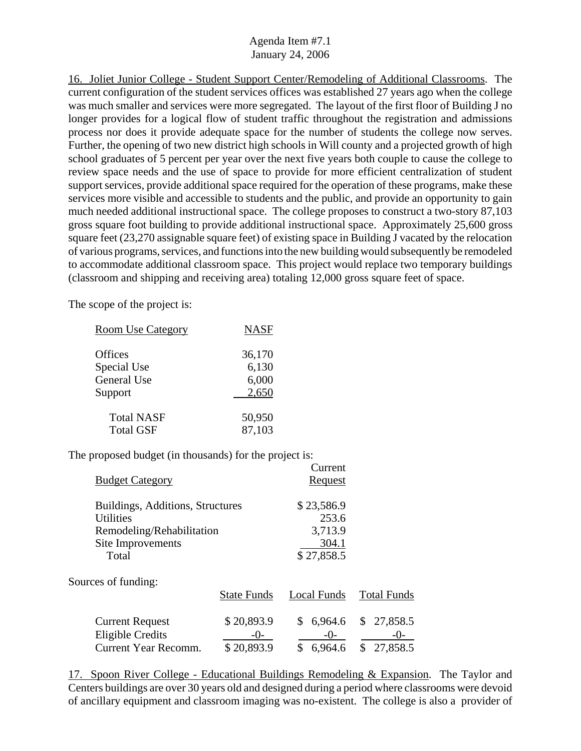16. Joliet Junior College - Student Support Center/Remodeling of Additional Classrooms. The current configuration of the student services offices was established 27 years ago when the college was much smaller and services were more segregated. The layout of the first floor of Building J no longer provides for a logical flow of student traffic throughout the registration and admissions process nor does it provide adequate space for the number of students the college now serves. Further, the opening of two new district high schools in Will county and a projected growth of high school graduates of 5 percent per year over the next five years both couple to cause the college to review space needs and the use of space to provide for more efficient centralization of student support services, provide additional space required for the operation of these programs, make these services more visible and accessible to students and the public, and provide an opportunity to gain much needed additional instructional space. The college proposes to construct a two-story 87,103 gross square foot building to provide additional instructional space. Approximately 25,600 gross square feet (23,270 assignable square feet) of existing space in Building J vacated by the relocation of various programs, services, and functions into the new building would subsequently be remodeled to accommodate additional classroom space. This project would replace two temporary buildings (classroom and shipping and receiving area) totaling 12,000 gross square feet of space.

The scope of the project is:

| Room Use Category | NASF |
|---|---|
| Offices | 36,170 |
| Special Use | 6,130 |
| General Use | 6,000 |
| Support | 2,650 |
| Total NASF | 50,950 |
| Total GSF | 87,103 |

The proposed budget (in thousands) for the project is:

| Budget Category | Current Request |
|---|---|
| Buildings, Additions, Structures | $ 23,586.9 |
| Utilities | 253.6 |
| Remodeling/Rehabilitation | 3,713.9 |
| Site Improvements | 304.1 |
| Total | $ 27,858.5 |

Sources of funding:

| | State Funds | Local Funds | Total Funds |
|---|---|---|---|
| Current Request | $ 20,893.9 | $ 6,964.6 | $ 27,858.5 |
| Eligible Credits | -0- | -0- | -0- |
| Current Year Recomm. | $ 20,893.9 | $ 6,964.6 | $ 27,858.5 |

17. Spoon River College - Educational Buildings Remodeling & Expansion. The Taylor and Centers buildings are over 30 years old and designed during a period where classrooms were devoid of ancillary equipment and classroom imaging was no-existent. The college is also a provider of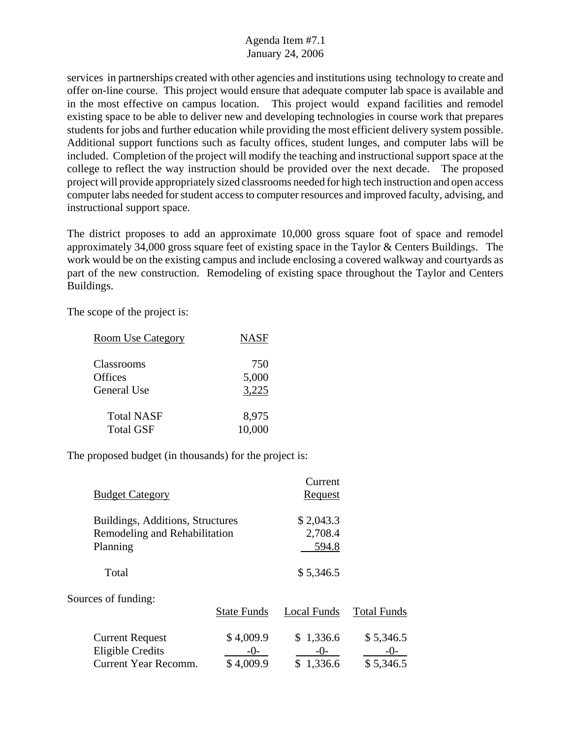services in partnerships created with other agencies and institutions using technology to create and offer on-line course. This project would ensure that adequate computer lab space is available and in the most effective on campus location. This project would expand facilities and remodel existing space to be able to deliver new and developing technologies in course work that prepares students for jobs and further education while providing the most efficient delivery system possible. Additional support functions such as faculty offices, student lunges, and computer labs will be included. Completion of the project will modify the teaching and instructional support space at the college to reflect the way instruction should be provided over the next decade. The proposed project will provide appropriately sized classrooms needed for high tech instruction and open access computer labs needed for student access to computer resources and improved faculty, advising, and instructional support space.

The district proposes to add an approximate 10,000 gross square foot of space and remodel approximately 34,000 gross square feet of existing space in the Taylor & Centers Buildings. The work would be on the existing campus and include enclosing a covered walkway and courtyards as part of the new construction. Remodeling of existing space throughout the Taylor and Centers Buildings.

The scope of the project is:

| Room Use Category | NASF |
|---|---|
| Classrooms | 750 |
| Offices | 5,000 |
| General Use | 3,225 |
| Total NASF | 8,975 |
| Total GSF | 10,000 |

The proposed budget (in thousands) for the project is:

| Budget Category | Current Request |
|---|---|
| Buildings, Additions, Structures | $ 2,043.3 |
| Remodeling and Rehabilitation | 2,708.4 |
| Planning | 594.8 |
| Total | $ 5,346.5 |

Sources of funding:

| | State Funds | Local Funds | Total Funds |
|---|---|---|---|
| Current Request | $ 4,009.9 | $ 1,336.6 | $ 5,346.5 |
| Eligible Credits | -0- | -0- | -0- |
| Current Year Recomm. | $ 4,009.9 | $ 1,336.6 | $ 5,346.5 |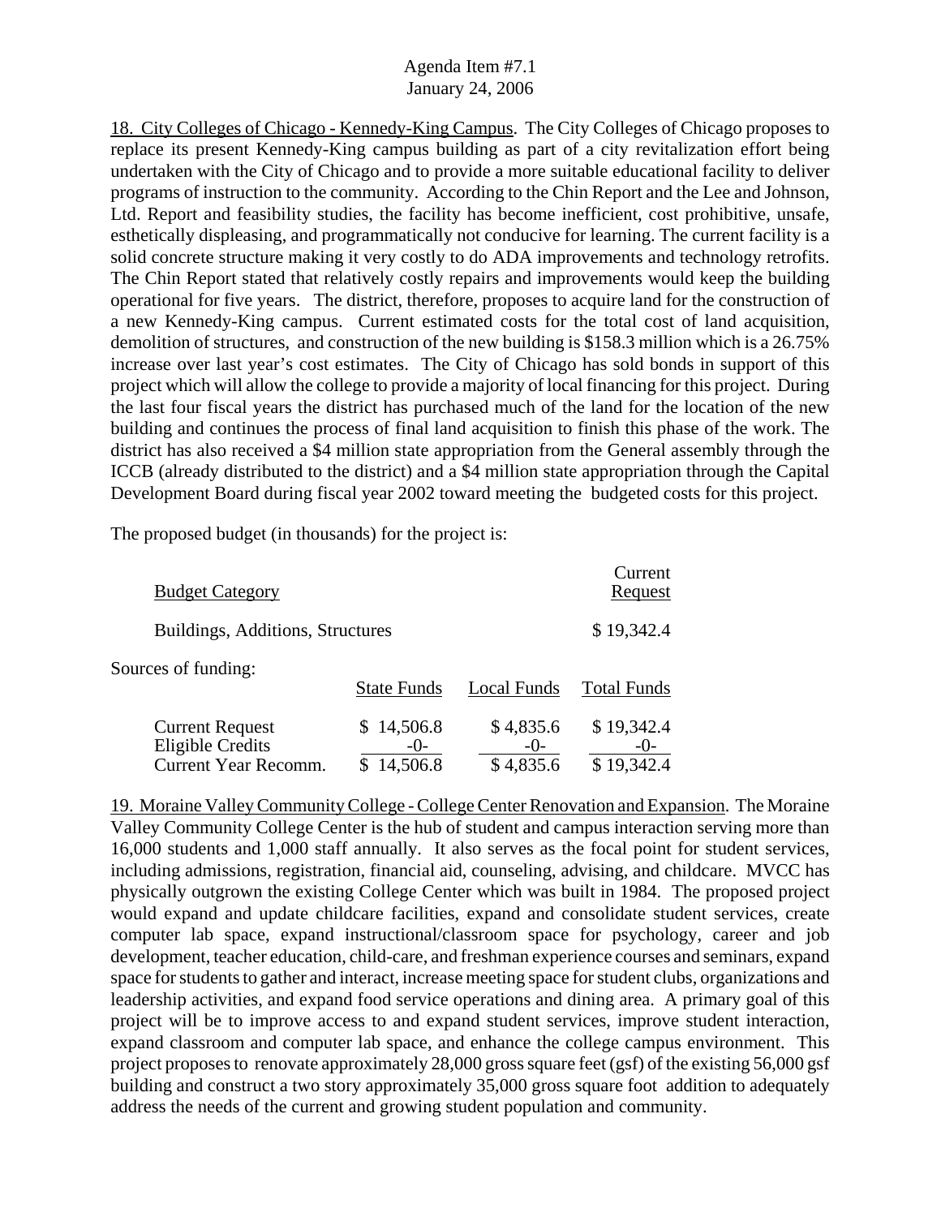18. City Colleges of Chicago - Kennedy-King Campus. The City Colleges of Chicago proposes to replace its present Kennedy-King campus building as part of a city revitalization effort being undertaken with the City of Chicago and to provide a more suitable educational facility to deliver programs of instruction to the community. According to the Chin Report and the Lee and Johnson, Ltd. Report and feasibility studies, the facility has become inefficient, cost prohibitive, unsafe, esthetically displeasing, and programmatically not conducive for learning. The current facility is a solid concrete structure making it very costly to do ADA improvements and technology retrofits. The Chin Report stated that relatively costly repairs and improvements would keep the building operational for five years. The district, therefore, proposes to acquire land for the construction of a new Kennedy-King campus. Current estimated costs for the total cost of land acquisition, demolition of structures, and construction of the new building is $158.3 million which is a 26.75% increase over last year's cost estimates. The City of Chicago has sold bonds in support of this project which will allow the college to provide a majority of local financing for this project. During the last four fiscal years the district has purchased much of the land for the location of the new building and continues the process of final land acquisition to finish this phase of the work. The district has also received a $4 million state appropriation from the General assembly through the ICCB (already distributed to the district) and a $4 million state appropriation through the Capital Development Board during fiscal year 2002 toward meeting the budgeted costs for this project.

The proposed budget (in thousands) for the project is:

| Budget Category | Current Request |
|---|---|
| Buildings, Additions, Structures | $ 19,342.4 |

Sources of funding:

| | State Funds | Local Funds | Total Funds |
|---|---|---|---|
| Current Request | $ 14,506.8 | $ 4,835.6 | $ 19,342.4 |
| Eligible Credits | -0- | -0- | -0- |
| Current Year Recomm. | $ 14,506.8 | $ 4,835.6 | $ 19,342.4 |

19. Moraine Valley Community College - College Center Renovation and Expansion. The Moraine Valley Community College Center is the hub of student and campus interaction serving more than 16,000 students and 1,000 staff annually. It also serves as the focal point for student services, including admissions, registration, financial aid, counseling, advising, and childcare. MVCC has physically outgrown the existing College Center which was built in 1984. The proposed project would expand and update childcare facilities, expand and consolidate student services, create computer lab space, expand instructional/classroom space for psychology, career and job development, teacher education, child-care, and freshman experience courses and seminars, expand space for students to gather and interact, increase meeting space for student clubs, organizations and leadership activities, and expand food service operations and dining area. A primary goal of this project will be to improve access to and expand student services, improve student interaction, expand classroom and computer lab space, and enhance the college campus environment. This project proposes to renovate approximately 28,000 gross square feet (gsf) of the existing 56,000 gsf building and construct a two story approximately 35,000 gross square foot addition to adequately address the needs of the current and growing student population and community.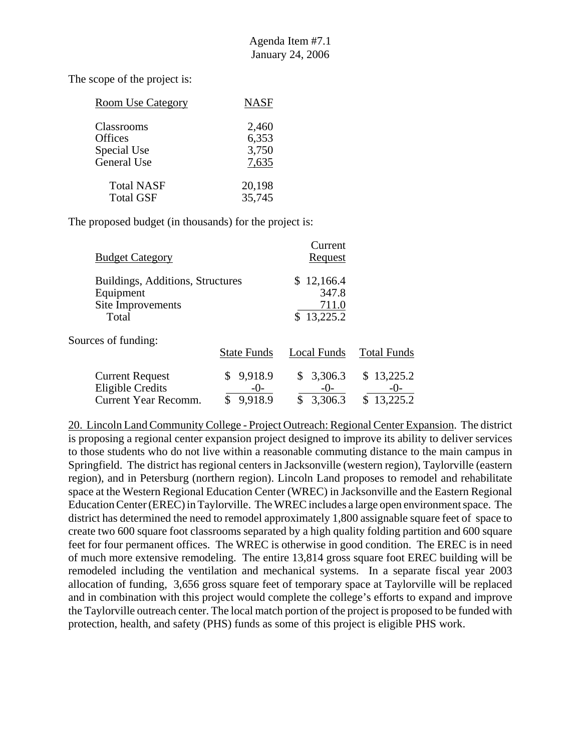Agenda Item #7.1
January 24, 2006

The scope of the project is:

| Room Use Category | NASF |
|---|---|
| Classrooms | 2,460 |
| Offices | 6,353 |
| Special Use | 3,750 |
| General Use | 7,635 |
| Total NASF | 20,198 |
| Total GSF | 35,745 |

The proposed budget (in thousands) for the project is:

| Budget Category | Current Request |
|---|---|
| Buildings, Additions, Structures | $ 12,166.4 |
| Equipment | 347.8 |
| Site Improvements | 711.0 |
| Total | $ 13,225.2 |

Sources of funding:

| | State Funds | Local Funds | Total Funds |
|---|---|---|---|
| Current Request | $ 9,918.9 | $ 3,306.3 | $ 13,225.2 |
| Eligible Credits | -0- | -0- | -0- |
| Current Year Recomm. | $ 9,918.9 | $ 3,306.3 | $ 13,225.2 |

20. Lincoln Land Community College - Project Outreach: Regional Center Expansion. The district is proposing a regional center expansion project designed to improve its ability to deliver services to those students who do not live within a reasonable commuting distance to the main campus in Springfield. The district has regional centers in Jacksonville (western region), Taylorville (eastern region), and in Petersburg (northern region). Lincoln Land proposes to remodel and rehabilitate space at the Western Regional Education Center (WREC) in Jacksonville and the Eastern Regional Education Center (EREC) in Taylorville. The WREC includes a large open environment space. The district has determined the need to remodel approximately 1,800 assignable square feet of space to create two 600 square foot classrooms separated by a high quality folding partition and 600 square feet for four permanent offices. The WREC is otherwise in good condition. The EREC is in need of much more extensive remodeling. The entire 13,814 gross square foot EREC building will be remodeled including the ventilation and mechanical systems. In a separate fiscal year 2003 allocation of funding, 3,656 gross square feet of temporary space at Taylorville will be replaced and in combination with this project would complete the college's efforts to expand and improve the Taylorville outreach center. The local match portion of the project is proposed to be funded with protection, health, and safety (PHS) funds as some of this project is eligible PHS work.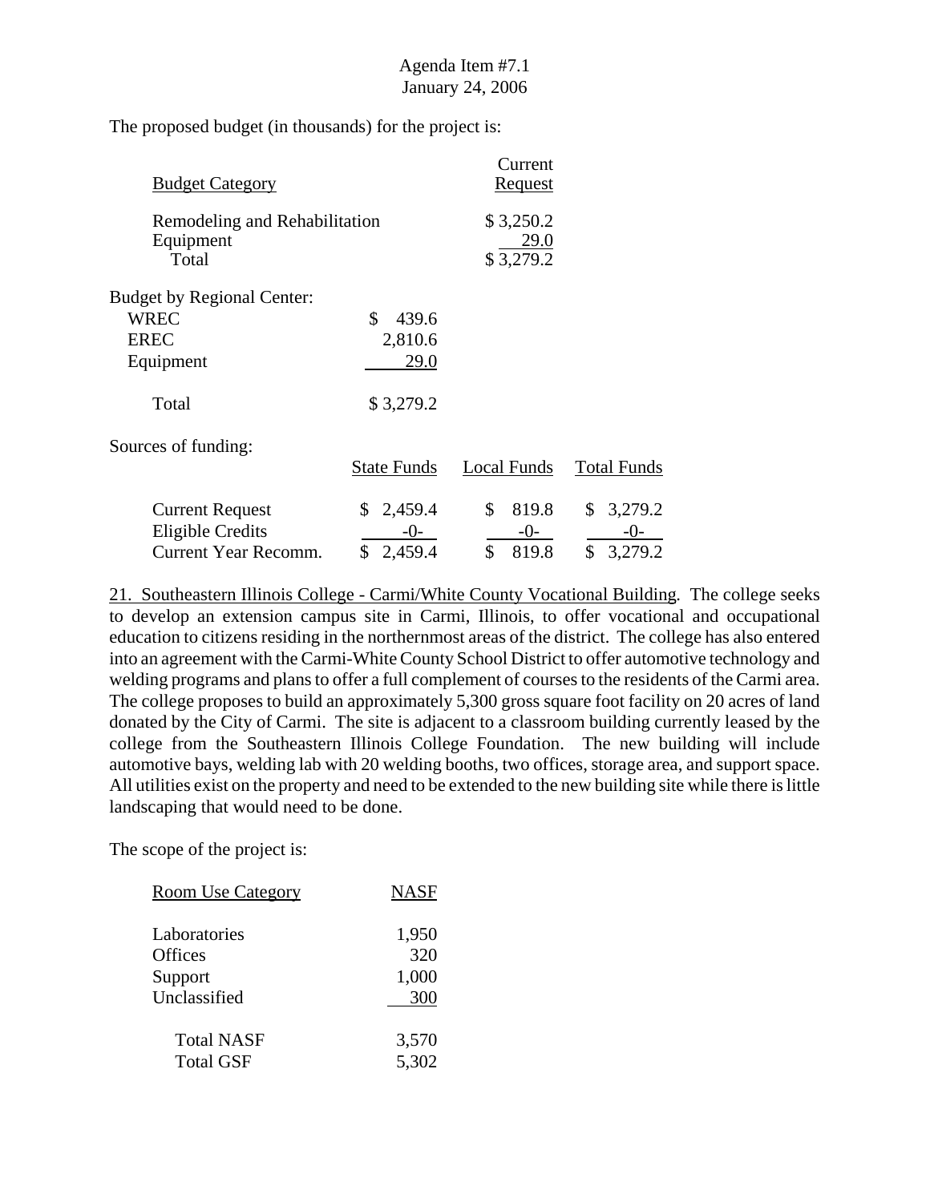The proposed budget (in thousands) for the project is:

| Budget Category | Current Request |
|---|---|
| Remodeling and Rehabilitation | $ 3,250.2 |
| Equipment | 29.0 |
| Total | $ 3,279.2 |

| Budget by Regional Center: | |
|---|---|
| WREC | $ 439.6 |
| EREC | 2,810.6 |
| Equipment | 29.0 |
| Total | $ 3,279.2 |

Sources of funding:

| | State Funds | Local Funds | Total Funds |
|---|---|---|---|
| Current Request | $ 2,459.4 | $ 819.8 | $ 3,279.2 |
| Eligible Credits | -0- | -0- | -0- |
| Current Year Recomm. | $ 2,459.4 | $ 819.8 | $ 3,279.2 |

21. Southeastern Illinois College - Carmi/White County Vocational Building. The college seeks to develop an extension campus site in Carmi, Illinois, to offer vocational and occupational education to citizens residing in the northernmost areas of the district. The college has also entered into an agreement with the Carmi-White County School District to offer automotive technology and welding programs and plans to offer a full complement of courses to the residents of the Carmi area. The college proposes to build an approximately 5,300 gross square foot facility on 20 acres of land donated by the City of Carmi. The site is adjacent to a classroom building currently leased by the college from the Southeastern Illinois College Foundation. The new building will include automotive bays, welding lab with 20 welding booths, two offices, storage area, and support space. All utilities exist on the property and need to be extended to the new building site while there is little landscaping that would need to be done.

The scope of the project is:

| Room Use Category | NASF |
|---|---|
| Laboratories | 1,950 |
| Offices | 320 |
| Support | 1,000 |
| Unclassified | 300 |
| Total NASF | 3,570 |
| Total GSF | 5,302 |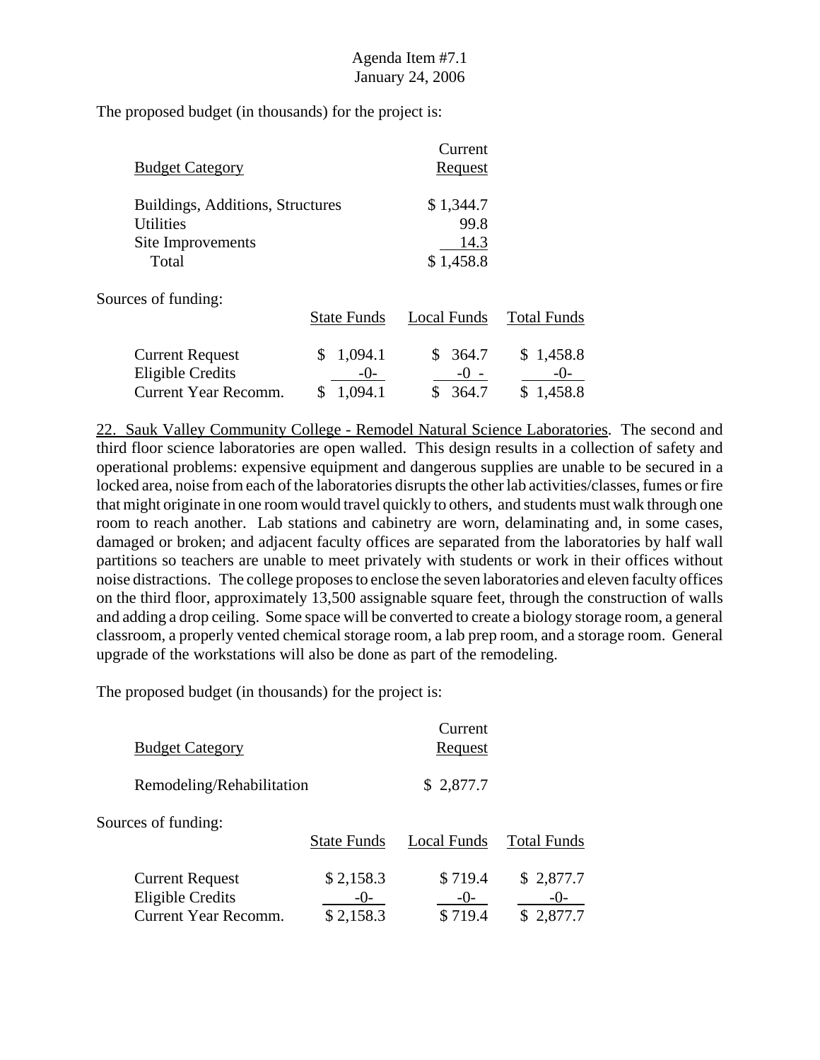The proposed budget (in thousands) for the project is:

| Budget Category | Current Request |
|---|---|
| Buildings, Additions, Structures | $ 1,344.7 |
| Utilities | 99.8 |
| Site Improvements | 14.3 |
| Total | $ 1,458.8 |

Sources of funding:

| | State Funds | Local Funds | Total Funds |
|---|---|---|---|
| Current Request | $ 1,094.1 | $ 364.7 | $ 1,458.8 |
| Eligible Credits | -0- | -0 - | -0- |
| Current Year Recomm. | $ 1,094.1 | $ 364.7 | $ 1,458.8 |

22. Sauk Valley Community College - Remodel Natural Science Laboratories. The second and third floor science laboratories are open walled. This design results in a collection of safety and operational problems: expensive equipment and dangerous supplies are unable to be secured in a locked area, noise from each of the laboratories disrupts the other lab activities/classes, fumes or fire that might originate in one room would travel quickly to others, and students must walk through one room to reach another. Lab stations and cabinetry are worn, delaminating and, in some cases, damaged or broken; and adjacent faculty offices are separated from the laboratories by half wall partitions so teachers are unable to meet privately with students or work in their offices without noise distractions. The college proposes to enclose the seven laboratories and eleven faculty offices on the third floor, approximately 13,500 assignable square feet, through the construction of walls and adding a drop ceiling. Some space will be converted to create a biology storage room, a general classroom, a properly vented chemical storage room, a lab prep room, and a storage room. General upgrade of the workstations will also be done as part of the remodeling.

The proposed budget (in thousands) for the project is:

| Budget Category | Current Request |
|---|---|
| Remodeling/Rehabilitation | $ 2,877.7 |

Sources of funding:

| | State Funds | Local Funds | Total Funds |
|---|---|---|---|
| Current Request | $ 2,158.3 | $ 719.4 | $ 2,877.7 |
| Eligible Credits | -0- | -0- | -0- |
| Current Year Recomm. | $ 2,158.3 | $ 719.4 | $ 2,877.7 |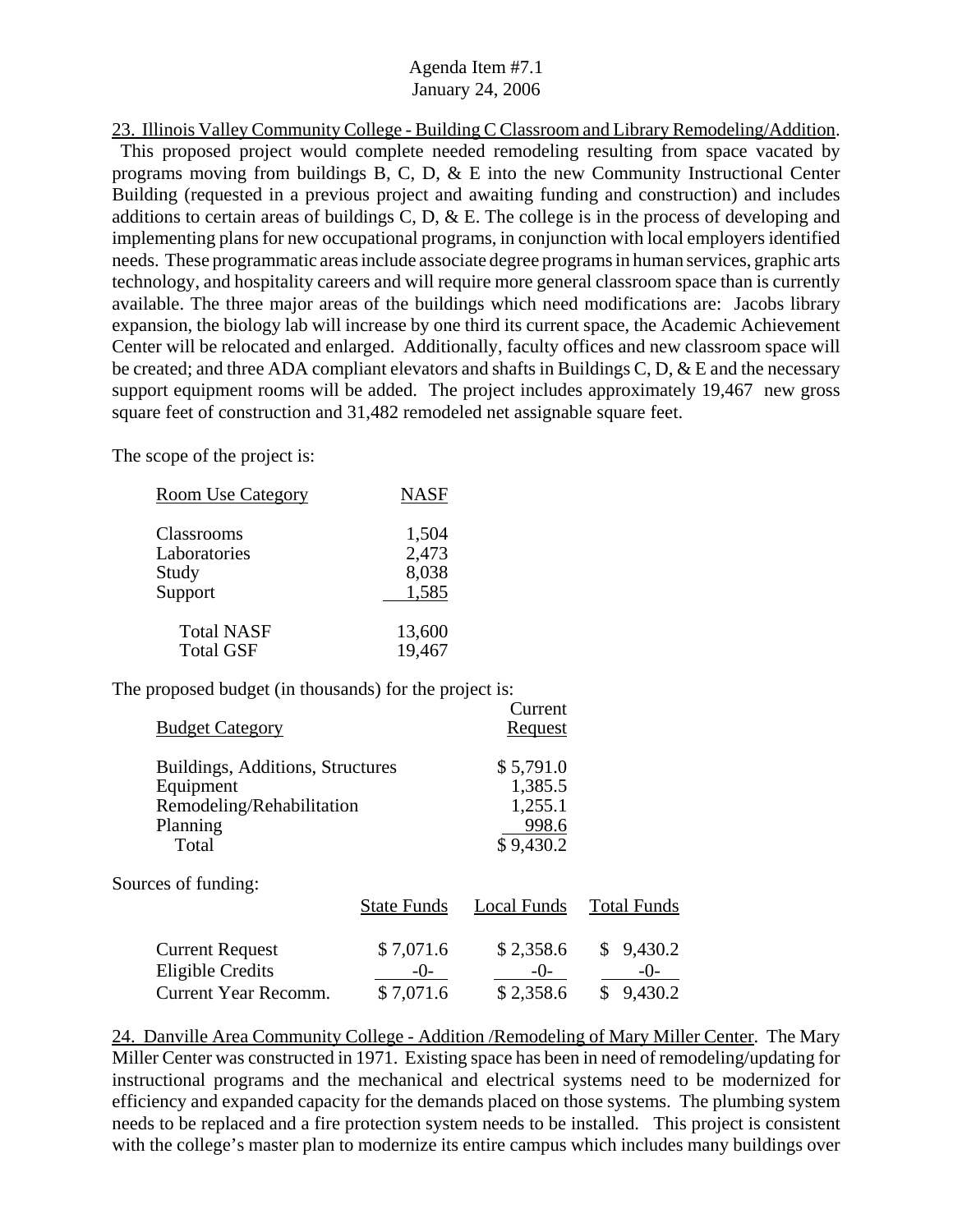23. Illinois Valley Community College - Building C Classroom and Library Remodeling/Addition. This proposed project would complete needed remodeling resulting from space vacated by programs moving from buildings B, C, D, & E into the new Community Instructional Center Building (requested in a previous project and awaiting funding and construction) and includes additions to certain areas of buildings C, D, & E. The college is in the process of developing and implementing plans for new occupational programs, in conjunction with local employers identified needs. These programmatic areas include associate degree programs in human services, graphic arts technology, and hospitality careers and will require more general classroom space than is currently available. The three major areas of the buildings which need modifications are: Jacobs library expansion, the biology lab will increase by one third its current space, the Academic Achievement Center will be relocated and enlarged. Additionally, faculty offices and new classroom space will be created; and three ADA compliant elevators and shafts in Buildings C, D, & E and the necessary support equipment rooms will be added. The project includes approximately 19,467 new gross square feet of construction and 31,482 remodeled net assignable square feet.

The scope of the project is:

| Room Use Category | NASF |
|---|---|
| Classrooms | 1,504 |
| Laboratories | 2,473 |
| Study | 8,038 |
| Support | 1,585 |
| Total NASF | 13,600 |
| Total GSF | 19,467 |

The proposed budget (in thousands) for the project is:

| Budget Category | Current Request |
|---|---|
| Buildings, Additions, Structures | $ 5,791.0 |
| Equipment | 1,385.5 |
| Remodeling/Rehabilitation | 1,255.1 |
| Planning | 998.6 |
| Total | $ 9,430.2 |

Sources of funding:

| | State Funds | Local Funds | Total Funds |
|---|---|---|---|
| Current Request | $ 7,071.6 | $ 2,358.6 | $ 9,430.2 |
| Eligible Credits | -0- | -0- | -0- |
| Current Year Recomm. | $ 7,071.6 | $ 2,358.6 | $ 9,430.2 |

24. Danville Area Community College - Addition /Remodeling of Mary Miller Center. The Mary Miller Center was constructed in 1971. Existing space has been in need of remodeling/updating for instructional programs and the mechanical and electrical systems need to be modernized for efficiency and expanded capacity for the demands placed on those systems. The plumbing system needs to be replaced and a fire protection system needs to be installed. This project is consistent with the college's master plan to modernize its entire campus which includes many buildings over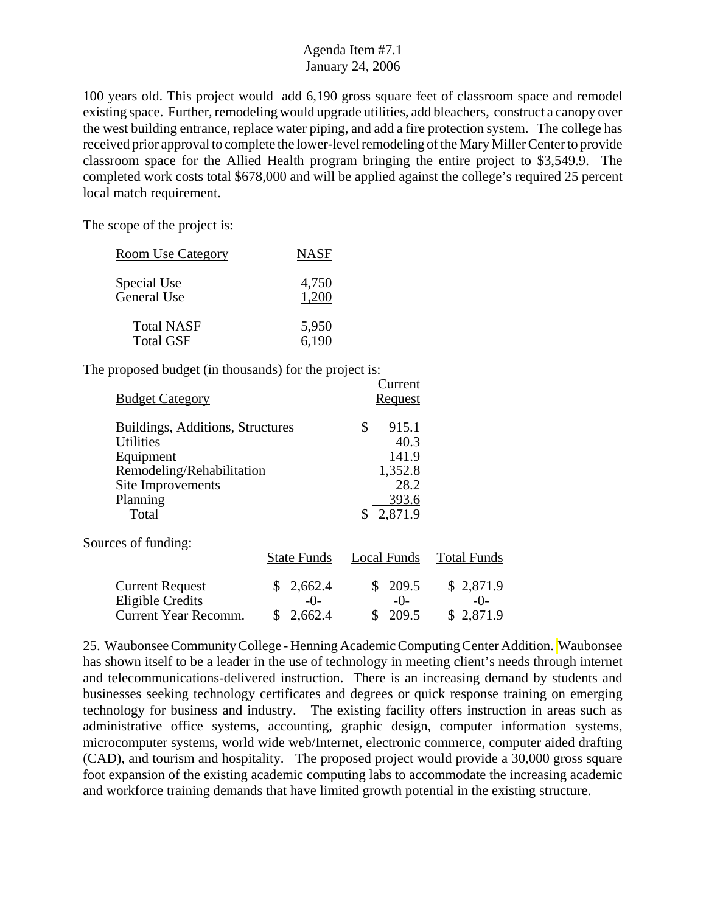100 years old. This project would add 6,190 gross square feet of classroom space and remodel existing space. Further, remodeling would upgrade utilities, add bleachers, construct a canopy over the west building entrance, replace water piping, and add a fire protection system. The college has received prior approval to complete the lower-level remodeling of the Mary Miller Center to provide classroom space for the Allied Health program bringing the entire project to $3,549.9. The completed work costs total $678,000 and will be applied against the college's required 25 percent local match requirement.

The scope of the project is:

| Room Use Category | NASF |
|---|---|
| Special Use | 4,750 |
| General Use | 1,200 |
| Total NASF | 5,950 |
| Total GSF | 6,190 |

The proposed budget (in thousands) for the project is:

| Budget Category | Current Request |
|---|---|
| Buildings, Additions, Structures | $ 915.1 |
| Utilities | 40.3 |
| Equipment | 141.9 |
| Remodeling/Rehabilitation | 1,352.8 |
| Site Improvements | 28.2 |
| Planning | 393.6 |
| Total | $ 2,871.9 |

Sources of funding:

| | State Funds | Local Funds | Total Funds |
|---|---|---|---|
| Current Request | $ 2,662.4 | $ 209.5 | $ 2,871.9 |
| Eligible Credits | -0- | -0- | -0- |
| Current Year Recomm. | $ 2,662.4 | $ 209.5 | $ 2,871.9 |

25. Waubonsee Community College - Henning Academic Computing Center Addition. Waubonsee has shown itself to be a leader in the use of technology in meeting client's needs through internet and telecommunications-delivered instruction. There is an increasing demand by students and businesses seeking technology certificates and degrees or quick response training on emerging technology for business and industry. The existing facility offers instruction in areas such as administrative office systems, accounting, graphic design, computer information systems, microcomputer systems, world wide web/Internet, electronic commerce, computer aided drafting (CAD), and tourism and hospitality. The proposed project would provide a 30,000 gross square foot expansion of the existing academic computing labs to accommodate the increasing academic and workforce training demands that have limited growth potential in the existing structure.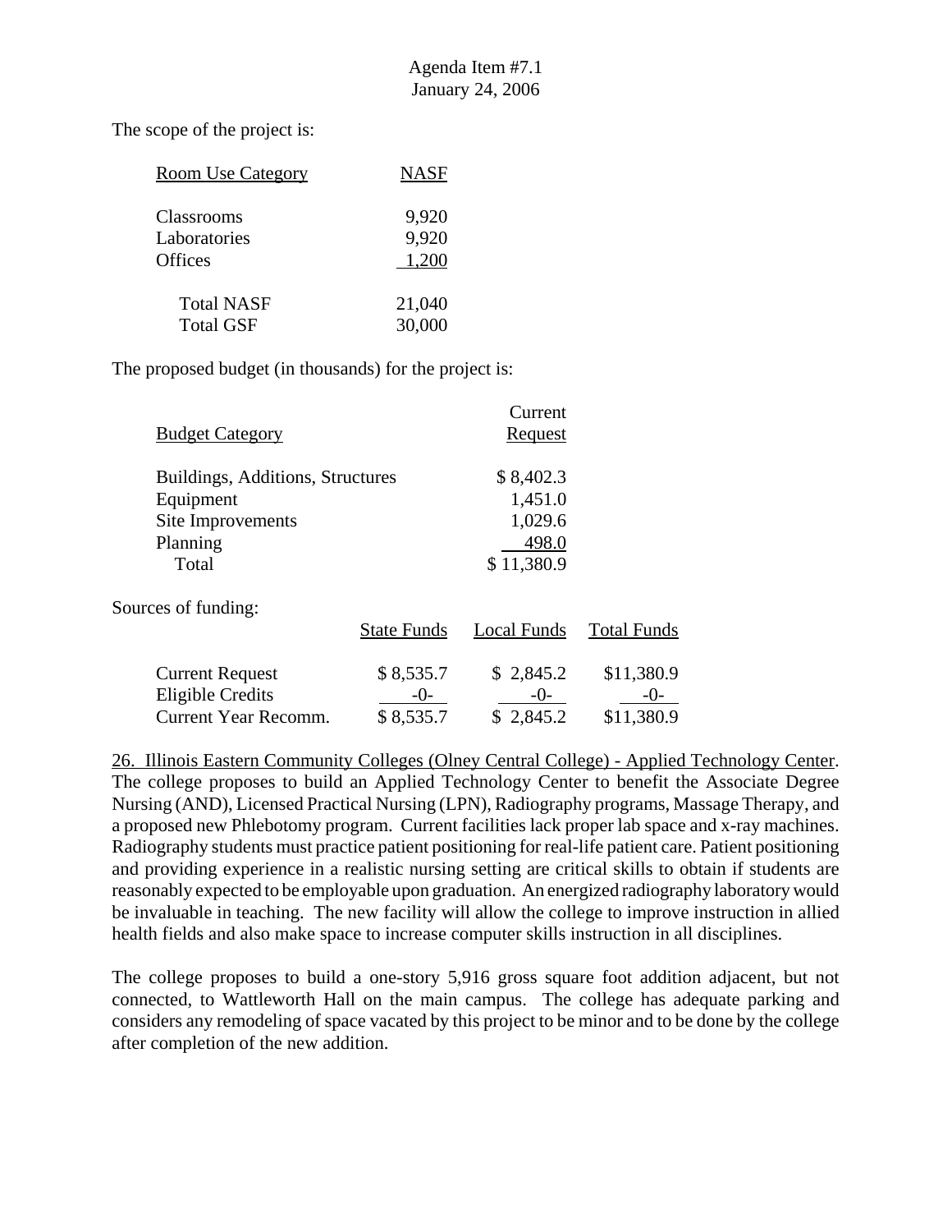Agenda Item #7.1
January 24, 2006

The scope of the project is:

| Room Use Category | NASF |
|---|---|
| Classrooms | 9,920 |
| Laboratories | 9,920 |
| Offices | 1,200 |
| Total NASF | 21,040 |
| Total GSF | 30,000 |

The proposed budget (in thousands) for the project is:

| Budget Category | Current Request |
|---|---|
| Buildings, Additions, Structures | $ 8,402.3 |
| Equipment | 1,451.0 |
| Site Improvements | 1,029.6 |
| Planning | 498.0 |
| Total | $ 11,380.9 |

Sources of funding:

| | State Funds | Local Funds | Total Funds |
|---|---|---|---|
| Current Request | $ 8,535.7 | $ 2,845.2 | $11,380.9 |
| Eligible Credits | -0- | -0- | -0- |
| Current Year Recomm. | $ 8,535.7 | $ 2,845.2 | $11,380.9 |

26. Illinois Eastern Community Colleges (Olney Central College) - Applied Technology Center. The college proposes to build an Applied Technology Center to benefit the Associate Degree Nursing (AND), Licensed Practical Nursing (LPN), Radiography programs, Massage Therapy, and a proposed new Phlebotomy program. Current facilities lack proper lab space and x-ray machines. Radiography students must practice patient positioning for real-life patient care. Patient positioning and providing experience in a realistic nursing setting are critical skills to obtain if students are reasonably expected to be employable upon graduation. An energized radiography laboratory would be invaluable in teaching. The new facility will allow the college to improve instruction in allied health fields and also make space to increase computer skills instruction in all disciplines.

The college proposes to build a one-story 5,916 gross square foot addition adjacent, but not connected, to Wattleworth Hall on the main campus. The college has adequate parking and considers any remodeling of space vacated by this project to be minor and to be done by the college after completion of the new addition.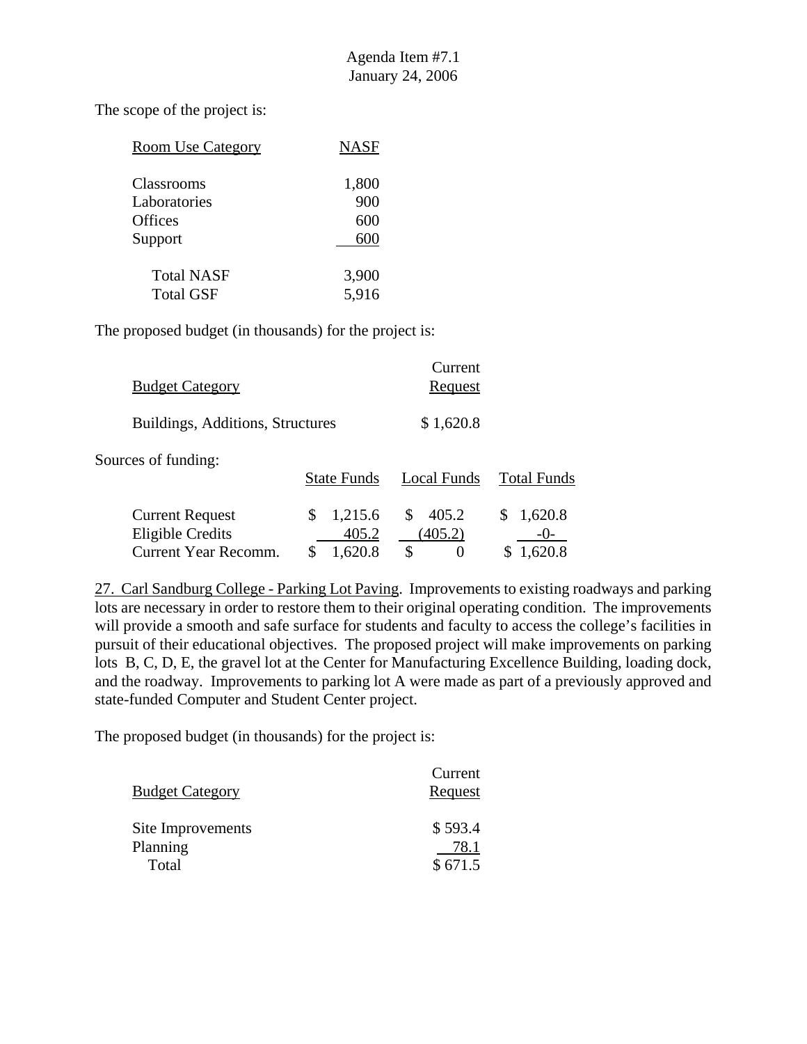The scope of the project is:

| Room Use Category | NASF |
|---|---|
| Classrooms | 1,800 |
| Laboratories | 900 |
| Offices | 600 |
| Support | 600 |
| Total NASF | 3,900 |
| Total GSF | 5,916 |

The proposed budget (in thousands) for the project is:

| Budget Category | Current Request |
|---|---|
| Buildings, Additions, Structures | $ 1,620.8 |

Sources of funding:

| | State Funds | Local Funds | Total Funds |
|---|---|---|---|
| Current Request | $ 1,215.6 | $ 405.2 | $ 1,620.8 |
| Eligible Credits | 405.2 | (405.2) | -0- |
| Current Year Recomm. | $ 1,620.8 | $ 0 | $ 1,620.8 |

27. Carl Sandburg College - Parking Lot Paving. Improvements to existing roadways and parking lots are necessary in order to restore them to their original operating condition. The improvements will provide a smooth and safe surface for students and faculty to access the college's facilities in pursuit of their educational objectives. The proposed project will make improvements on parking lots B, C, D, E, the gravel lot at the Center for Manufacturing Excellence Building, loading dock, and the roadway. Improvements to parking lot A were made as part of a previously approved and state-funded Computer and Student Center project.

The proposed budget (in thousands) for the project is:

| Budget Category | Current Request |
|---|---|
| Site Improvements | $ 593.4 |
| Planning | 78.1 |
| Total | $ 671.5 |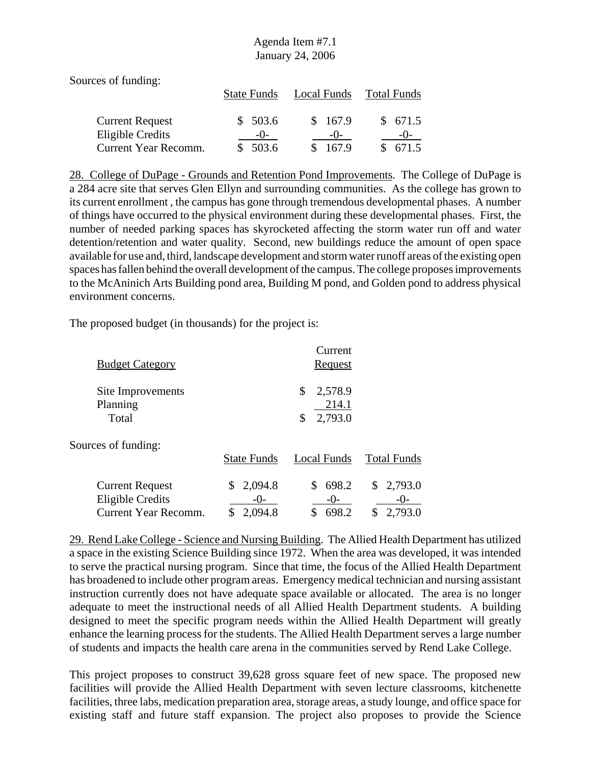Sources of funding:

| | State Funds | Local Funds | Total Funds |
|---|---|---|---|
| Current Request | $ 503.6 | $ 167.9 | $ 671.5 |
| Eligible Credits | -0- | -0- | -0- |
| Current Year Recomm. | $ 503.6 | $ 167.9 | $ 671.5 |

28. College of DuPage - Grounds and Retention Pond Improvements. The College of DuPage is a 284 acre site that serves Glen Ellyn and surrounding communities. As the college has grown to its current enrollment , the campus has gone through tremendous developmental phases. A number of things have occurred to the physical environment during these developmental phases. First, the number of needed parking spaces has skyrocketed affecting the storm water run off and water detention/retention and water quality. Second, new buildings reduce the amount of open space available for use and, third, landscape development and storm water runoff areas of the existing open spaces has fallen behind the overall development of the campus. The college proposes improvements to the McAninich Arts Building pond area, Building M pond, and Golden pond to address physical environment concerns.

The proposed budget (in thousands) for the project is:

| Budget Category | Current Request |
|---|---|
| Site Improvements | $ 2,578.9 |
| Planning | 214.1 |
| Total | $ 2,793.0 |

Sources of funding:

| | State Funds | Local Funds | Total Funds |
|---|---|---|---|
| Current Request | $ 2,094.8 | $ 698.2 | $ 2,793.0 |
| Eligible Credits | -0- | -0- | -0- |
| Current Year Recomm. | $ 2,094.8 | $ 698.2 | $ 2,793.0 |

29. Rend Lake College - Science and Nursing Building. The Allied Health Department has utilized a space in the existing Science Building since 1972. When the area was developed, it was intended to serve the practical nursing program. Since that time, the focus of the Allied Health Department has broadened to include other program areas. Emergency medical technician and nursing assistant instruction currently does not have adequate space available or allocated. The area is no longer adequate to meet the instructional needs of all Allied Health Department students. A building designed to meet the specific program needs within the Allied Health Department will greatly enhance the learning process for the students. The Allied Health Department serves a large number of students and impacts the health care arena in the communities served by Rend Lake College.

This project proposes to construct 39,628 gross square feet of new space. The proposed new facilities will provide the Allied Health Department with seven lecture classrooms, kitchenette facilities, three labs, medication preparation area, storage areas, a study lounge, and office space for existing staff and future staff expansion. The project also proposes to provide the Science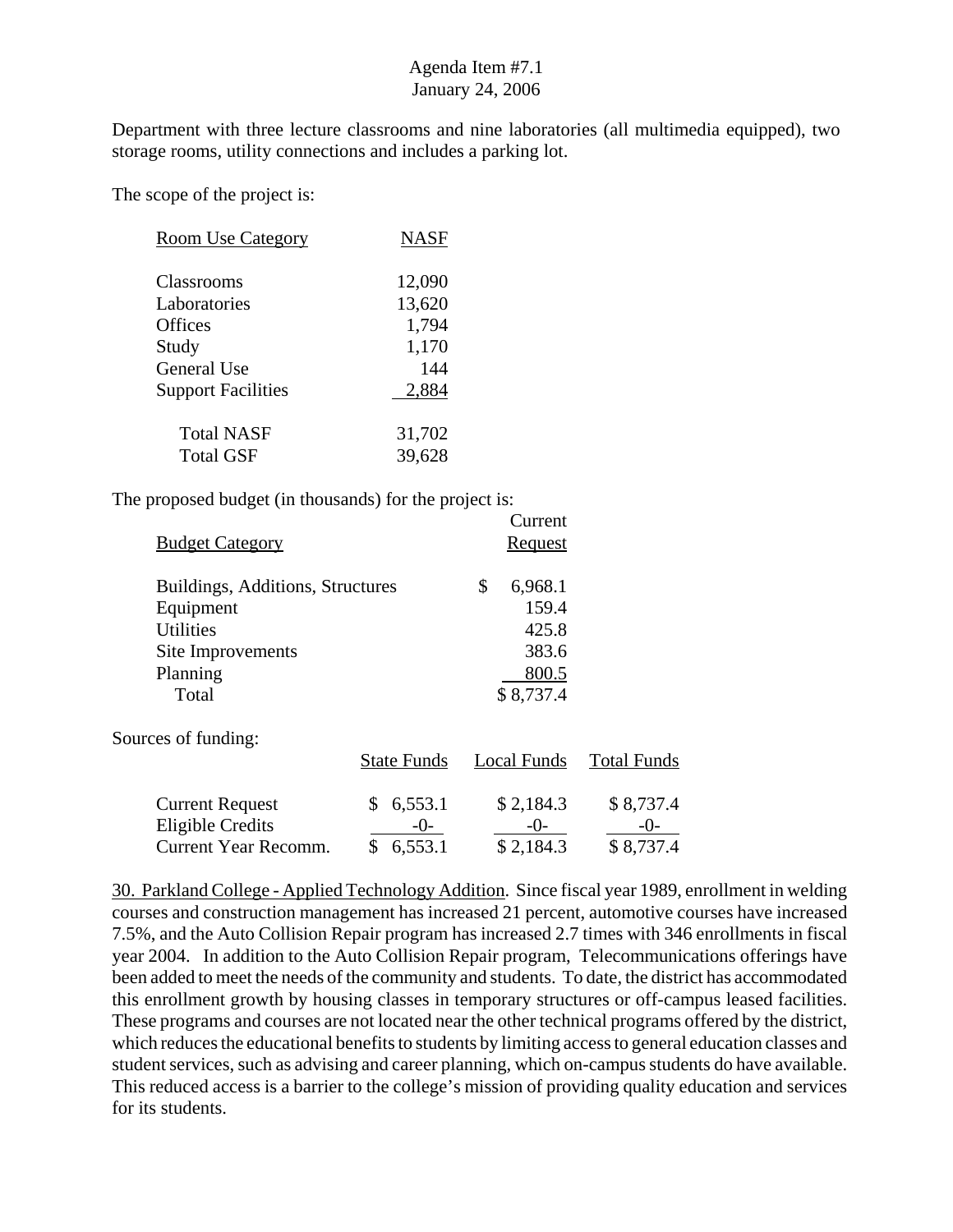Department with three lecture classrooms and nine laboratories (all multimedia equipped), two storage rooms, utility connections and includes a parking lot.

The scope of the project is:

| Room Use Category | NASF |
|---|---|
| Classrooms | 12,090 |
| Laboratories | 13,620 |
| Offices | 1,794 |
| Study | 1,170 |
| General Use | 144 |
| Support Facilities | 2,884 |
| Total NASF | 31,702 |
| Total GSF | 39,628 |

The proposed budget (in thousands) for the project is:

| Budget Category | Current Request |
|---|---|
| Buildings, Additions, Structures | $ 6,968.1 |
| Equipment | 159.4 |
| Utilities | 425.8 |
| Site Improvements | 383.6 |
| Planning | 800.5 |
| Total | $ 8,737.4 |

Sources of funding:

| | State Funds | Local Funds | Total Funds |
|---|---|---|---|
| Current Request | $ 6,553.1 | $ 2,184.3 | $ 8,737.4 |
| Eligible Credits | -0- | -0- | -0- |
| Current Year Recomm. | $ 6,553.1 | $ 2,184.3 | $ 8,737.4 |

30. Parkland College - Applied Technology Addition. Since fiscal year 1989, enrollment in welding courses and construction management has increased 21 percent, automotive courses have increased 7.5%, and the Auto Collision Repair program has increased 2.7 times with 346 enrollments in fiscal year 2004. In addition to the Auto Collision Repair program, Telecommunications offerings have been added to meet the needs of the community and students. To date, the district has accommodated this enrollment growth by housing classes in temporary structures or off-campus leased facilities. These programs and courses are not located near the other technical programs offered by the district, which reduces the educational benefits to students by limiting access to general education classes and student services, such as advising and career planning, which on-campus students do have available. This reduced access is a barrier to the college's mission of providing quality education and services for its students.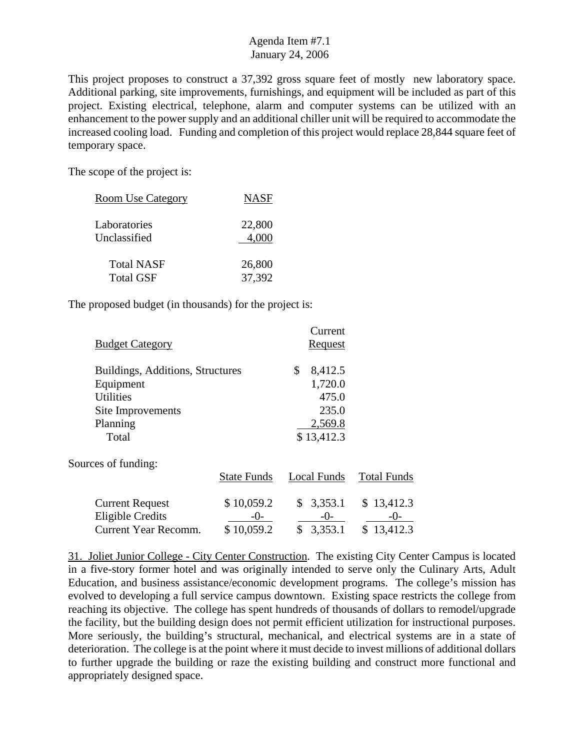Agenda Item #7.1
January 24, 2006

This project proposes to construct a 37,392 gross square feet of mostly new laboratory space. Additional parking, site improvements, furnishings, and equipment will be included as part of this project. Existing electrical, telephone, alarm and computer systems can be utilized with an enhancement to the power supply and an additional chiller unit will be required to accommodate the increased cooling load. Funding and completion of this project would replace 28,844 square feet of temporary space.

The scope of the project is:

| Room Use Category | NASF |
|---|---|
| Laboratories | 22,800 |
| Unclassified | 4,000 |
| Total NASF | 26,800 |
| Total GSF | 37,392 |

The proposed budget (in thousands) for the project is:

| Budget Category | Current Request |
|---|---|
| Buildings, Additions, Structures | $ 8,412.5 |
| Equipment | 1,720.0 |
| Utilities | 475.0 |
| Site Improvements | 235.0 |
| Planning | 2,569.8 |
| Total | $ 13,412.3 |

Sources of funding:

| | State Funds | Local Funds | Total Funds |
|---|---|---|---|
| Current Request | $ 10,059.2 | $ 3,353.1 | $ 13,412.3 |
| Eligible Credits | -0- | -0- | -0- |
| Current Year Recomm. | $ 10,059.2 | $ 3,353.1 | $ 13,412.3 |

31. Joliet Junior College - City Center Construction. The existing City Center Campus is located in a five-story former hotel and was originally intended to serve only the Culinary Arts, Adult Education, and business assistance/economic development programs. The college's mission has evolved to developing a full service campus downtown. Existing space restricts the college from reaching its objective. The college has spent hundreds of thousands of dollars to remodel/upgrade the facility, but the building design does not permit efficient utilization for instructional purposes. More seriously, the building's structural, mechanical, and electrical systems are in a state of deterioration. The college is at the point where it must decide to invest millions of additional dollars to further upgrade the building or raze the existing building and construct more functional and appropriately designed space.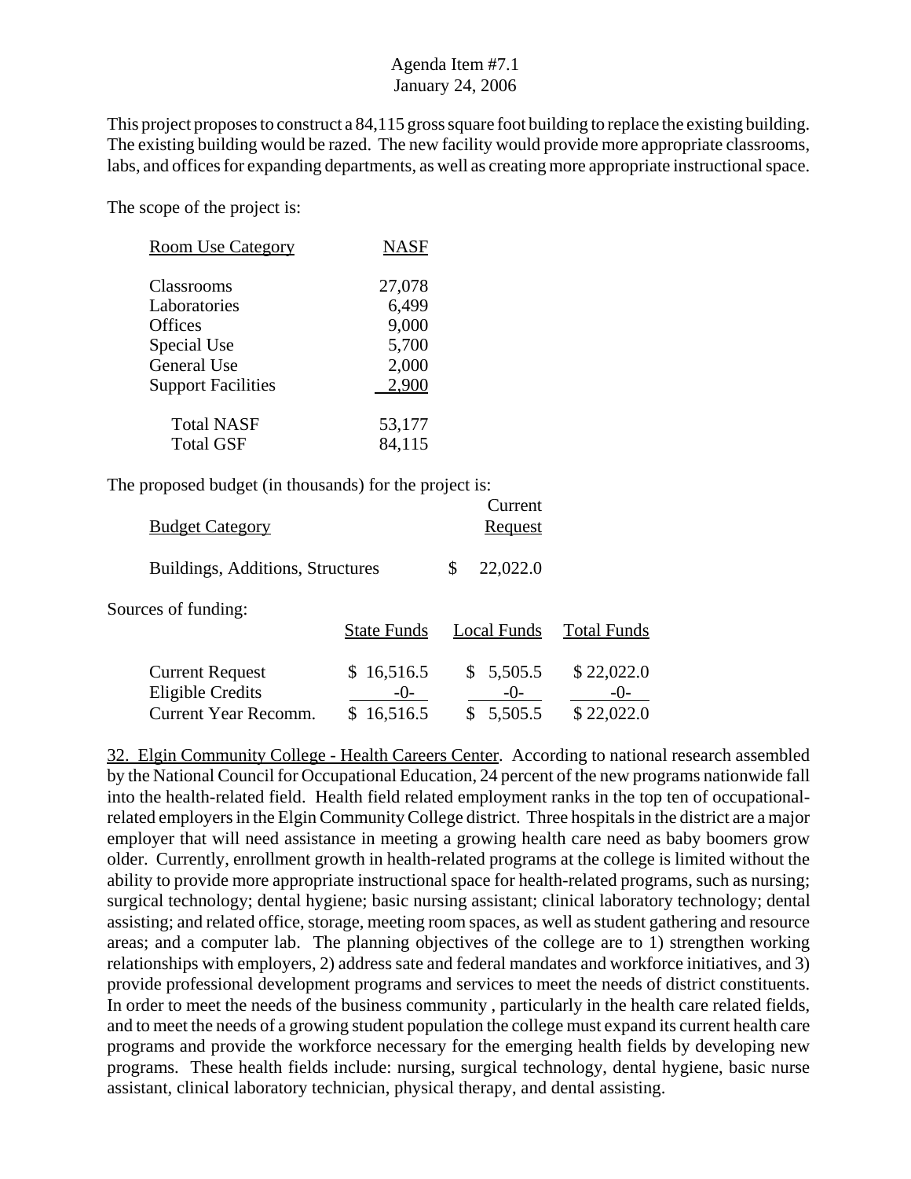This project proposes to construct a 84,115 gross square foot building to replace the existing building. The existing building would be razed. The new facility would provide more appropriate classrooms, labs, and offices for expanding departments, as well as creating more appropriate instructional space.

The scope of the project is:

| Room Use Category | NASF |
|---|---|
| Classrooms | 27,078 |
| Laboratories | 6,499 |
| Offices | 9,000 |
| Special Use | 5,700 |
| General Use | 2,000 |
| Support Facilities | 2,900 |
| Total NASF | 53,177 |
| Total GSF | 84,115 |

The proposed budget (in thousands) for the project is:

| Budget Category | Current Request |
|---|---|
| Buildings, Additions, Structures | $ 22,022.0 |

Sources of funding:

| | State Funds | Local Funds | Total Funds |
|---|---|---|---|
| Current Request | $ 16,516.5 | $ 5,505.5 | $ 22,022.0 |
| Eligible Credits | -0- | -0- | -0- |
| Current Year Recomm. | $ 16,516.5 | $ 5,505.5 | $ 22,022.0 |

32. Elgin Community College - Health Careers Center. According to national research assembled by the National Council for Occupational Education, 24 percent of the new programs nationwide fall into the health-related field. Health field related employment ranks in the top ten of occupational-related employers in the Elgin Community College district. Three hospitals in the district are a major employer that will need assistance in meeting a growing health care need as baby boomers grow older. Currently, enrollment growth in health-related programs at the college is limited without the ability to provide more appropriate instructional space for health-related programs, such as nursing; surgical technology; dental hygiene; basic nursing assistant; clinical laboratory technology; dental assisting; and related office, storage, meeting room spaces, as well as student gathering and resource areas; and a computer lab. The planning objectives of the college are to 1) strengthen working relationships with employers, 2) address sate and federal mandates and workforce initiatives, and 3) provide professional development programs and services to meet the needs of district constituents. In order to meet the needs of the business community , particularly in the health care related fields, and to meet the needs of a growing student population the college must expand its current health care programs and provide the workforce necessary for the emerging health fields by developing new programs. These health fields include: nursing, surgical technology, dental hygiene, basic nurse assistant, clinical laboratory technician, physical therapy, and dental assisting.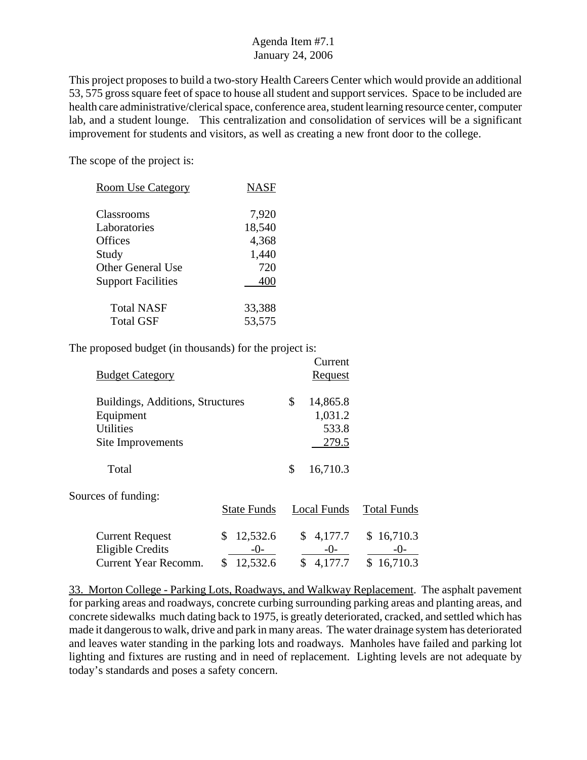Agenda Item #7.1
January 24, 2006

This project proposes to build a two-story Health Careers Center which would provide an additional 53, 575 gross square feet of space to house all student and support services. Space to be included are health care administrative/clerical space, conference area, student learning resource center, computer lab, and a student lounge. This centralization and consolidation of services will be a significant improvement for students and visitors, as well as creating a new front door to the college.

The scope of the project is:

| Room Use Category | NASF |
|---|---|
| Classrooms | 7,920 |
| Laboratories | 18,540 |
| Offices | 4,368 |
| Study | 1,440 |
| Other General Use | 720 |
| Support Facilities | 400 |
| Total NASF | 33,388 |
| Total GSF | 53,575 |

The proposed budget (in thousands) for the project is:

| Budget Category | Current Request |
|---|---|
| Buildings, Additions, Structures | $ 14,865.8 |
| Equipment | 1,031.2 |
| Utilities | 533.8 |
| Site Improvements | 279.5 |
| Total | $ 16,710.3 |

Sources of funding:

| | State Funds | Local Funds | Total Funds |
|---|---|---|---|
| Current Request | $ 12,532.6 | $ 4,177.7 | $ 16,710.3 |
| Eligible Credits | -0- | -0- | -0- |
| Current Year Recomm. | $ 12,532.6 | $ 4,177.7 | $ 16,710.3 |

33. Morton College - Parking Lots, Roadways, and Walkway Replacement. The asphalt pavement for parking areas and roadways, concrete curbing surrounding parking areas and planting areas, and concrete sidewalks much dating back to 1975, is greatly deteriorated, cracked, and settled which has made it dangerous to walk, drive and park in many areas. The water drainage system has deteriorated and leaves water standing in the parking lots and roadways. Manholes have failed and parking lot lighting and fixtures are rusting and in need of replacement. Lighting levels are not adequate by today's standards and poses a safety concern.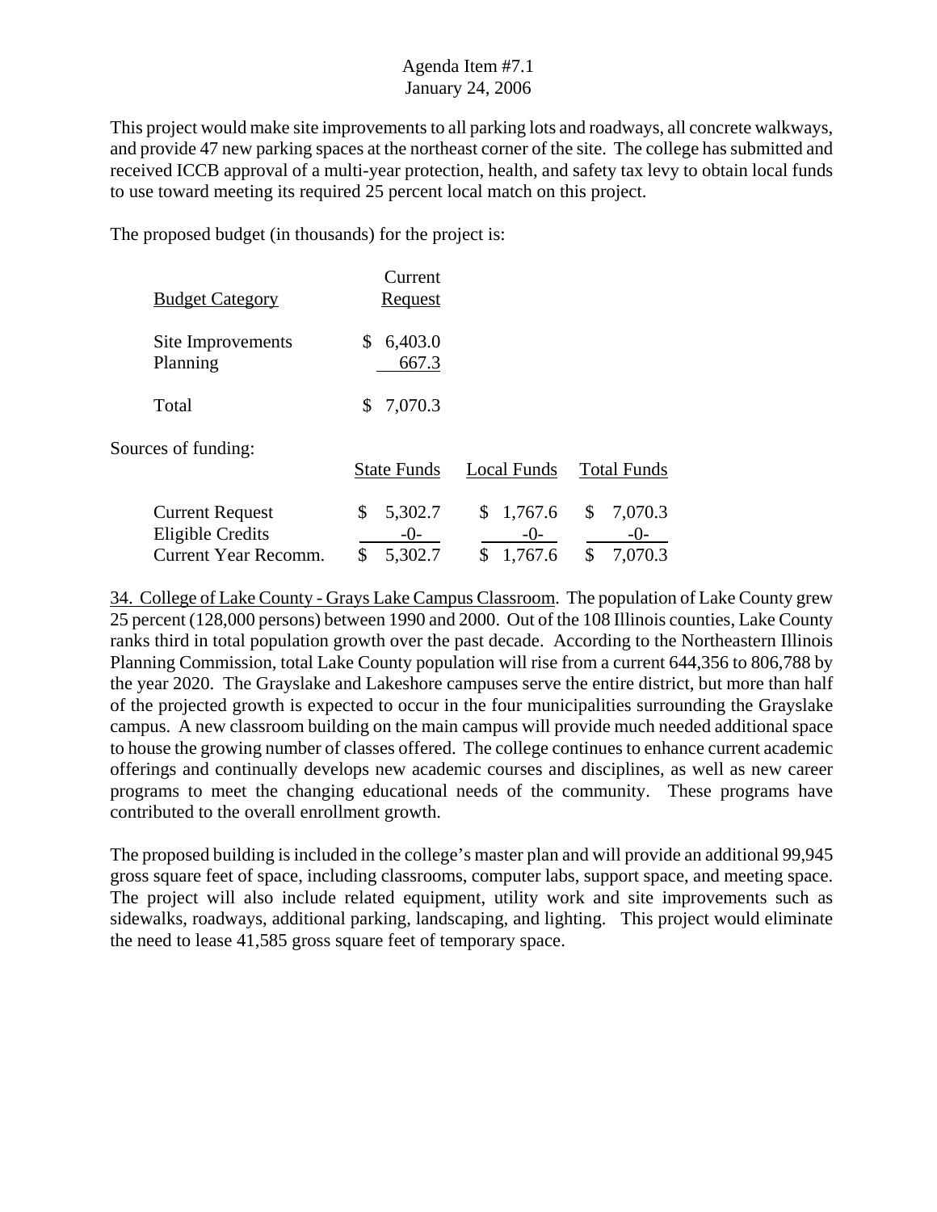This project would make site improvements to all parking lots and roadways, all concrete walkways, and provide 47 new parking spaces at the northeast corner of the site. The college has submitted and received ICCB approval of a multi-year protection, health, and safety tax levy to obtain local funds to use toward meeting its required 25 percent local match on this project.

The proposed budget (in thousands) for the project is:

| Budget Category | Current Request |
|---|---|
| Site Improvements | $ 6,403.0 |
| Planning | 667.3 |
| Total | $ 7,070.3 |

Sources of funding:

| | State Funds | Local Funds | Total Funds |
|---|---|---|---|
| Current Request | $ 5,302.7 | $ 1,767.6 | $ 7,070.3 |
| Eligible Credits | -0- | -0- | -0- |
| Current Year Recomm. | $ 5,302.7 | $ 1,767.6 | $ 7,070.3 |

34. College of Lake County - Grays Lake Campus Classroom. The population of Lake County grew 25 percent (128,000 persons) between 1990 and 2000. Out of the 108 Illinois counties, Lake County ranks third in total population growth over the past decade. According to the Northeastern Illinois Planning Commission, total Lake County population will rise from a current 644,356 to 806,788 by the year 2020. The Grayslake and Lakeshore campuses serve the entire district, but more than half of the projected growth is expected to occur in the four municipalities surrounding the Grayslake campus. A new classroom building on the main campus will provide much needed additional space to house the growing number of classes offered. The college continues to enhance current academic offerings and continually develops new academic courses and disciplines, as well as new career programs to meet the changing educational needs of the community. These programs have contributed to the overall enrollment growth.

The proposed building is included in the college's master plan and will provide an additional 99,945 gross square feet of space, including classrooms, computer labs, support space, and meeting space. The project will also include related equipment, utility work and site improvements such as sidewalks, roadways, additional parking, landscaping, and lighting. This project would eliminate the need to lease 41,585 gross square feet of temporary space.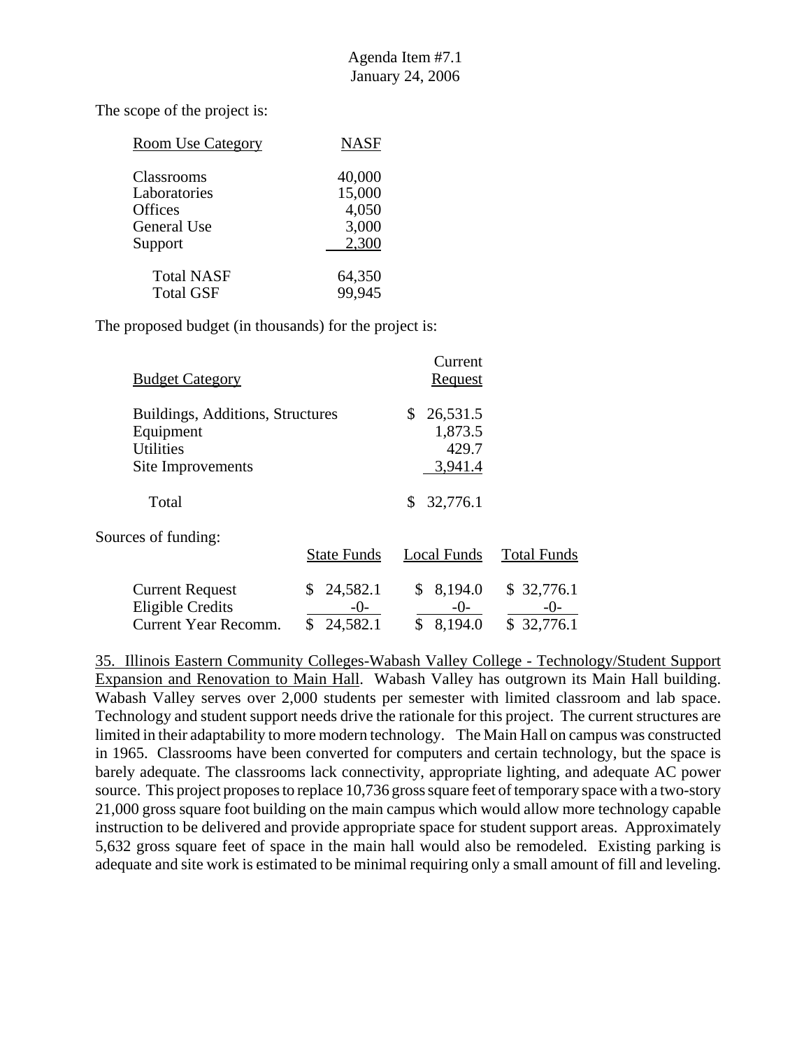The scope of the project is:

| Room Use Category | NASF |
|---|---|
| Classrooms | 40,000 |
| Laboratories | 15,000 |
| Offices | 4,050 |
| General Use | 3,000 |
| Support | 2,300 |
| Total NASF | 64,350 |
| Total GSF | 99,945 |

The proposed budget (in thousands) for the project is:

| Budget Category | Current Request |
|---|---|
| Buildings, Additions, Structures | $ 26,531.5 |
| Equipment | 1,873.5 |
| Utilities | 429.7 |
| Site Improvements | 3,941.4 |
| Total | $ 32,776.1 |

Sources of funding:

| | State Funds | Local Funds | Total Funds |
|---|---|---|---|
| Current Request | $ 24,582.1 | $ 8,194.0 | $ 32,776.1 |
| Eligible Credits | -0- | -0- | -0- |
| Current Year Recomm. | $ 24,582.1 | $ 8,194.0 | $ 32,776.1 |

35. Illinois Eastern Community Colleges-Wabash Valley College - Technology/Student Support Expansion and Renovation to Main Hall. Wabash Valley has outgrown its Main Hall building. Wabash Valley serves over 2,000 students per semester with limited classroom and lab space. Technology and student support needs drive the rationale for this project. The current structures are limited in their adaptability to more modern technology. The Main Hall on campus was constructed in 1965. Classrooms have been converted for computers and certain technology, but the space is barely adequate. The classrooms lack connectivity, appropriate lighting, and adequate AC power source. This project proposes to replace 10,736 gross square feet of temporary space with a two-story 21,000 gross square foot building on the main campus which would allow more technology capable instruction to be delivered and provide appropriate space for student support areas. Approximately 5,632 gross square feet of space in the main hall would also be remodeled. Existing parking is adequate and site work is estimated to be minimal requiring only a small amount of fill and leveling.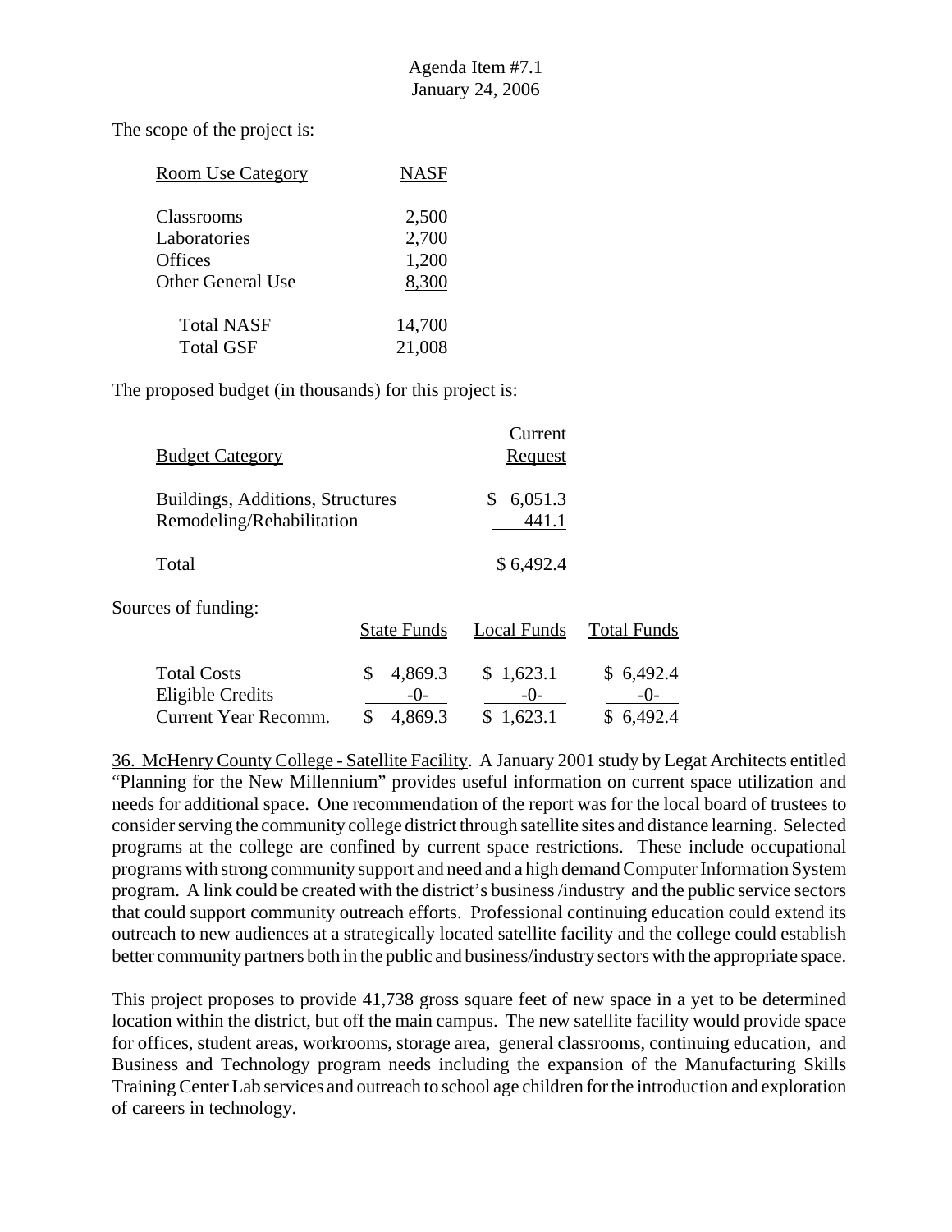Agenda Item #7.1
January 24, 2006

The scope of the project is:

| Room Use Category | NASF |
|---|---|
| Classrooms | 2,500 |
| Laboratories | 2,700 |
| Offices | 1,200 |
| Other General Use | 8,300 |
| Total NASF | 14,700 |
| Total GSF | 21,008 |

The proposed budget (in thousands) for this project is:

| Budget Category | Current Request |
|---|---|
| Buildings, Additions, Structures | $ 6,051.3 |
| Remodeling/Rehabilitation | 441.1 |
| Total | $ 6,492.4 |

Sources of funding:

| | State Funds | Local Funds | Total Funds |
|---|---|---|---|
| Total Costs | $ 4,869.3 | $ 1,623.1 | $ 6,492.4 |
| Eligible Credits | -0- | -0- | -0- |
| Current Year Recomm. | $ 4,869.3 | $ 1,623.1 | $ 6,492.4 |

36. McHenry County College - Satellite Facility. A January 2001 study by Legat Architects entitled "Planning for the New Millennium" provides useful information on current space utilization and needs for additional space. One recommendation of the report was for the local board of trustees to consider serving the community college district through satellite sites and distance learning. Selected programs at the college are confined by current space restrictions. These include occupational programs with strong community support and need and a high demand Computer Information System program. A link could be created with the district's business /industry and the public service sectors that could support community outreach efforts. Professional continuing education could extend its outreach to new audiences at a strategically located satellite facility and the college could establish better community partners both in the public and business/industry sectors with the appropriate space.

This project proposes to provide 41,738 gross square feet of new space in a yet to be determined location within the district, but off the main campus. The new satellite facility would provide space for offices, student areas, workrooms, storage area, general classrooms, continuing education, and Business and Technology program needs including the expansion of the Manufacturing Skills Training Center Lab services and outreach to school age children for the introduction and exploration of careers in technology.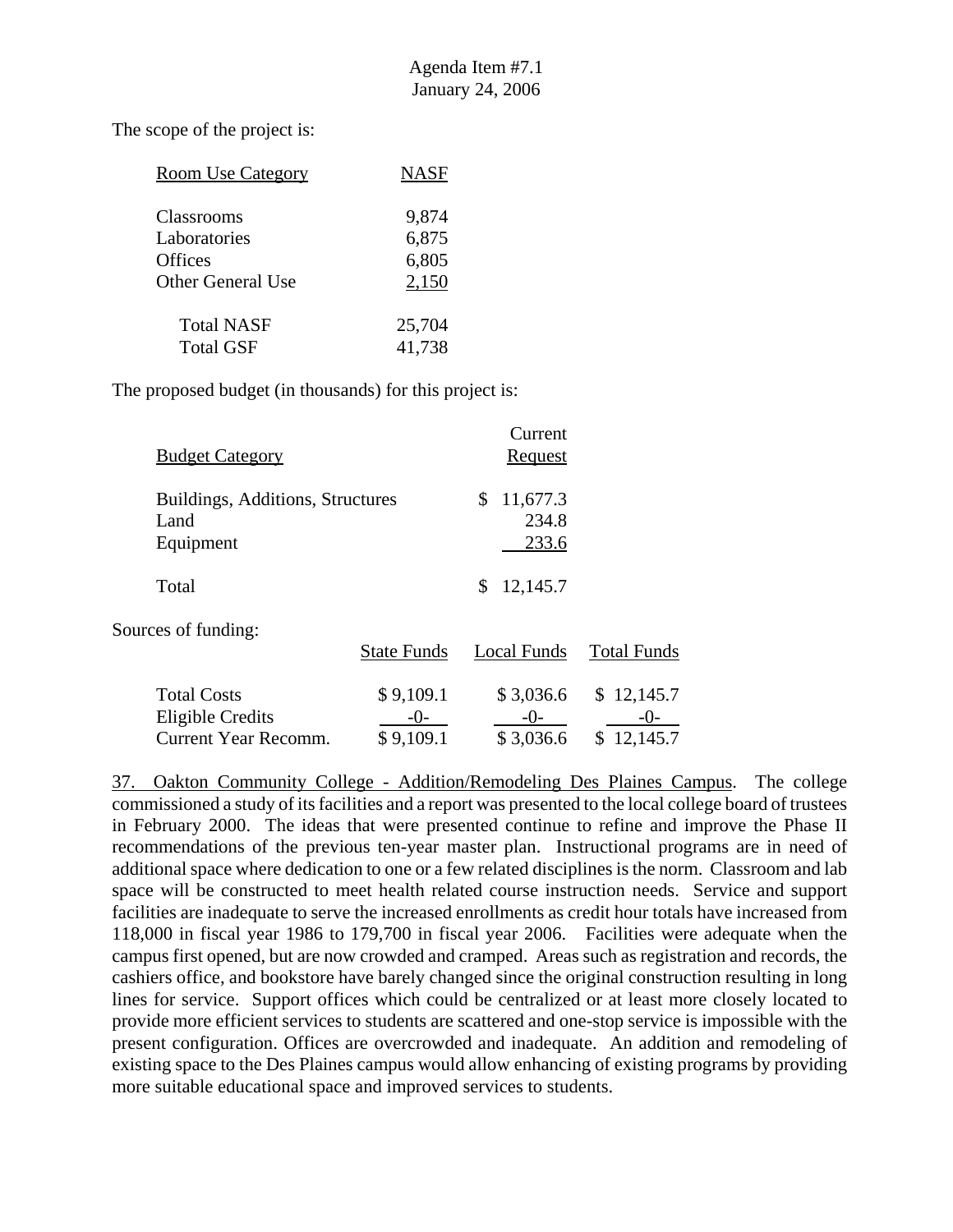Agenda Item #7.1
January 24, 2006

The scope of the project is:

| Room Use Category | NASF |
|---|---|
| Classrooms | 9,874 |
| Laboratories | 6,875 |
| Offices | 6,805 |
| Other General Use | 2,150 |
| Total NASF | 25,704 |
| Total GSF | 41,738 |

The proposed budget (in thousands) for this project is:

| Budget Category | Current Request |
|---|---|
| Buildings, Additions, Structures | $ 11,677.3 |
| Land | 234.8 |
| Equipment | 233.6 |
| Total | $ 12,145.7 |

Sources of funding:

| | State Funds | Local Funds | Total Funds |
|---|---|---|---|
| Total Costs | $ 9,109.1 | $ 3,036.6 | $ 12,145.7 |
| Eligible Credits | -0- | -0- | -0- |
| Current Year Recomm. | $ 9,109.1 | $ 3,036.6 | $ 12,145.7 |

37. Oakton Community College - Addition/Remodeling Des Plaines Campus. The college commissioned a study of its facilities and a report was presented to the local college board of trustees in February 2000. The ideas that were presented continue to refine and improve the Phase II recommendations of the previous ten-year master plan. Instructional programs are in need of additional space where dedication to one or a few related disciplines is the norm. Classroom and lab space will be constructed to meet health related course instruction needs. Service and support facilities are inadequate to serve the increased enrollments as credit hour totals have increased from 118,000 in fiscal year 1986 to 179,700 in fiscal year 2006. Facilities were adequate when the campus first opened, but are now crowded and cramped. Areas such as registration and records, the cashiers office, and bookstore have barely changed since the original construction resulting in long lines for service. Support offices which could be centralized or at least more closely located to provide more efficient services to students are scattered and one-stop service is impossible with the present configuration. Offices are overcrowded and inadequate. An addition and remodeling of existing space to the Des Plaines campus would allow enhancing of existing programs by providing more suitable educational space and improved services to students.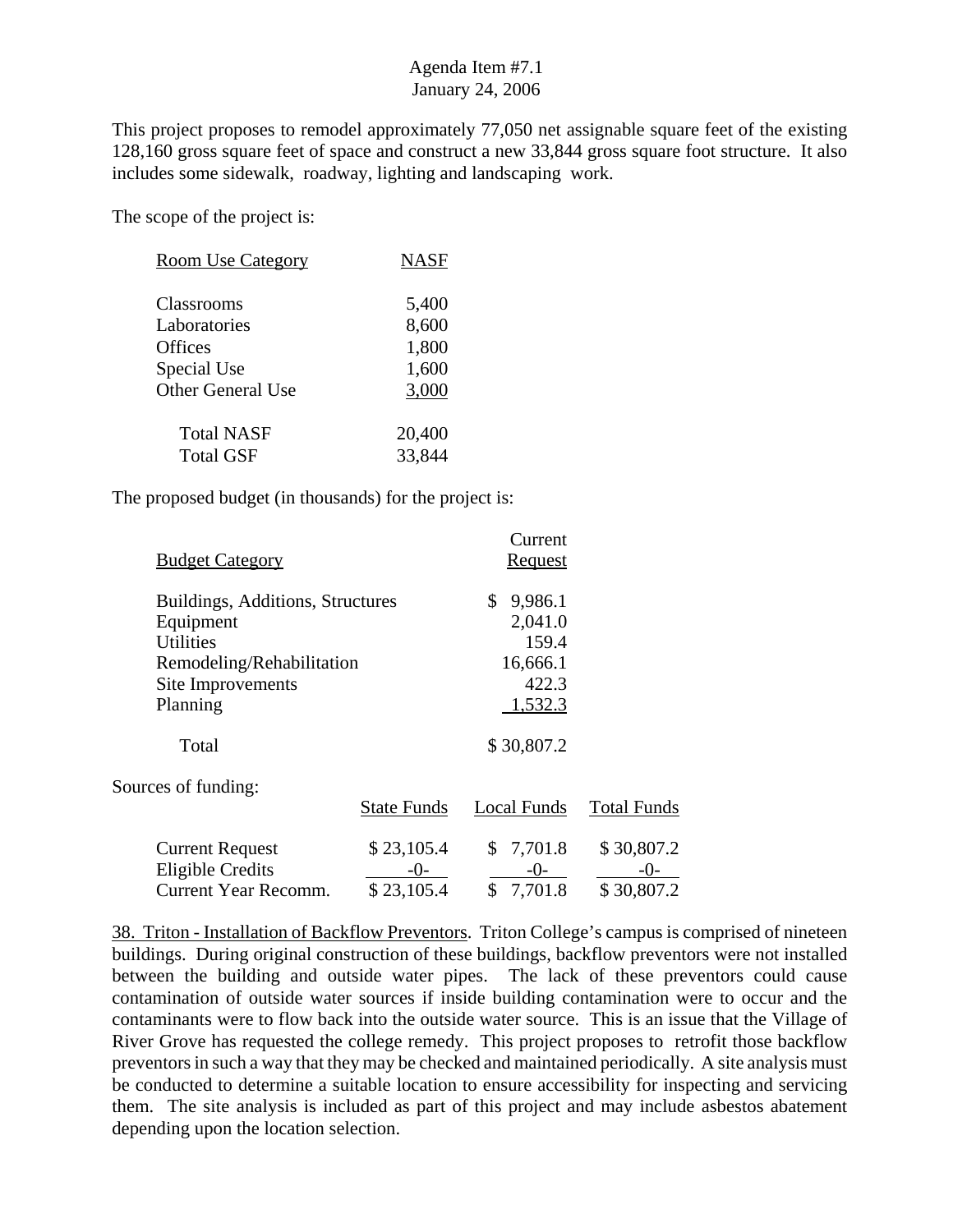This project proposes to remodel approximately 77,050 net assignable square feet of the existing 128,160 gross square feet of space and construct a new 33,844 gross square foot structure. It also includes some sidewalk, roadway, lighting and landscaping work.

The scope of the project is:

| Room Use Category | NASF |
|---|---|
| Classrooms | 5,400 |
| Laboratories | 8,600 |
| Offices | 1,800 |
| Special Use | 1,600 |
| Other General Use | 3,000 |
| Total NASF | 20,400 |
| Total GSF | 33,844 |

The proposed budget (in thousands) for the project is:

| Budget Category | Current Request |
|---|---|
| Buildings, Additions, Structures | $ 9,986.1 |
| Equipment | 2,041.0 |
| Utilities | 159.4 |
| Remodeling/Rehabilitation | 16,666.1 |
| Site Improvements | 422.3 |
| Planning | 1,532.3 |
| Total | $ 30,807.2 |

Sources of funding:

| | State Funds | Local Funds | Total Funds |
|---|---|---|---|
| Current Request | $ 23,105.4 | $ 7,701.8 | $ 30,807.2 |
| Eligible Credits | -0- | -0- | -0- |
| Current Year Recomm. | $ 23,105.4 | $ 7,701.8 | $ 30,807.2 |

38. Triton - Installation of Backflow Preventors. Triton College's campus is comprised of nineteen buildings. During original construction of these buildings, backflow preventors were not installed between the building and outside water pipes. The lack of these preventors could cause contamination of outside water sources if inside building contamination were to occur and the contaminants were to flow back into the outside water source. This is an issue that the Village of River Grove has requested the college remedy. This project proposes to retrofit those backflow preventors in such a way that they may be checked and maintained periodically. A site analysis must be conducted to determine a suitable location to ensure accessibility for inspecting and servicing them. The site analysis is included as part of this project and may include asbestos abatement depending upon the location selection.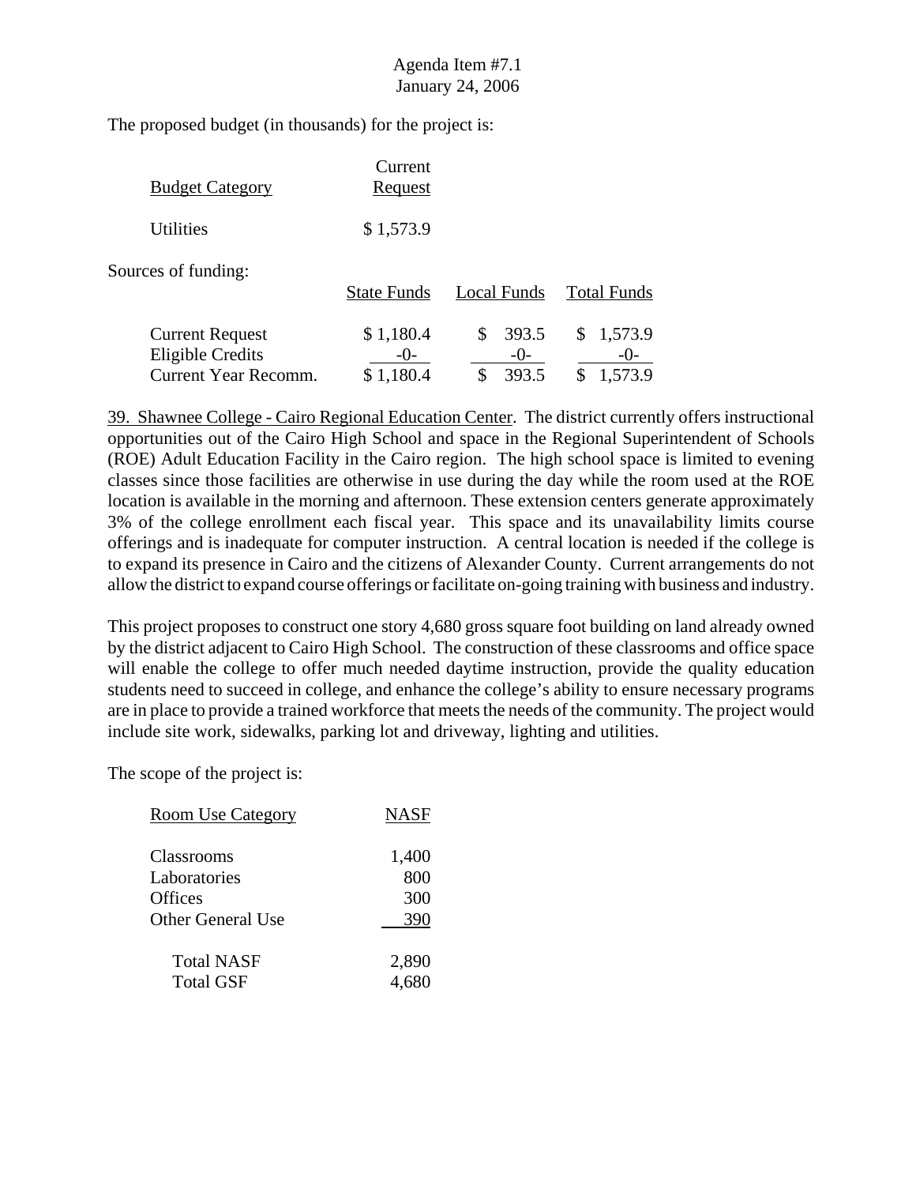The proposed budget (in thousands) for the project is:

| Budget Category | Current Request |
|---|---|
| Utilities | $ 1,573.9 |

Sources of funding:

| | State Funds | Local Funds | Total Funds |
|---|---|---|---|
| Current Request | $ 1,180.4 | $ 393.5 | $ 1,573.9 |
| Eligible Credits | -0- | -0- | -0- |
| Current Year Recomm. | $ 1,180.4 | $ 393.5 | $ 1,573.9 |

39. Shawnee College - Cairo Regional Education Center. The district currently offers instructional opportunities out of the Cairo High School and space in the Regional Superintendent of Schools (ROE) Adult Education Facility in the Cairo region. The high school space is limited to evening classes since those facilities are otherwise in use during the day while the room used at the ROE location is available in the morning and afternoon. These extension centers generate approximately 3% of the college enrollment each fiscal year. This space and its unavailability limits course offerings and is inadequate for computer instruction. A central location is needed if the college is to expand its presence in Cairo and the citizens of Alexander County. Current arrangements do not allow the district to expand course offerings or facilitate on-going training with business and industry.

This project proposes to construct one story 4,680 gross square foot building on land already owned by the district adjacent to Cairo High School. The construction of these classrooms and office space will enable the college to offer much needed daytime instruction, provide the quality education students need to succeed in college, and enhance the college's ability to ensure necessary programs are in place to provide a trained workforce that meets the needs of the community. The project would include site work, sidewalks, parking lot and driveway, lighting and utilities.

The scope of the project is:

| Room Use Category | NASF |
|---|---|
| Classrooms | 1,400 |
| Laboratories | 800 |
| Offices | 300 |
| Other General Use | 390 |
| Total NASF | 2,890 |
| Total GSF | 4,680 |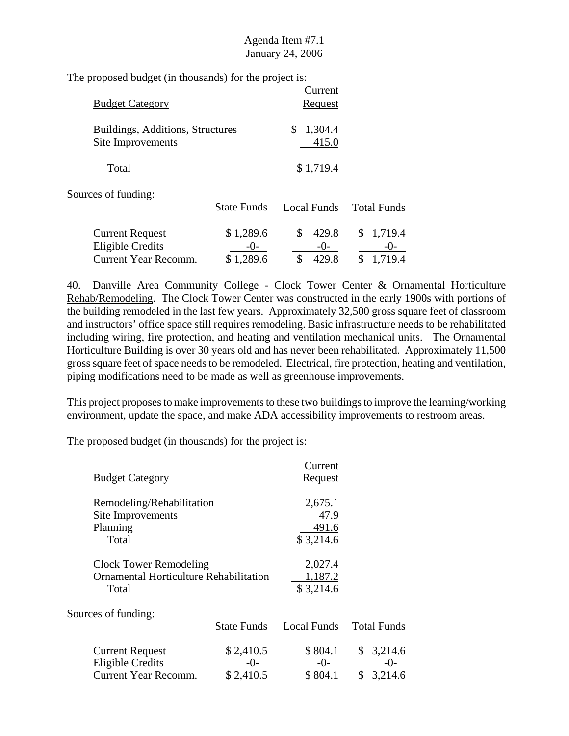The proposed budget (in thousands) for the project is:

| Budget Category | Current Request |
|---|---|
| Buildings, Additions, Structures | $ 1,304.4 |
| Site Improvements | 415.0 |
| Total | $ 1,719.4 |

Sources of funding:

| | State Funds | Local Funds | Total Funds |
|---|---|---|---|
| Current Request | $ 1,289.6 | $ 429.8 | $ 1,719.4 |
| Eligible Credits | -0- | -0- | -0- |
| Current Year Recomm. | $ 1,289.6 | $ 429.8 | $ 1,719.4 |

40. Danville Area Community College - Clock Tower Center & Ornamental Horticulture Rehab/Remodeling. The Clock Tower Center was constructed in the early 1900s with portions of the building remodeled in the last few years. Approximately 32,500 gross square feet of classroom and instructors' office space still requires remodeling. Basic infrastructure needs to be rehabilitated including wiring, fire protection, and heating and ventilation mechanical units. The Ornamental Horticulture Building is over 30 years old and has never been rehabilitated. Approximately 11,500 gross square feet of space needs to be remodeled. Electrical, fire protection, heating and ventilation, piping modifications need to be made as well as greenhouse improvements.

This project proposes to make improvements to these two buildings to improve the learning/working environment, update the space, and make ADA accessibility improvements to restroom areas.

The proposed budget (in thousands) for the project is:

| Budget Category | Current Request |
|---|---|
| Remodeling/Rehabilitation | 2,675.1 |
| Site Improvements | 47.9 |
| Planning | 491.6 |
| Total | $ 3,214.6 |
| | |
| Clock Tower Remodeling | 2,027.4 |
| Ornamental Horticulture Rehabilitation | 1,187.2 |
| Total | $ 3,214.6 |

Sources of funding:

| | State Funds | Local Funds | Total Funds |
|---|---|---|---|
| Current Request | $ 2,410.5 | $ 804.1 | $ 3,214.6 |
| Eligible Credits | -0- | -0- | -0- |
| Current Year Recomm. | $ 2,410.5 | $ 804.1 | $ 3,214.6 |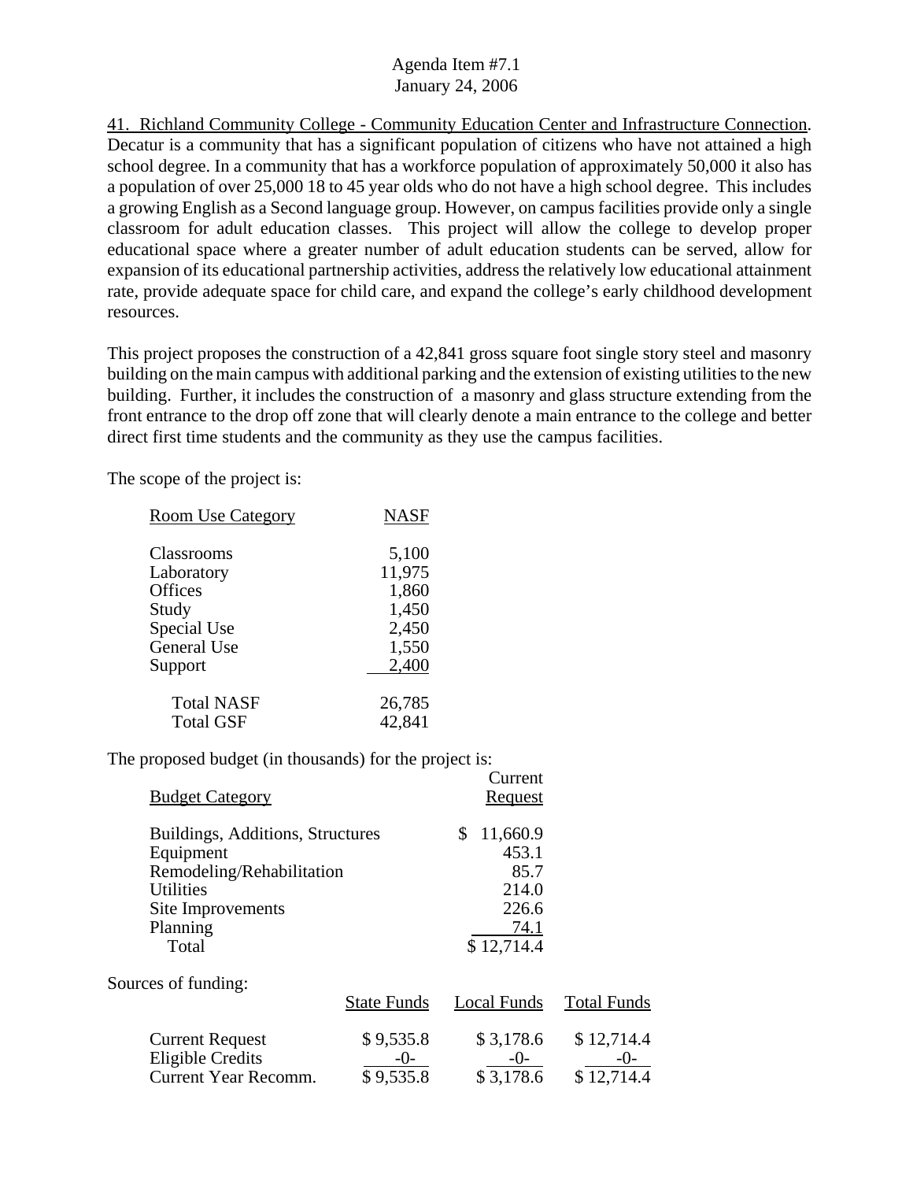41. Richland Community College - Community Education Center and Infrastructure Connection. Decatur is a community that has a significant population of citizens who have not attained a high school degree. In a community that has a workforce population of approximately 50,000 it also has a population of over 25,000 18 to 45 year olds who do not have a high school degree. This includes a growing English as a Second language group. However, on campus facilities provide only a single classroom for adult education classes. This project will allow the college to develop proper educational space where a greater number of adult education students can be served, allow for expansion of its educational partnership activities, address the relatively low educational attainment rate, provide adequate space for child care, and expand the college's early childhood development resources.

This project proposes the construction of a 42,841 gross square foot single story steel and masonry building on the main campus with additional parking and the extension of existing utilities to the new building. Further, it includes the construction of a masonry and glass structure extending from the front entrance to the drop off zone that will clearly denote a main entrance to the college and better direct first time students and the community as they use the campus facilities.

The scope of the project is:

| Room Use Category | NASF |
|---|---|
| Classrooms | 5,100 |
| Laboratory | 11,975 |
| Offices | 1,860 |
| Study | 1,450 |
| Special Use | 2,450 |
| General Use | 1,550 |
| Support | 2,400 |
| Total NASF | 26,785 |
| Total GSF | 42,841 |

The proposed budget (in thousands) for the project is:

| Budget Category | Current Request |
|---|---|
| Buildings, Additions, Structures | $ 11,660.9 |
| Equipment | 453.1 |
| Remodeling/Rehabilitation | 85.7 |
| Utilities | 214.0 |
| Site Improvements | 226.6 |
| Planning | 74.1 |
| Total | $ 12,714.4 |

Sources of funding:

| | State Funds | Local Funds | Total Funds |
|---|---|---|---|
| Current Request | $ 9,535.8 | $ 3,178.6 | $ 12,714.4 |
| Eligible Credits | -0- | -0- | -0- |
| Current Year Recomm. | $ 9,535.8 | $ 3,178.6 | $ 12,714.4 |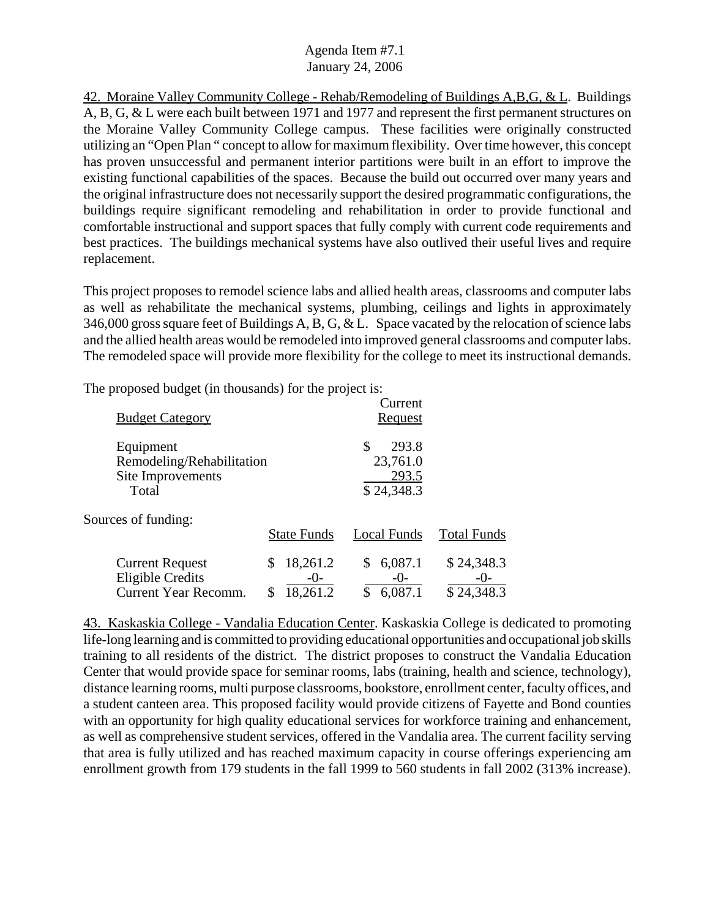42. Moraine Valley Community College - Rehab/Remodeling of Buildings A,B,G, & L. Buildings A, B, G, & L were each built between 1971 and 1977 and represent the first permanent structures on the Moraine Valley Community College campus. These facilities were originally constructed utilizing an "Open Plan " concept to allow for maximum flexibility. Over time however, this concept has proven unsuccessful and permanent interior partitions were built in an effort to improve the existing functional capabilities of the spaces. Because the build out occurred over many years and the original infrastructure does not necessarily support the desired programmatic configurations, the buildings require significant remodeling and rehabilitation in order to provide functional and comfortable instructional and support spaces that fully comply with current code requirements and best practices. The buildings mechanical systems have also outlived their useful lives and require replacement.

This project proposes to remodel science labs and allied health areas, classrooms and computer labs as well as rehabilitate the mechanical systems, plumbing, ceilings and lights in approximately 346,000 gross square feet of Buildings A, B, G, & L. Space vacated by the relocation of science labs and the allied health areas would be remodeled into improved general classrooms and computer labs. The remodeled space will provide more flexibility for the college to meet its instructional demands.

The proposed budget (in thousands) for the project is:

| Budget Category | Current Request |
|---|---|
| Equipment | $ 293.8 |
| Remodeling/Rehabilitation | 23,761.0 |
| Site Improvements | 293.5 |
| Total | $ 24,348.3 |

Sources of funding:

| | State Funds | Local Funds | Total Funds |
|---|---|---|---|
| Current Request | $ 18,261.2 | $ 6,087.1 | $ 24,348.3 |
| Eligible Credits | -0- | -0- | -0- |
| Current Year Recomm. | $ 18,261.2 | $ 6,087.1 | $ 24,348.3 |

43. Kaskaskia College - Vandalia Education Center. Kaskaskia College is dedicated to promoting life-long learning and is committed to providing educational opportunities and occupational job skills training to all residents of the district. The district proposes to construct the Vandalia Education Center that would provide space for seminar rooms, labs (training, health and science, technology), distance learning rooms, multi purpose classrooms, bookstore, enrollment center, faculty offices, and a student canteen area. This proposed facility would provide citizens of Fayette and Bond counties with an opportunity for high quality educational services for workforce training and enhancement, as well as comprehensive student services, offered in the Vandalia area. The current facility serving that area is fully utilized and has reached maximum capacity in course offerings experiencing am enrollment growth from 179 students in the fall 1999 to 560 students in fall 2002 (313% increase).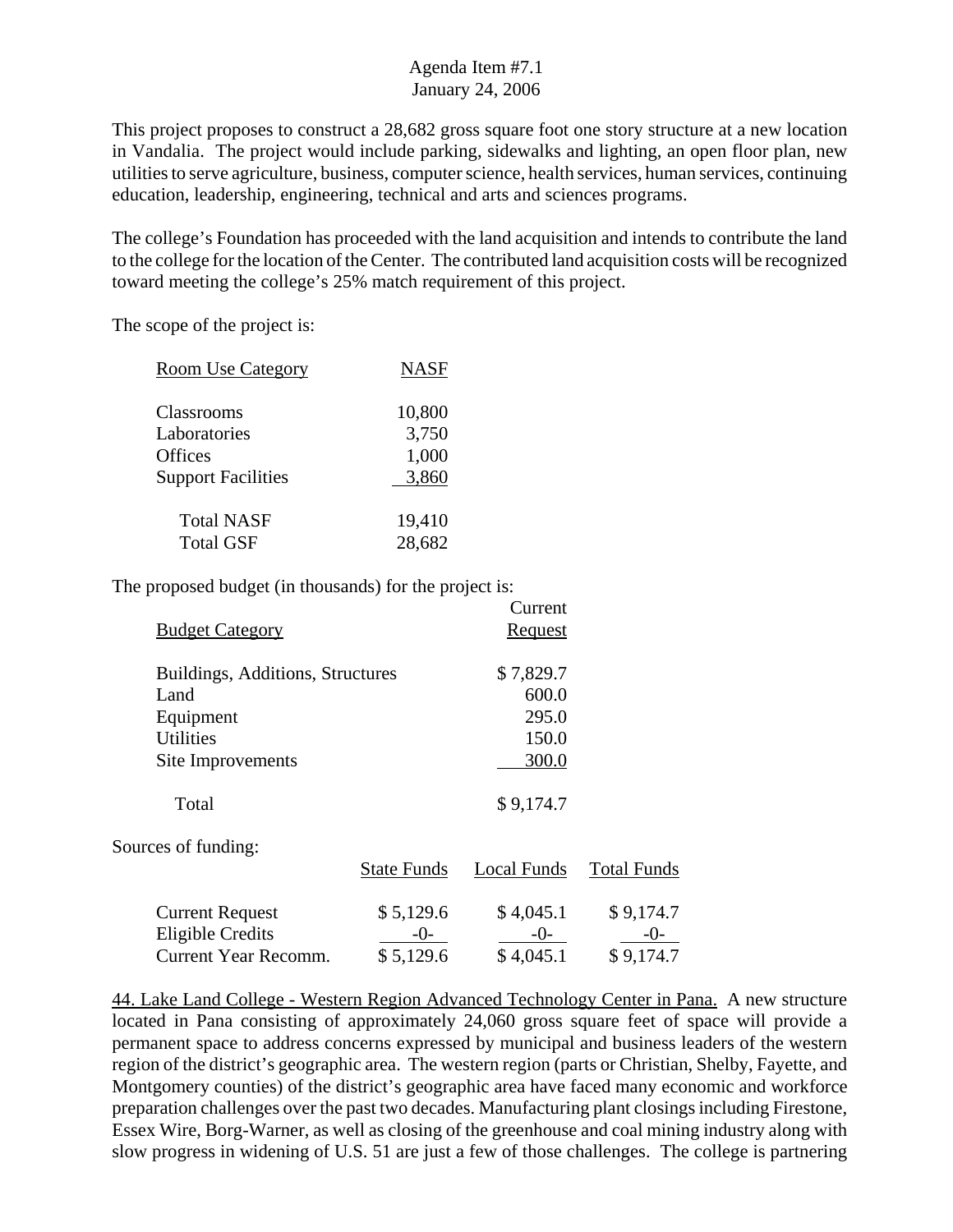Agenda Item #7.1
January 24, 2006

This project proposes to construct a 28,682 gross square foot one story structure at a new location in Vandalia. The project would include parking, sidewalks and lighting, an open floor plan, new utilities to serve agriculture, business, computer science, health services, human services, continuing education, leadership, engineering, technical and arts and sciences programs.

The college's Foundation has proceeded with the land acquisition and intends to contribute the land to the college for the location of the Center. The contributed land acquisition costs will be recognized toward meeting the college's 25% match requirement of this project.

The scope of the project is:

| Room Use Category | NASF |
|---|---|
| Classrooms | 10,800 |
| Laboratories | 3,750 |
| Offices | 1,000 |
| Support Facilities | 3,860 |
| Total NASF | 19,410 |
| Total GSF | 28,682 |

The proposed budget (in thousands) for the project is:

| Budget Category | Current Request |
|---|---|
| Buildings, Additions, Structures | $ 7,829.7 |
| Land | 600.0 |
| Equipment | 295.0 |
| Utilities | 150.0 |
| Site Improvements | 300.0 |
| Total | $ 9,174.7 |

Sources of funding:

| | State Funds | Local Funds | Total Funds |
|---|---|---|---|
| Current Request | $ 5,129.6 | $ 4,045.1 | $ 9,174.7 |
| Eligible Credits | -0- | -0- | -0- |
| Current Year Recomm. | $ 5,129.6 | $ 4,045.1 | $ 9,174.7 |

44. Lake Land College - Western Region Advanced Technology Center in Pana. A new structure located in Pana consisting of approximately 24,060 gross square feet of space will provide a permanent space to address concerns expressed by municipal and business leaders of the western region of the district's geographic area. The western region (parts or Christian, Shelby, Fayette, and Montgomery counties) of the district's geographic area have faced many economic and workforce preparation challenges over the past two decades. Manufacturing plant closings including Firestone, Essex Wire, Borg-Warner, as well as closing of the greenhouse and coal mining industry along with slow progress in widening of U.S. 51 are just a few of those challenges. The college is partnering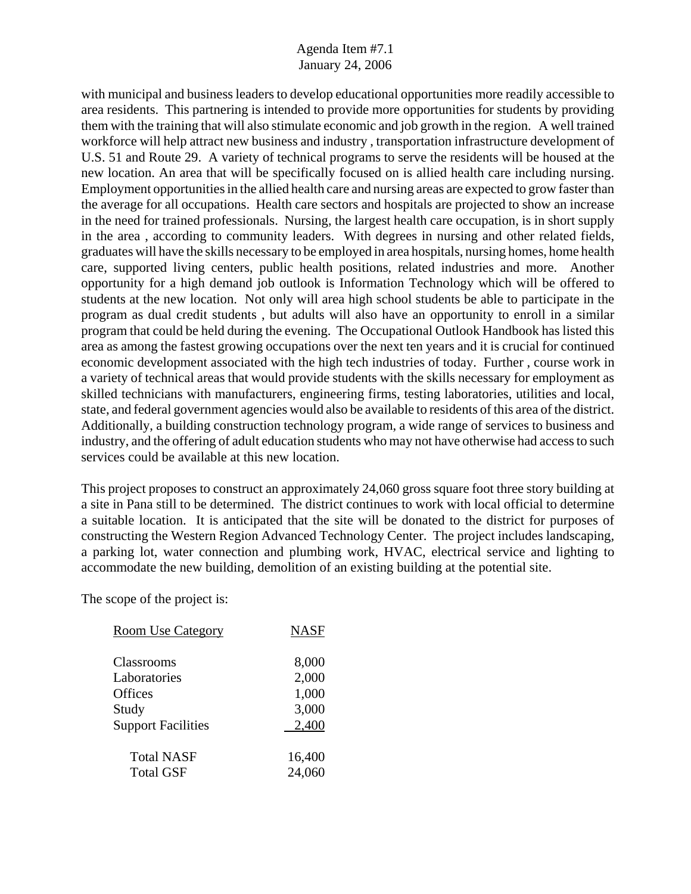with municipal and business leaders to develop educational opportunities more readily accessible to area residents. This partnering is intended to provide more opportunities for students by providing them with the training that will also stimulate economic and job growth in the region. A well trained workforce will help attract new business and industry , transportation infrastructure development of U.S. 51 and Route 29. A variety of technical programs to serve the residents will be housed at the new location. An area that will be specifically focused on is allied health care including nursing. Employment opportunities in the allied health care and nursing areas are expected to grow faster than the average for all occupations. Health care sectors and hospitals are projected to show an increase in the need for trained professionals. Nursing, the largest health care occupation, is in short supply in the area , according to community leaders. With degrees in nursing and other related fields, graduates will have the skills necessary to be employed in area hospitals, nursing homes, home health care, supported living centers, public health positions, related industries and more. Another opportunity for a high demand job outlook is Information Technology which will be offered to students at the new location. Not only will area high school students be able to participate in the program as dual credit students , but adults will also have an opportunity to enroll in a similar program that could be held during the evening. The Occupational Outlook Handbook has listed this area as among the fastest growing occupations over the next ten years and it is crucial for continued economic development associated with the high tech industries of today. Further , course work in a variety of technical areas that would provide students with the skills necessary for employment as skilled technicians with manufacturers, engineering firms, testing laboratories, utilities and local, state, and federal government agencies would also be available to residents of this area of the district. Additionally, a building construction technology program, a wide range of services to business and industry, and the offering of adult education students who may not have otherwise had access to such services could be available at this new location.

This project proposes to construct an approximately 24,060 gross square foot three story building at a site in Pana still to be determined. The district continues to work with local official to determine a suitable location. It is anticipated that the site will be donated to the district for purposes of constructing the Western Region Advanced Technology Center. The project includes landscaping, a parking lot, water connection and plumbing work, HVAC, electrical service and lighting to accommodate the new building, demolition of an existing building at the potential site.

The scope of the project is:

| Room Use Category | NASF |
|---|---|
| Classrooms | 8,000 |
| Laboratories | 2,000 |
| Offices | 1,000 |
| Study | 3,000 |
| Support Facilities | 2,400 |
| Total NASF | 16,400 |
| Total GSF | 24,060 |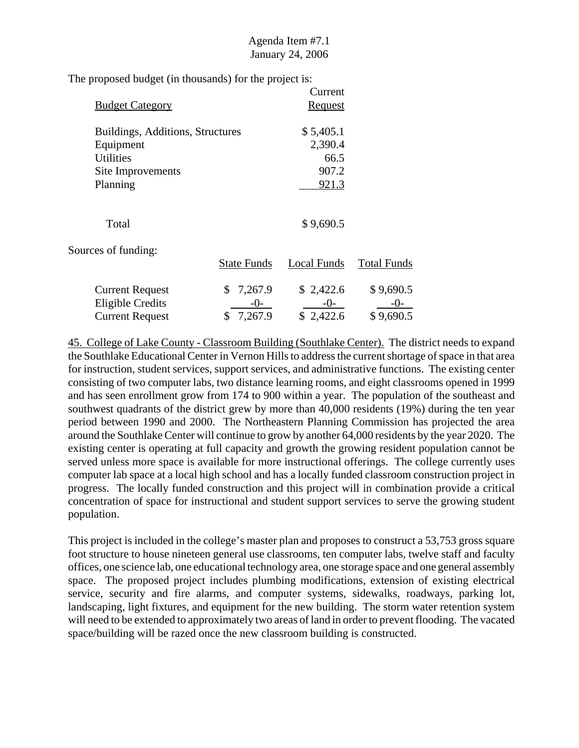Agenda Item #7.1
January 24, 2006

The proposed budget (in thousands) for the project is:

| Budget Category | Current Request |
|---|---|
| Buildings, Additions, Structures | $ 5,405.1 |
| Equipment | 2,390.4 |
| Utilities | 66.5 |
| Site Improvements | 907.2 |
| Planning | 921.3 |
| Total | $ 9,690.5 |

Sources of funding:

| | State Funds | Local Funds | Total Funds |
|---|---|---|---|
| Current Request | $ 7,267.9 | $ 2,422.6 | $ 9,690.5 |
| Eligible Credits | -0- | -0- | -0- |
| Current Request | $ 7,267.9 | $ 2,422.6 | $ 9,690.5 |

45. College of Lake County - Classroom Building (Southlake Center). The district needs to expand the Southlake Educational Center in Vernon Hills to address the current shortage of space in that area for instruction, student services, support services, and administrative functions. The existing center consisting of two computer labs, two distance learning rooms, and eight classrooms opened in 1999 and has seen enrollment grow from 174 to 900 within a year. The population of the southeast and southwest quadrants of the district grew by more than 40,000 residents (19%) during the ten year period between 1990 and 2000. The Northeastern Planning Commission has projected the area around the Southlake Center will continue to grow by another 64,000 residents by the year 2020. The existing center is operating at full capacity and growth the growing resident population cannot be served unless more space is available for more instructional offerings. The college currently uses computer lab space at a local high school and has a locally funded classroom construction project in progress. The locally funded construction and this project will in combination provide a critical concentration of space for instructional and student support services to serve the growing student population.

This project is included in the college's master plan and proposes to construct a 53,753 gross square foot structure to house nineteen general use classrooms, ten computer labs, twelve staff and faculty offices, one science lab, one educational technology area, one storage space and one general assembly space. The proposed project includes plumbing modifications, extension of existing electrical service, security and fire alarms, and computer systems, sidewalks, roadways, parking lot, landscaping, light fixtures, and equipment for the new building. The storm water retention system will need to be extended to approximately two areas of land in order to prevent flooding. The vacated space/building will be razed once the new classroom building is constructed.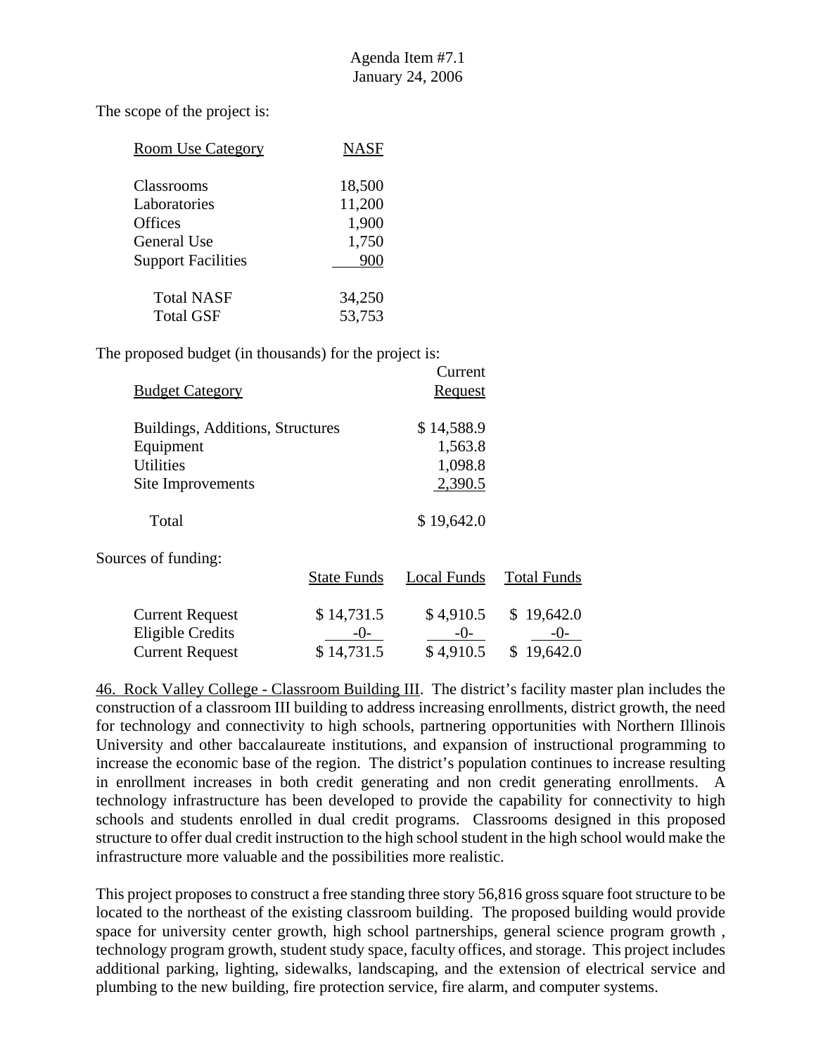The scope of the project is:

| Room Use Category | NASF |
|---|---|
| Classrooms | 18,500 |
| Laboratories | 11,200 |
| Offices | 1,900 |
| General Use | 1,750 |
| Support Facilities | 900 |
| Total NASF | 34,250 |
| Total GSF | 53,753 |

The proposed budget (in thousands) for the project is:

| Budget Category | Current Request |
|---|---|
| Buildings, Additions, Structures | $ 14,588.9 |
| Equipment | 1,563.8 |
| Utilities | 1,098.8 |
| Site Improvements | 2,390.5 |
| Total | $ 19,642.0 |

Sources of funding:

| | State Funds | Local Funds | Total Funds |
|---|---|---|---|
| Current Request | $ 14,731.5 | $ 4,910.5 | $ 19,642.0 |
| Eligible Credits | -0- | -0- | -0- |
| Current Request | $ 14,731.5 | $ 4,910.5 | $ 19,642.0 |

46. Rock Valley College - Classroom Building III. The district's facility master plan includes the construction of a classroom III building to address increasing enrollments, district growth, the need for technology and connectivity to high schools, partnering opportunities with Northern Illinois University and other baccalaureate institutions, and expansion of instructional programming to increase the economic base of the region. The district's population continues to increase resulting in enrollment increases in both credit generating and non credit generating enrollments. A technology infrastructure has been developed to provide the capability for connectivity to high schools and students enrolled in dual credit programs. Classrooms designed in this proposed structure to offer dual credit instruction to the high school student in the high school would make the infrastructure more valuable and the possibilities more realistic.

This project proposes to construct a free standing three story 56,816 gross square foot structure to be located to the northeast of the existing classroom building. The proposed building would provide space for university center growth, high school partnerships, general science program growth , technology program growth, student study space, faculty offices, and storage. This project includes additional parking, lighting, sidewalks, landscaping, and the extension of electrical service and plumbing to the new building, fire protection service, fire alarm, and computer systems.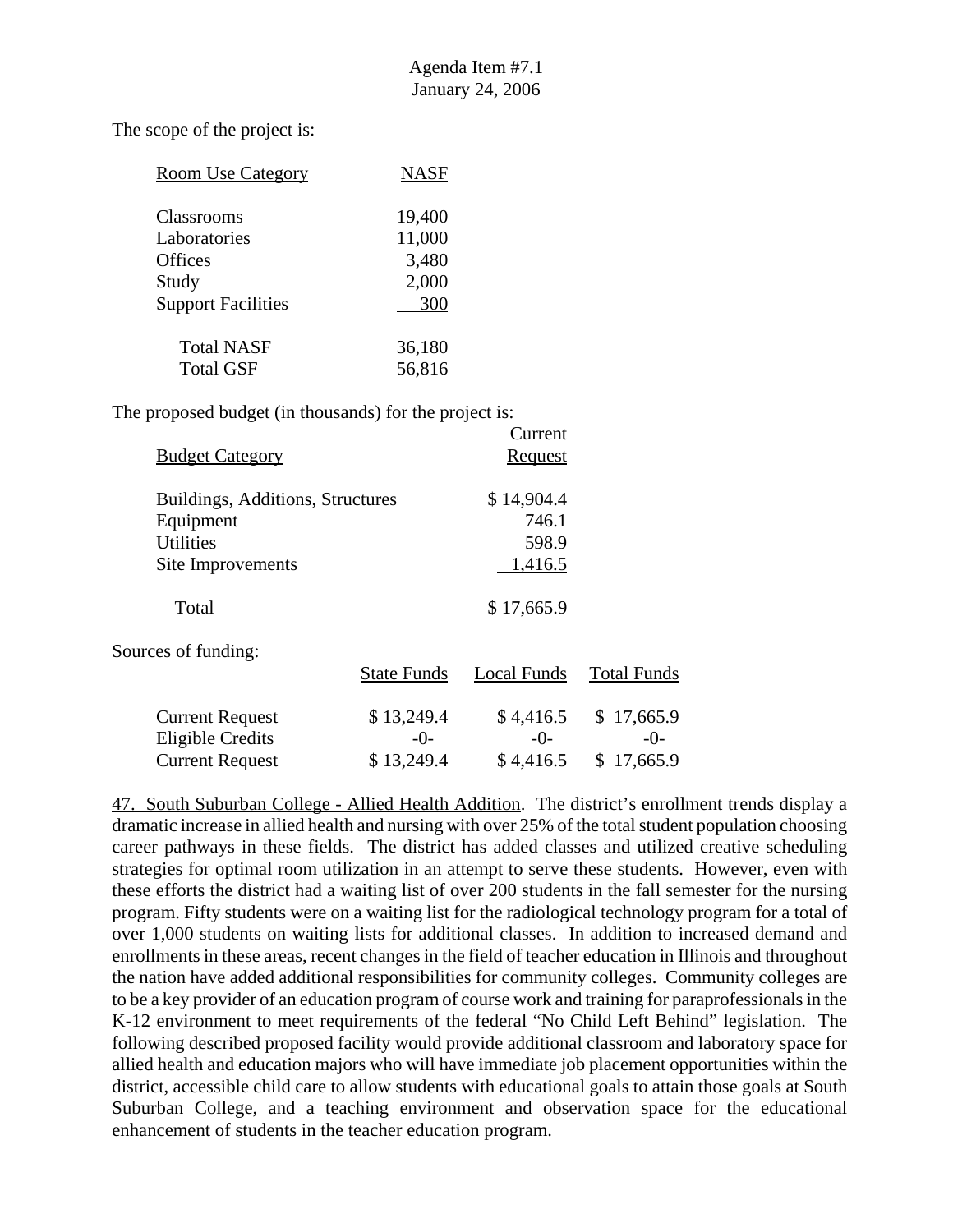Agenda Item #7.1
January 24, 2006

The scope of the project is:

| Room Use Category | NASF |
|---|---|
| Classrooms | 19,400 |
| Laboratories | 11,000 |
| Offices | 3,480 |
| Study | 2,000 |
| Support Facilities | 300 |
| Total NASF | 36,180 |
| Total GSF | 56,816 |

The proposed budget (in thousands) for the project is:

| Budget Category | Current Request |
|---|---|
| Buildings, Additions, Structures | $ 14,904.4 |
| Equipment | 746.1 |
| Utilities | 598.9 |
| Site Improvements | 1,416.5 |
| Total | $ 17,665.9 |

Sources of funding:

| | State Funds | Local Funds | Total Funds |
|---|---|---|---|
| Current Request | $ 13,249.4 | $ 4,416.5 | $ 17,665.9 |
| Eligible Credits | -0- | -0- | -0- |
| Current Request | $ 13,249.4 | $ 4,416.5 | $ 17,665.9 |

47. South Suburban College - Allied Health Addition. The district's enrollment trends display a dramatic increase in allied health and nursing with over 25% of the total student population choosing career pathways in these fields. The district has added classes and utilized creative scheduling strategies for optimal room utilization in an attempt to serve these students. However, even with these efforts the district had a waiting list of over 200 students in the fall semester for the nursing program. Fifty students were on a waiting list for the radiological technology program for a total of over 1,000 students on waiting lists for additional classes. In addition to increased demand and enrollments in these areas, recent changes in the field of teacher education in Illinois and throughout the nation have added additional responsibilities for community colleges. Community colleges are to be a key provider of an education program of course work and training for paraprofessionals in the K-12 environment to meet requirements of the federal "No Child Left Behind" legislation. The following described proposed facility would provide additional classroom and laboratory space for allied health and education majors who will have immediate job placement opportunities within the district, accessible child care to allow students with educational goals to attain those goals at South Suburban College, and a teaching environment and observation space for the educational enhancement of students in the teacher education program.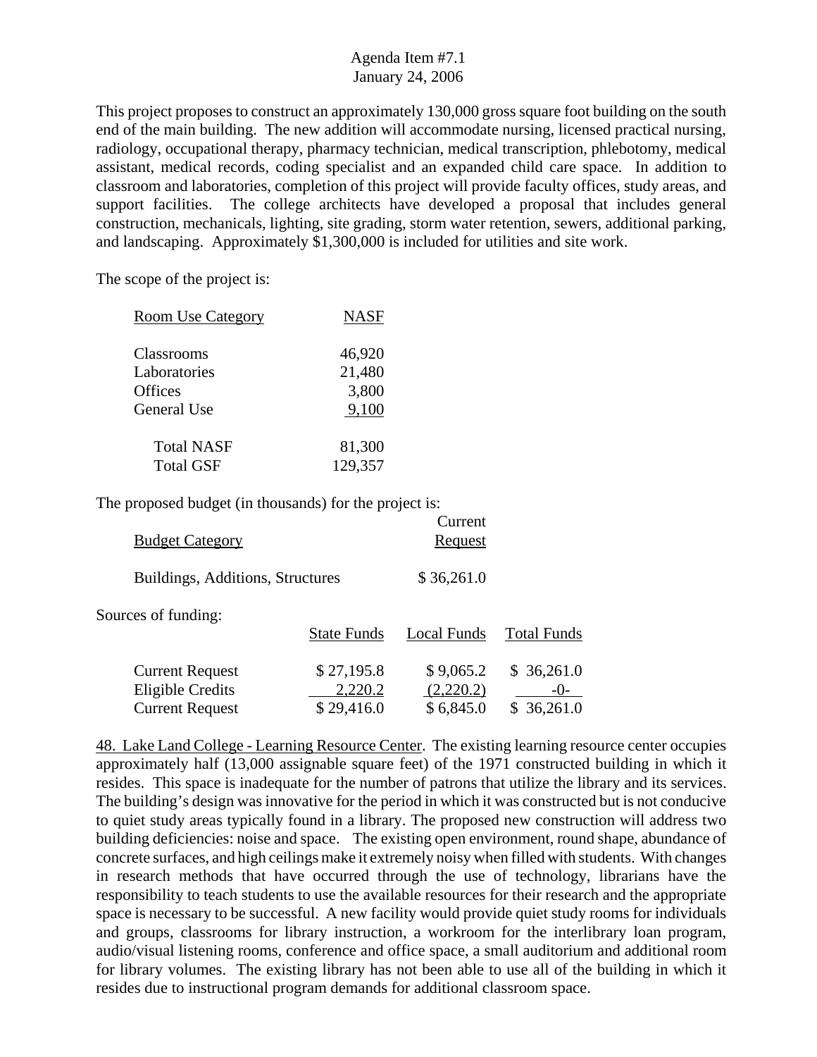This project proposes to construct an approximately 130,000 gross square foot building on the south end of the main building. The new addition will accommodate nursing, licensed practical nursing, radiology, occupational therapy, pharmacy technician, medical transcription, phlebotomy, medical assistant, medical records, coding specialist and an expanded child care space. In addition to classroom and laboratories, completion of this project will provide faculty offices, study areas, and support facilities. The college architects have developed a proposal that includes general construction, mechanicals, lighting, site grading, storm water retention, sewers, additional parking, and landscaping. Approximately $1,300,000 is included for utilities and site work.

The scope of the project is:

| Room Use Category | NASF |
|---|---|
| Classrooms | 46,920 |
| Laboratories | 21,480 |
| Offices | 3,800 |
| General Use | 9,100 |
| Total NASF | 81,300 |
| Total GSF | 129,357 |

The proposed budget (in thousands) for the project is:

| Budget Category | Current Request |
|---|---|
| Buildings, Additions, Structures | $ 36,261.0 |

Sources of funding:

| | State Funds | Local Funds | Total Funds |
|---|---|---|---|
| Current Request | $ 27,195.8 | $ 9,065.2 | $ 36,261.0 |
| Eligible Credits | 2,220.2 | (2,220.2) | -0- |
| Current Request | $ 29,416.0 | $ 6,845.0 | $ 36,261.0 |

48. Lake Land College - Learning Resource Center. The existing learning resource center occupies approximately half (13,000 assignable square feet) of the 1971 constructed building in which it resides. This space is inadequate for the number of patrons that utilize the library and its services. The building's design was innovative for the period in which it was constructed but is not conducive to quiet study areas typically found in a library. The proposed new construction will address two building deficiencies: noise and space. The existing open environment, round shape, abundance of concrete surfaces, and high ceilings make it extremely noisy when filled with students. With changes in research methods that have occurred through the use of technology, librarians have the responsibility to teach students to use the available resources for their research and the appropriate space is necessary to be successful. A new facility would provide quiet study rooms for individuals and groups, classrooms for library instruction, a workroom for the interlibrary loan program, audio/visual listening rooms, conference and office space, a small auditorium and additional room for library volumes. The existing library has not been able to use all of the building in which it resides due to instructional program demands for additional classroom space.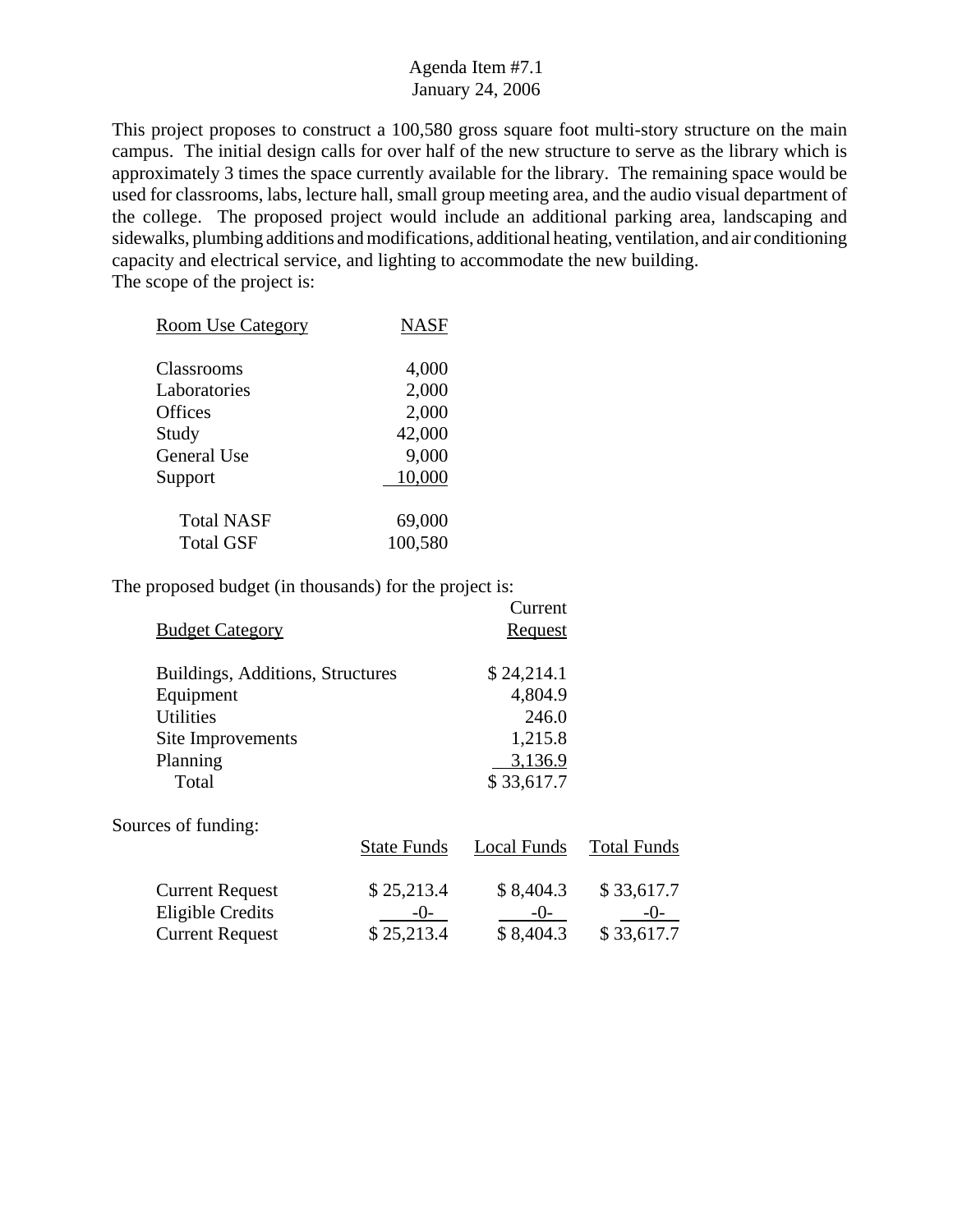Agenda Item #7.1
January 24, 2006

This project proposes to construct a 100,580 gross square foot multi-story structure on the main campus. The initial design calls for over half of the new structure to serve as the library which is approximately 3 times the space currently available for the library. The remaining space would be used for classrooms, labs, lecture hall, small group meeting area, and the audio visual department of the college. The proposed project would include an additional parking area, landscaping and sidewalks, plumbing additions and modifications, additional heating, ventilation, and air conditioning capacity and electrical service, and lighting to accommodate the new building.
The scope of the project is:

| Room Use Category | NASF |
|---|---|
| Classrooms | 4,000 |
| Laboratories | 2,000 |
| Offices | 2,000 |
| Study | 42,000 |
| General Use | 9,000 |
| Support | 10,000 |
| Total NASF | 69,000 |
| Total GSF | 100,580 |

The proposed budget (in thousands) for the project is:

| Budget Category | Current Request |
|---|---|
| Buildings, Additions, Structures | $ 24,214.1 |
| Equipment | 4,804.9 |
| Utilities | 246.0 |
| Site Improvements | 1,215.8 |
| Planning | 3,136.9 |
| Total | $ 33,617.7 |

Sources of funding:

| | State Funds | Local Funds | Total Funds |
|---|---|---|---|
| Current Request | $ 25,213.4 | $ 8,404.3 | $ 33,617.7 |
| Eligible Credits | -0- | -0- | -0- |
| Current Request | $ 25,213.4 | $ 8,404.3 | $ 33,617.7 |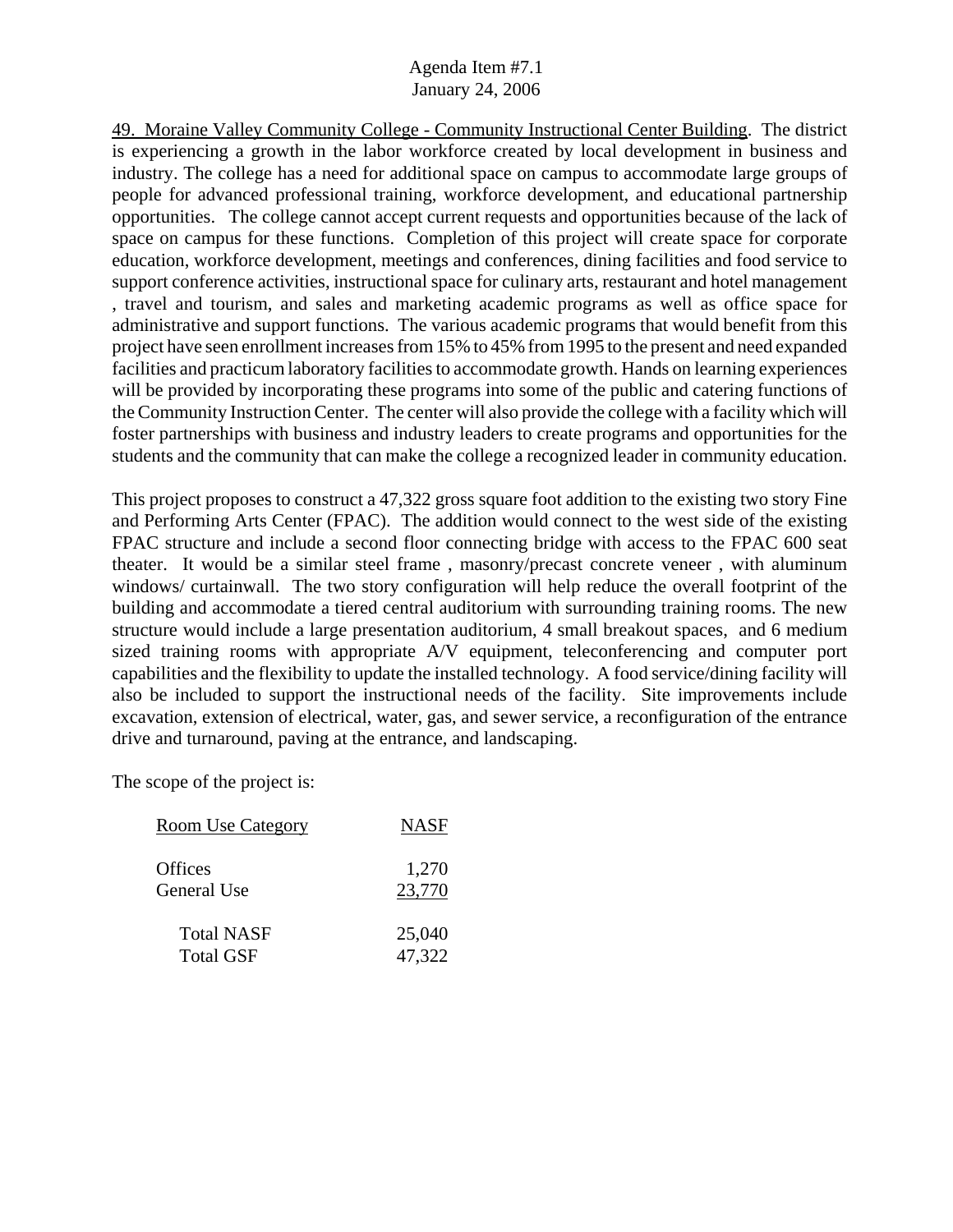49. Moraine Valley Community College - Community Instructional Center Building. The district is experiencing a growth in the labor workforce created by local development in business and industry. The college has a need for additional space on campus to accommodate large groups of people for advanced professional training, workforce development, and educational partnership opportunities. The college cannot accept current requests and opportunities because of the lack of space on campus for these functions. Completion of this project will create space for corporate education, workforce development, meetings and conferences, dining facilities and food service to support conference activities, instructional space for culinary arts, restaurant and hotel management , travel and tourism, and sales and marketing academic programs as well as office space for administrative and support functions. The various academic programs that would benefit from this project have seen enrollment increases from 15% to 45% from 1995 to the present and need expanded facilities and practicum laboratory facilities to accommodate growth. Hands on learning experiences will be provided by incorporating these programs into some of the public and catering functions of the Community Instruction Center. The center will also provide the college with a facility which will foster partnerships with business and industry leaders to create programs and opportunities for the students and the community that can make the college a recognized leader in community education.

This project proposes to construct a 47,322 gross square foot addition to the existing two story Fine and Performing Arts Center (FPAC). The addition would connect to the west side of the existing FPAC structure and include a second floor connecting bridge with access to the FPAC 600 seat theater. It would be a similar steel frame , masonry/precast concrete veneer , with aluminum windows/ curtainwall. The two story configuration will help reduce the overall footprint of the building and accommodate a tiered central auditorium with surrounding training rooms. The new structure would include a large presentation auditorium, 4 small breakout spaces, and 6 medium sized training rooms with appropriate A/V equipment, teleconferencing and computer port capabilities and the flexibility to update the installed technology. A food service/dining facility will also be included to support the instructional needs of the facility. Site improvements include excavation, extension of electrical, water, gas, and sewer service, a reconfiguration of the entrance drive and turnaround, paving at the entrance, and landscaping.

The scope of the project is:

| Room Use Category | NASF |
|---|---|
| Offices | 1,270 |
| General Use | 23,770 |
| Total NASF | 25,040 |
| Total GSF | 47,322 |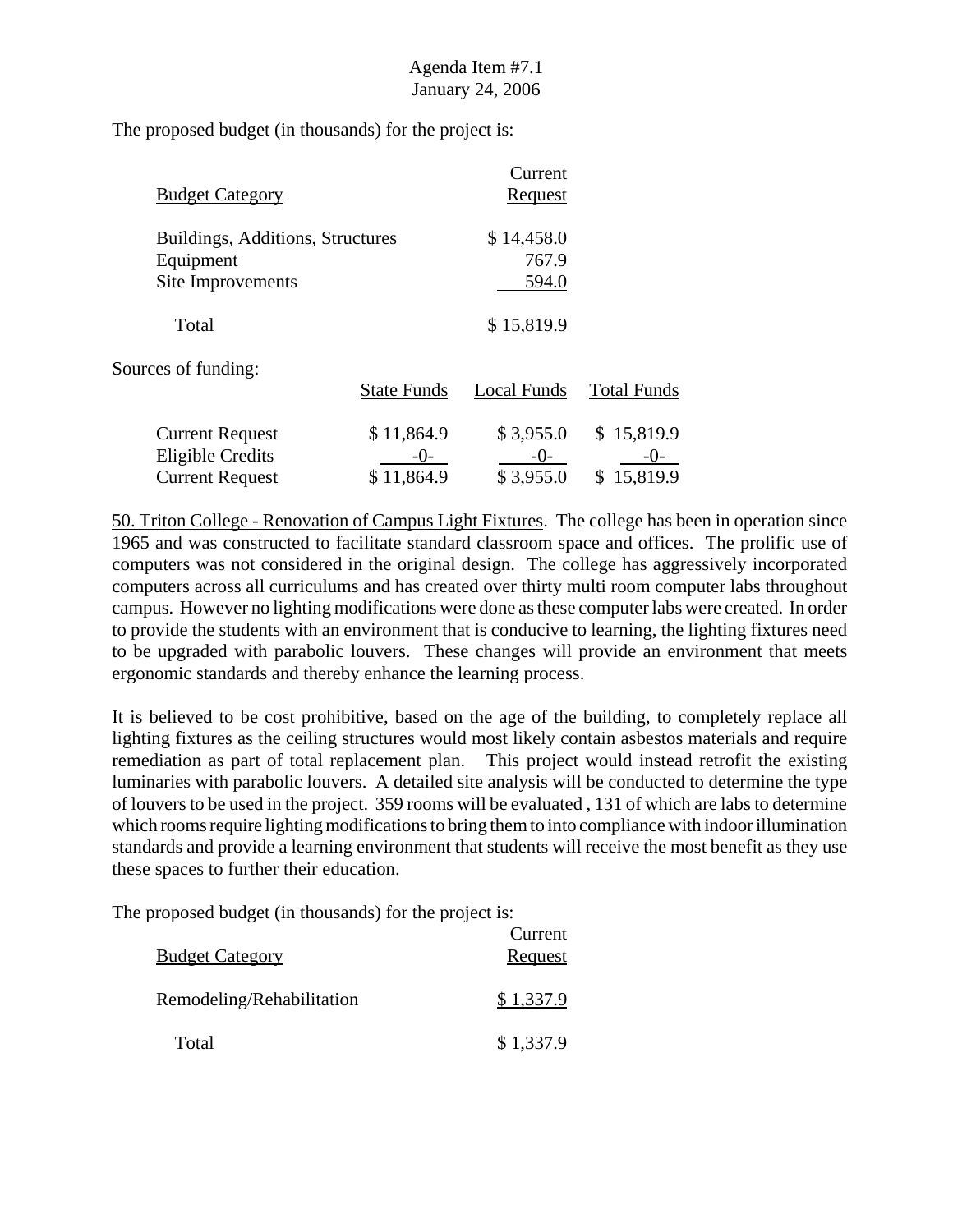The proposed budget (in thousands) for the project is:

| Budget Category | Current Request |
|---|---|
| Buildings, Additions, Structures | $ 14,458.0 |
| Equipment | 767.9 |
| Site Improvements | 594.0 |
| Total | $ 15,819.9 |

Sources of funding:

| | State Funds | Local Funds | Total Funds |
|---|---|---|---|
| Current Request | $ 11,864.9 | $ 3,955.0 | $ 15,819.9 |
| Eligible Credits | -0- | -0- | -0- |
| Current Request | $ 11,864.9 | $ 3,955.0 | $ 15,819.9 |

50. Triton College - Renovation of Campus Light Fixtures. The college has been in operation since 1965 and was constructed to facilitate standard classroom space and offices. The prolific use of computers was not considered in the original design. The college has aggressively incorporated computers across all curriculums and has created over thirty multi room computer labs throughout campus. However no lighting modifications were done as these computer labs were created. In order to provide the students with an environment that is conducive to learning, the lighting fixtures need to be upgraded with parabolic louvers. These changes will provide an environment that meets ergonomic standards and thereby enhance the learning process.

It is believed to be cost prohibitive, based on the age of the building, to completely replace all lighting fixtures as the ceiling structures would most likely contain asbestos materials and require remediation as part of total replacement plan. This project would instead retrofit the existing luminaries with parabolic louvers. A detailed site analysis will be conducted to determine the type of louvers to be used in the project. 359 rooms will be evaluated , 131 of which are labs to determine which rooms require lighting modifications to bring them to into compliance with indoor illumination standards and provide a learning environment that students will receive the most benefit as they use these spaces to further their education.

The proposed budget (in thousands) for the project is:

| Budget Category | Current Request |
|---|---|
| Remodeling/Rehabilitation | $ 1,337.9 |
| Total | $ 1,337.9 |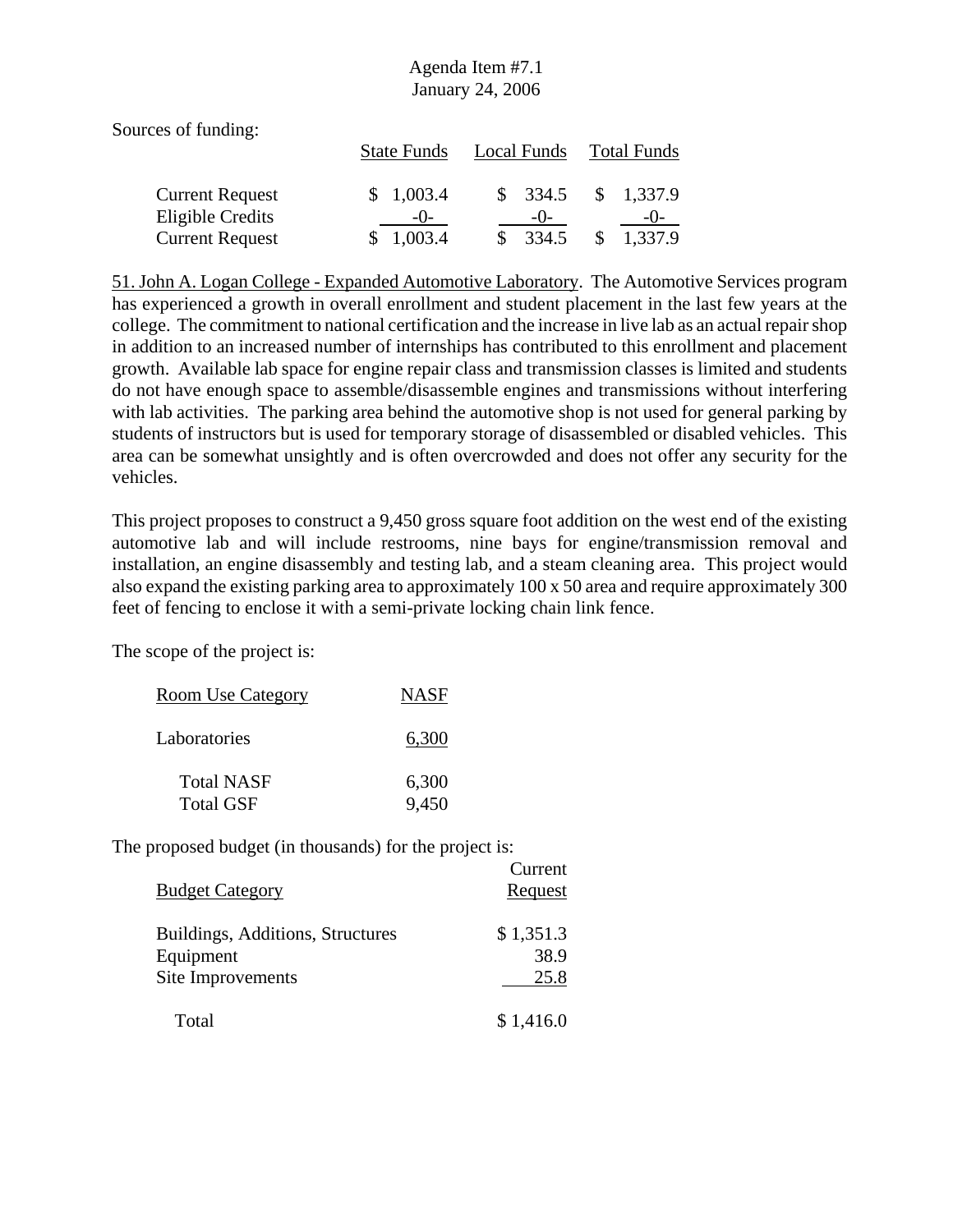Sources of funding:

| | State Funds | Local Funds | Total Funds |
|---|---|---|---|
| Current Request | $ 1,003.4 | $ 334.5 | $ 1,337.9 |
| Eligible Credits | -0- | -0- | -0- |
| Current Request | $ 1,003.4 | $ 334.5 | $ 1,337.9 |

51. John A. Logan College - Expanded Automotive Laboratory. The Automotive Services program has experienced a growth in overall enrollment and student placement in the last few years at the college. The commitment to national certification and the increase in live lab as an actual repair shop in addition to an increased number of internships has contributed to this enrollment and placement growth. Available lab space for engine repair class and transmission classes is limited and students do not have enough space to assemble/disassemble engines and transmissions without interfering with lab activities. The parking area behind the automotive shop is not used for general parking by students of instructors but is used for temporary storage of disassembled or disabled vehicles. This area can be somewhat unsightly and is often overcrowded and does not offer any security for the vehicles.

This project proposes to construct a 9,450 gross square foot addition on the west end of the existing automotive lab and will include restrooms, nine bays for engine/transmission removal and installation, an engine disassembly and testing lab, and a steam cleaning area. This project would also expand the existing parking area to approximately 100 x 50 area and require approximately 300 feet of fencing to enclose it with a semi-private locking chain link fence.

The scope of the project is:

| Room Use Category | NASF |
|---|---|
| Laboratories | 6,300 |
| Total NASF | 6,300 |
| Total GSF | 9,450 |

The proposed budget (in thousands) for the project is:

| Budget Category | Current Request |
|---|---|
| Buildings, Additions, Structures | $ 1,351.3 |
| Equipment | 38.9 |
| Site Improvements | 25.8 |
| Total | $ 1,416.0 |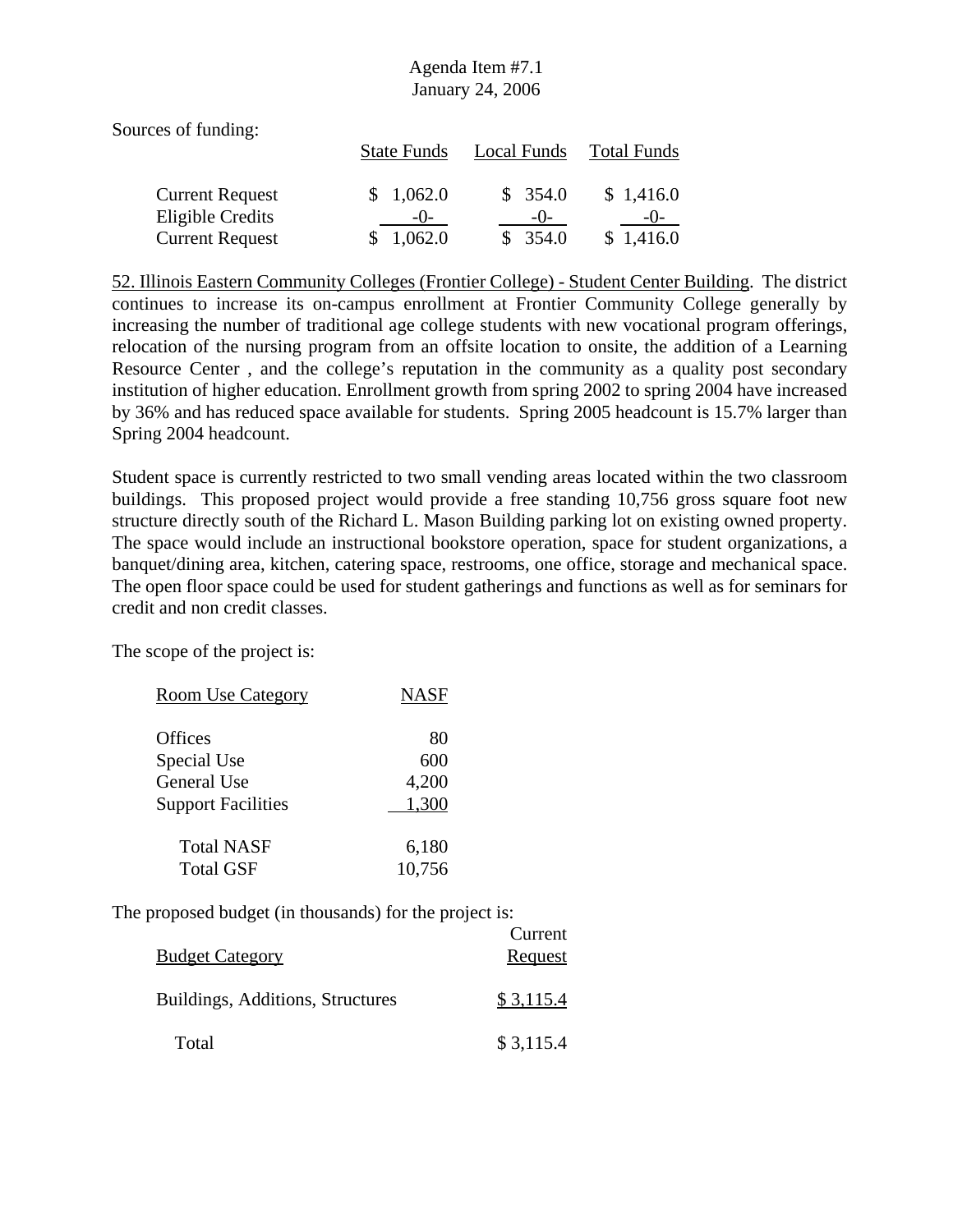Sources of funding:

| | State Funds | Local Funds | Total Funds |
|---|---|---|---|
| Current Request | $ 1,062.0 | $ 354.0 | $ 1,416.0 |
| Eligible Credits | -0- | -0- | -0- |
| Current Request | $ 1,062.0 | $ 354.0 | $ 1,416.0 |

52. Illinois Eastern Community Colleges (Frontier College) - Student Center Building. The district continues to increase its on-campus enrollment at Frontier Community College generally by increasing the number of traditional age college students with new vocational program offerings, relocation of the nursing program from an offsite location to onsite, the addition of a Learning Resource Center , and the college's reputation in the community as a quality post secondary institution of higher education. Enrollment growth from spring 2002 to spring 2004 have increased by 36% and has reduced space available for students. Spring 2005 headcount is 15.7% larger than Spring 2004 headcount.

Student space is currently restricted to two small vending areas located within the two classroom buildings. This proposed project would provide a free standing 10,756 gross square foot new structure directly south of the Richard L. Mason Building parking lot on existing owned property. The space would include an instructional bookstore operation, space for student organizations, a banquet/dining area, kitchen, catering space, restrooms, one office, storage and mechanical space. The open floor space could be used for student gatherings and functions as well as for seminars for credit and non credit classes.

The scope of the project is:

| Room Use Category | NASF |
|---|---|
| Offices | 80 |
| Special Use | 600 |
| General Use | 4,200 |
| Support Facilities | 1,300 |
| Total NASF | 6,180 |
| Total GSF | 10,756 |

The proposed budget (in thousands) for the project is:

| Budget Category | Current Request |
|---|---|
| Buildings, Additions, Structures | $ 3,115.4 |
| Total | $ 3,115.4 |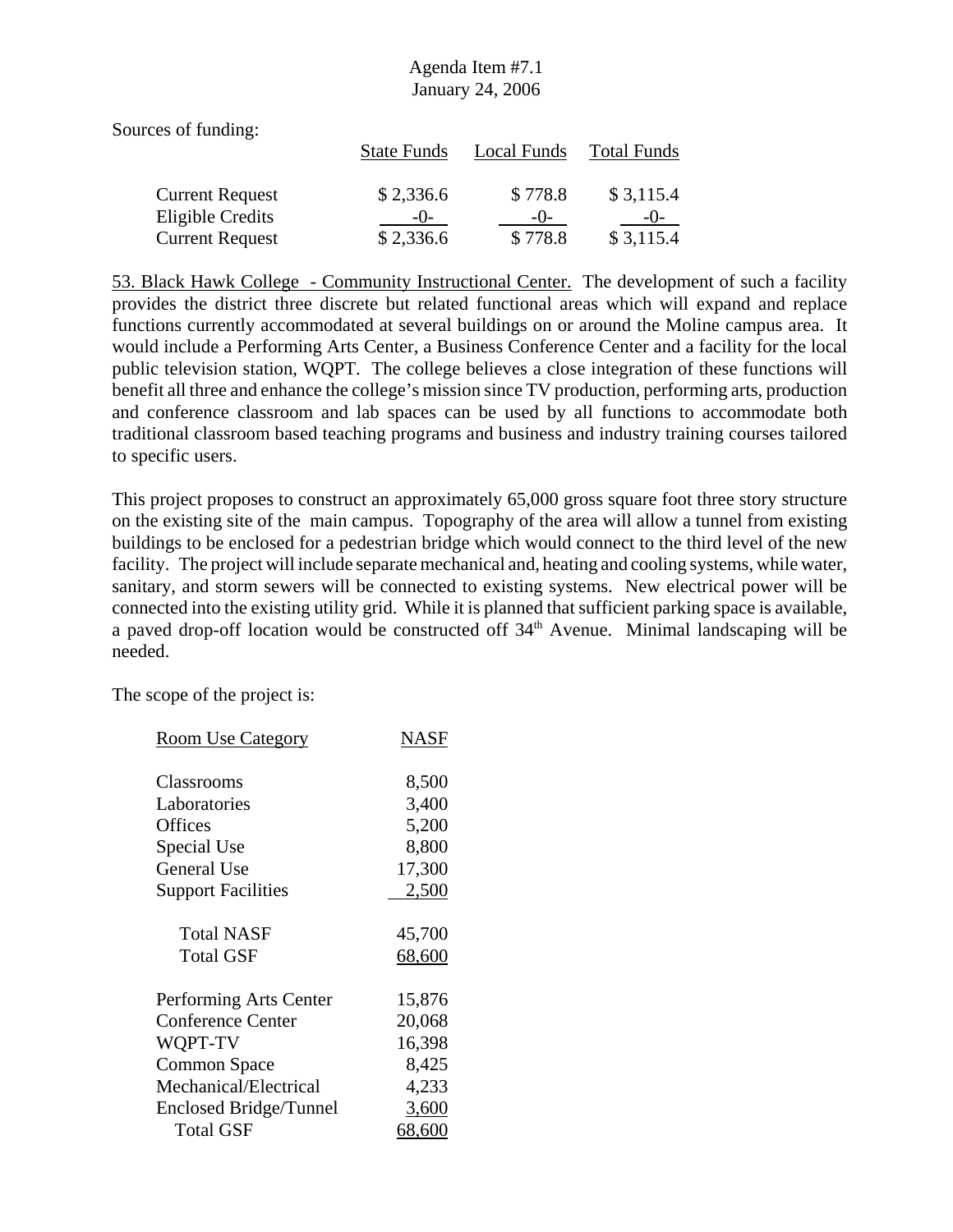Agenda Item #7.1
January 24, 2006

Sources of funding:

| | State Funds | Local Funds | Total Funds |
|---|---|---|---|
| Current Request | $ 2,336.6 | $ 778.8 | $ 3,115.4 |
| Eligible Credits | -0- | -0- | -0- |
| Current Request | $ 2,336.6 | $ 778.8 | $ 3,115.4 |

53. Black Hawk College - Community Instructional Center. The development of such a facility provides the district three discrete but related functional areas which will expand and replace functions currently accommodated at several buildings on or around the Moline campus area. It would include a Performing Arts Center, a Business Conference Center and a facility for the local public television station, WQPT. The college believes a close integration of these functions will benefit all three and enhance the college's mission since TV production, performing arts, production and conference classroom and lab spaces can be used by all functions to accommodate both traditional classroom based teaching programs and business and industry training courses tailored to specific users.

This project proposes to construct an approximately 65,000 gross square foot three story structure on the existing site of the main campus. Topography of the area will allow a tunnel from existing buildings to be enclosed for a pedestrian bridge which would connect to the third level of the new facility. The project will include separate mechanical and, heating and cooling systems, while water, sanitary, and storm sewers will be connected to existing systems. New electrical power will be connected into the existing utility grid. While it is planned that sufficient parking space is available, a paved drop-off location would be constructed off 34th Avenue. Minimal landscaping will be needed.

The scope of the project is:

| Room Use Category | NASF |
|---|---|
| Classrooms | 8,500 |
| Laboratories | 3,400 |
| Offices | 5,200 |
| Special Use | 8,800 |
| General Use | 17,300 |
| Support Facilities | 2,500 |
| Total NASF | 45,700 |
| Total GSF | 68,600 |
| Performing Arts Center | 15,876 |
| Conference Center | 20,068 |
| WQPT-TV | 16,398 |
| Common Space | 8,425 |
| Mechanical/Electrical | 4,233 |
| Enclosed Bridge/Tunnel | 3,600 |
| Total GSF | 68,600 |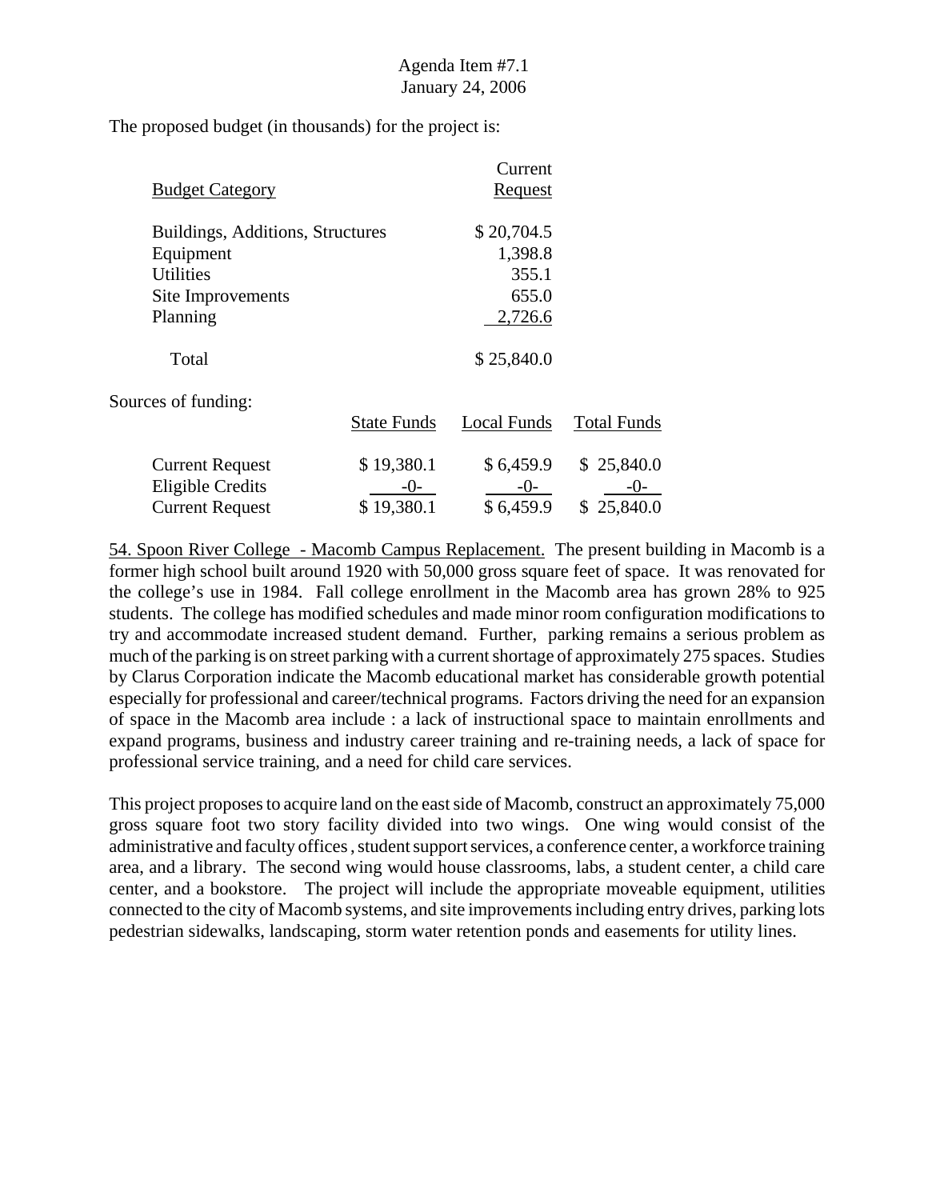Agenda Item #7.1
January 24, 2006

The proposed budget (in thousands) for the project is:

| Budget Category | Current Request |
|---|---|
| Buildings, Additions, Structures | $ 20,704.5 |
| Equipment | 1,398.8 |
| Utilities | 355.1 |
| Site Improvements | 655.0 |
| Planning | 2,726.6 |
| Total | $ 25,840.0 |

Sources of funding:

| | State Funds | Local Funds | Total Funds |
|---|---|---|---|
| Current Request | $ 19,380.1 | $ 6,459.9 | $ 25,840.0 |
| Eligible Credits | -0- | -0- | -0- |
| Current Request | $ 19,380.1 | $ 6,459.9 | $ 25,840.0 |

54. Spoon River College - Macomb Campus Replacement. The present building in Macomb is a former high school built around 1920 with 50,000 gross square feet of space. It was renovated for the college's use in 1984. Fall college enrollment in the Macomb area has grown 28% to 925 students. The college has modified schedules and made minor room configuration modifications to try and accommodate increased student demand. Further, parking remains a serious problem as much of the parking is on street parking with a current shortage of approximately 275 spaces. Studies by Clarus Corporation indicate the Macomb educational market has considerable growth potential especially for professional and career/technical programs. Factors driving the need for an expansion of space in the Macomb area include : a lack of instructional space to maintain enrollments and expand programs, business and industry career training and re-training needs, a lack of space for professional service training, and a need for child care services.

This project proposes to acquire land on the east side of Macomb, construct an approximately 75,000 gross square foot two story facility divided into two wings. One wing would consist of the administrative and faculty offices , student support services, a conference center, a workforce training area, and a library. The second wing would house classrooms, labs, a student center, a child care center, and a bookstore. The project will include the appropriate moveable equipment, utilities connected to the city of Macomb systems, and site improvements including entry drives, parking lots pedestrian sidewalks, landscaping, storm water retention ponds and easements for utility lines.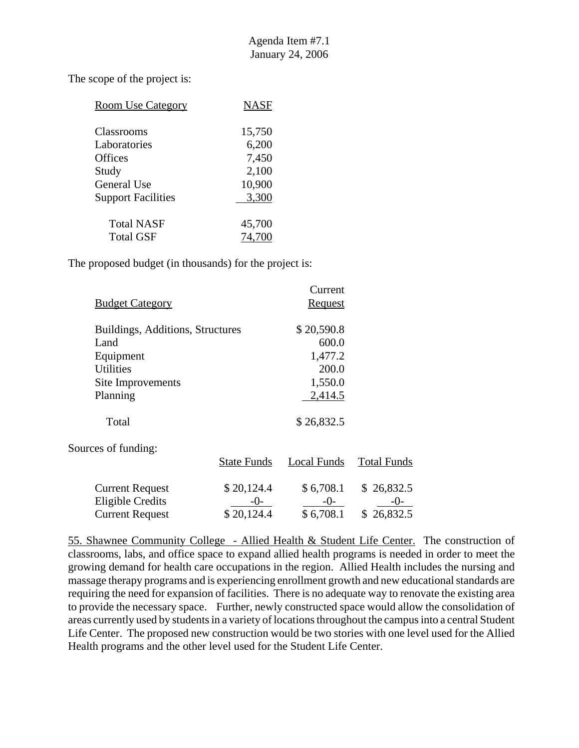The scope of the project is:

| Room Use Category | NASF |
|---|---|
| Classrooms | 15,750 |
| Laboratories | 6,200 |
| Offices | 7,450 |
| Study | 2,100 |
| General Use | 10,900 |
| Support Facilities | 3,300 |
| Total NASF | 45,700 |
| Total GSF | 74,700 |

The proposed budget (in thousands) for the project is:

| Budget Category | Current Request |
|---|---|
| Buildings, Additions, Structures | $ 20,590.8 |
| Land | 600.0 |
| Equipment | 1,477.2 |
| Utilities | 200.0 |
| Site Improvements | 1,550.0 |
| Planning | 2,414.5 |
| Total | $ 26,832.5 |

Sources of funding:

| | State Funds | Local Funds | Total Funds |
|---|---|---|---|
| Current Request | $ 20,124.4 | $ 6,708.1 | $ 26,832.5 |
| Eligible Credits | -0- | -0- | -0- |
| Current Request | $ 20,124.4 | $ 6,708.1 | $ 26,832.5 |

55. Shawnee Community College - Allied Health & Student Life Center. The construction of classrooms, labs, and office space to expand allied health programs is needed in order to meet the growing demand for health care occupations in the region. Allied Health includes the nursing and massage therapy programs and is experiencing enrollment growth and new educational standards are requiring the need for expansion of facilities. There is no adequate way to renovate the existing area to provide the necessary space. Further, newly constructed space would allow the consolidation of areas currently used by students in a variety of locations throughout the campus into a central Student Life Center. The proposed new construction would be two stories with one level used for the Allied Health programs and the other level used for the Student Life Center.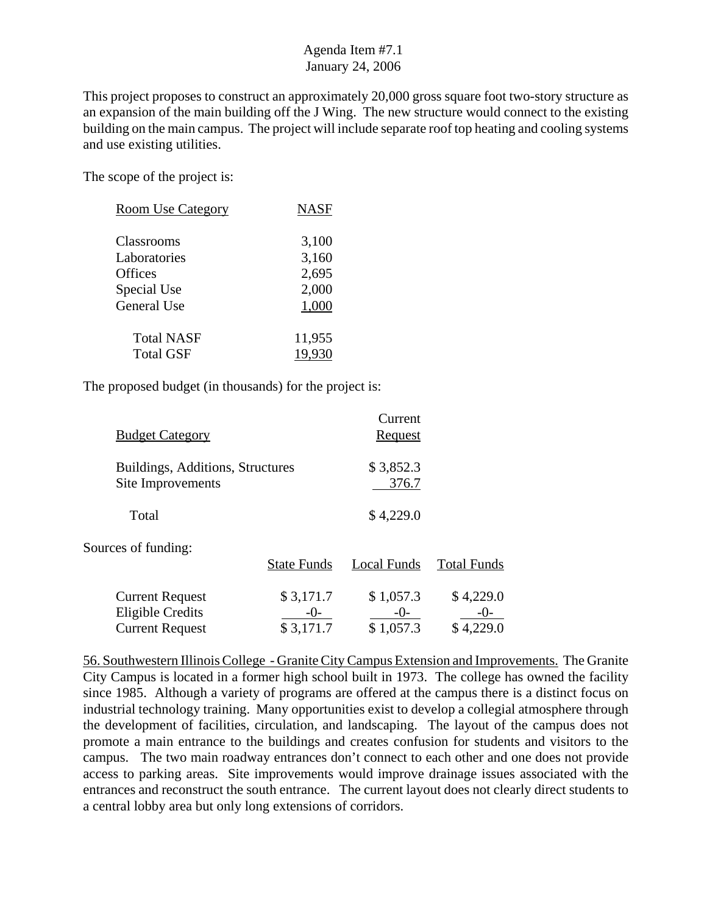This project proposes to construct an approximately 20,000 gross square foot two-story structure as an expansion of the main building off the J Wing. The new structure would connect to the existing building on the main campus. The project will include separate roof top heating and cooling systems and use existing utilities.

The scope of the project is:

| Room Use Category | NASF |
|---|---|
| Classrooms | 3,100 |
| Laboratories | 3,160 |
| Offices | 2,695 |
| Special Use | 2,000 |
| General Use | 1,000 |
| Total NASF | 11,955 |
| Total GSF | 19,930 |

The proposed budget (in thousands) for the project is:

| Budget Category | Current Request |
|---|---|
| Buildings, Additions, Structures | $ 3,852.3 |
| Site Improvements | 376.7 |
| Total | $ 4,229.0 |

Sources of funding:

| | State Funds | Local Funds | Total Funds |
|---|---|---|---|
| Current Request | $ 3,171.7 | $ 1,057.3 | $ 4,229.0 |
| Eligible Credits | -0- | -0- | -0- |
| Current Request | $ 3,171.7 | $ 1,057.3 | $ 4,229.0 |

56. Southwestern Illinois College - Granite City Campus Extension and Improvements. The Granite City Campus is located in a former high school built in 1973. The college has owned the facility since 1985. Although a variety of programs are offered at the campus there is a distinct focus on industrial technology training. Many opportunities exist to develop a collegial atmosphere through the development of facilities, circulation, and landscaping. The layout of the campus does not promote a main entrance to the buildings and creates confusion for students and visitors to the campus. The two main roadway entrances don't connect to each other and one does not provide access to parking areas. Site improvements would improve drainage issues associated with the entrances and reconstruct the south entrance. The current layout does not clearly direct students to a central lobby area but only long extensions of corridors.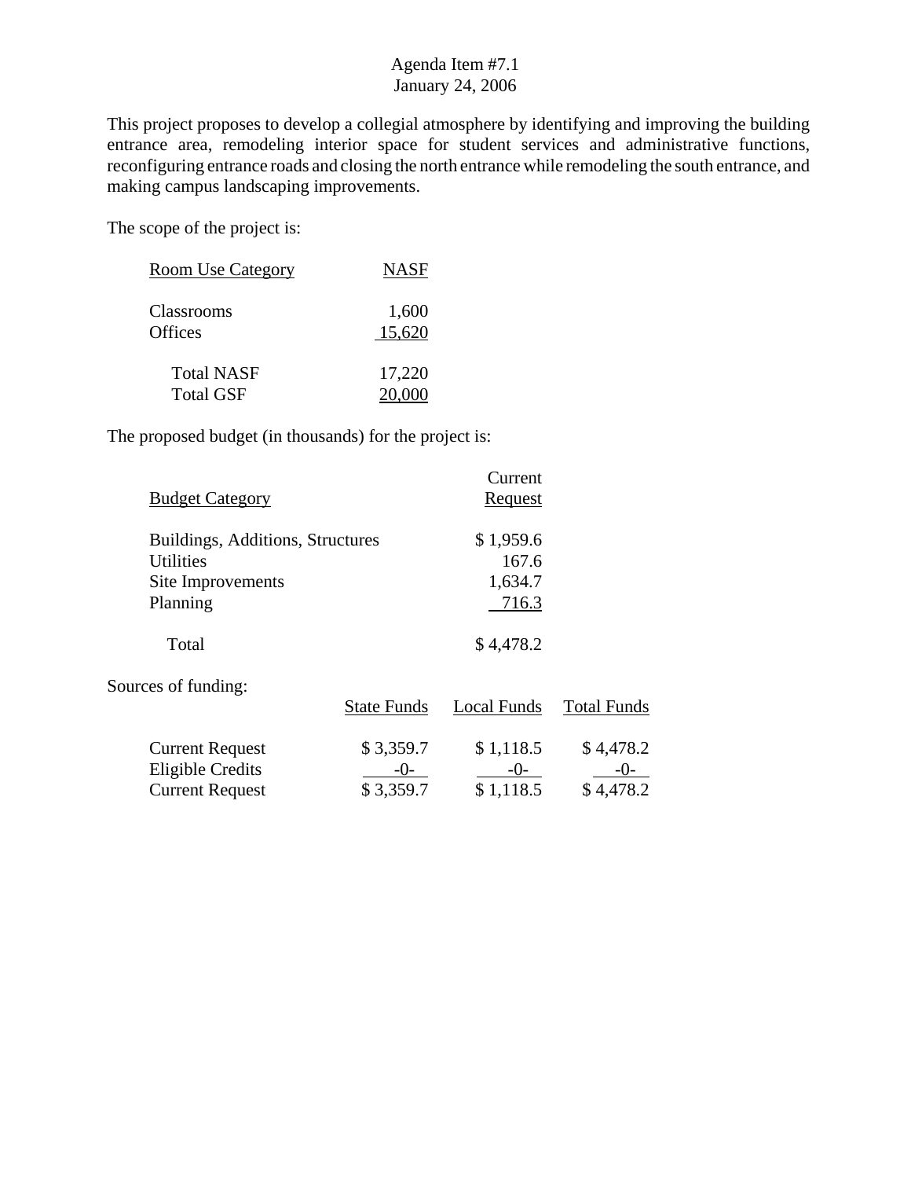Agenda Item #7.1
January 24, 2006

This project proposes to develop a collegial atmosphere by identifying and improving the building entrance area, remodeling interior space for student services and administrative functions, reconfiguring entrance roads and closing the north entrance while remodeling the south entrance, and making campus landscaping improvements.

The scope of the project is:

| Room Use Category | NASF |
|---|---|
| Classrooms | 1,600 |
| Offices | 15,620 |
| Total NASF | 17,220 |
| Total GSF | 20,000 |

The proposed budget (in thousands) for the project is:

| Budget Category | Current Request |
|---|---|
| Buildings, Additions, Structures | $ 1,959.6 |
| Utilities | 167.6 |
| Site Improvements | 1,634.7 |
| Planning | 716.3 |
| Total | $ 4,478.2 |

Sources of funding:

| | State Funds | Local Funds | Total Funds |
|---|---|---|---|
| Current Request | $ 3,359.7 | $ 1,118.5 | $ 4,478.2 |
| Eligible Credits | -0- | -0- | -0- |
| Current Request | $ 3,359.7 | $ 1,118.5 | $ 4,478.2 |